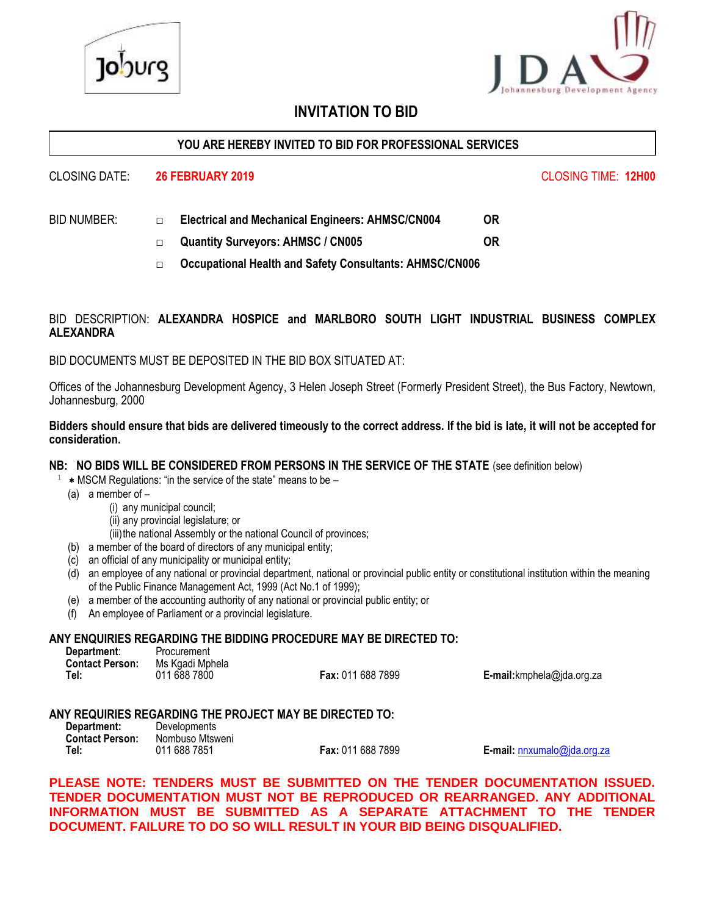# INVITATION TO BID

**YOU ARE HEREBY INVITED TO BID FOR PROFESSIONAL SERVICES**

CLOSING DATE: **26 FEBRUARY 2019** CLOSING TIME: **12H00**

BID NUMBER:

- □ **Electrical and Mechanical Engineers: AHMSC/CN004** **OR**
- □ **Quantity Surveyors: AHMSC / CN005** **OR**
- □ **Occupational Health and Safety Consultants: AHMSC/CN006**

BID DESCRIPTION: **ALEXANDRA HOSPICE and MARLBORO SOUTH LIGHT INDUSTRIAL BUSINESS COMPLEX ALEXANDRA**

BID DOCUMENTS MUST BE DEPOSITED IN THE BID BOX SITUATED AT:

Offices of the Johannesburg Development Agency, 3 Helen Joseph Street (Formerly President Street), the Bus Factory, Newtown, Johannesburg, 2000

**Bidders should ensure that bids are delivered timeously to the correct address. If the bid is late, it will not be accepted for consideration.**

**NB: NO BIDS WILL BE CONSIDERED FROM PERSONS IN THE SERVICE OF THE STATE** (see definition below)

[1] * MSCM Regulations: "in the service of the state" means to be –

(a) a member of –
   (i) any municipal council;
   (ii) any provincial legislature; or
   (iii) the national Assembly or the national Council of provinces;
(b) a member of the board of directors of any municipal entity;
(c) an official of any municipality or municipal entity;
(d) an employee of any national or provincial department, national or provincial public entity or constitutional institution within the meaning of the Public Finance Management Act, 1999 (Act No.1 of 1999);
(e) a member of the accounting authority of any national or provincial public entity; or
(f) An employee of Parliament or a provincial legislature.

**ANY ENQUIRIES REGARDING THE BIDDING PROCEDURE MAY BE DIRECTED TO:**

**Department:** Procurement
**Contact Person:** Ms Kgadi Mphela
**Tel:** 011 688 7800 **Fax:** 011 688 7899 **E-mail:** kmphela@jda.org.za

**ANY REQUIRIES REGARDING THE PROJECT MAY BE DIRECTED TO:**

**Department:** Developments
**Contact Person:** Nombuso Mtsweni
**Tel:** 011 688 7851 **Fax:** 011 688 7899 **E-mail:** nnxumalo@jda.org.za

**PLEASE NOTE: TENDERS MUST BE SUBMITTED ON THE TENDER DOCUMENTATION ISSUED. TENDER DOCUMENTATION MUST NOT BE REPRODUCED OR REARRANGED. ANY ADDITIONAL INFORMATION MUST BE SUBMITTED AS A SEPARATE ATTACHMENT TO THE TENDER DOCUMENT. FAILURE TO DO SO WILL RESULT IN YOUR BID BEING DISQUALIFIED.**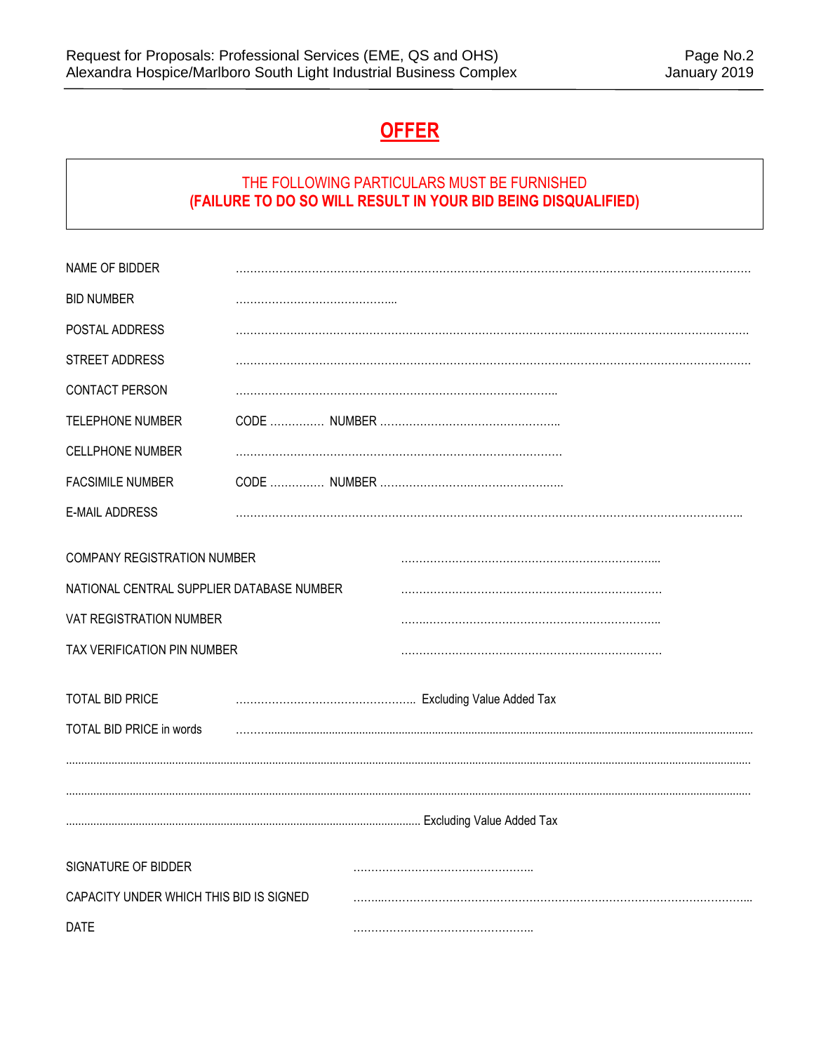# OFFER

**THE FOLLOWING PARTICULARS MUST BE FURNISHED**
**(FAILURE TO DO SO WILL RESULT IN YOUR BID BEING DISQUALIFIED)**

NAME OF BIDDER ……………………………………………………………………………………………………………

BID NUMBER ……………………………………...

POSTAL ADDRESS ……………………………………………………………………………………………………………

STREET ADDRESS ……………………………………………………………………………………………………………

CONTACT PERSON ……………………………………………………………………………..

TELEPHONE NUMBER CODE …………… NUMBER …………………………………………..

CELLPHONE NUMBER ……………………………………………………………………………..

FACSIMILE NUMBER CODE …………… NUMBER …………………………………………..

E-MAIL ADDRESS ……………………………………………………………………………………………………………

COMPANY REGISTRATION NUMBER ……………………………………………………………...

NATIONAL CENTRAL SUPPLIER DATABASE NUMBER ……………………………………………………………...

VAT REGISTRATION NUMBER ……………………………………………………………...

TAX VERIFICATION PIN NUMBER ……………………………………………………………...

TOTAL BID PRICE ………………………………………….. Excluding Value Added Tax

TOTAL BID PRICE in words ……………………………………………………………………………………………………………

……………………………………………………………………………………………………………………………………………

……………………………………………………………………………………………………………………………………………

…………………………………………………………………………………………… Excluding Value Added Tax

SIGNATURE OF BIDDER …………………………………………..

CAPACITY UNDER WHICH THIS BID IS SIGNED ……………………………………………………………………………………...

DATE …………………………………………..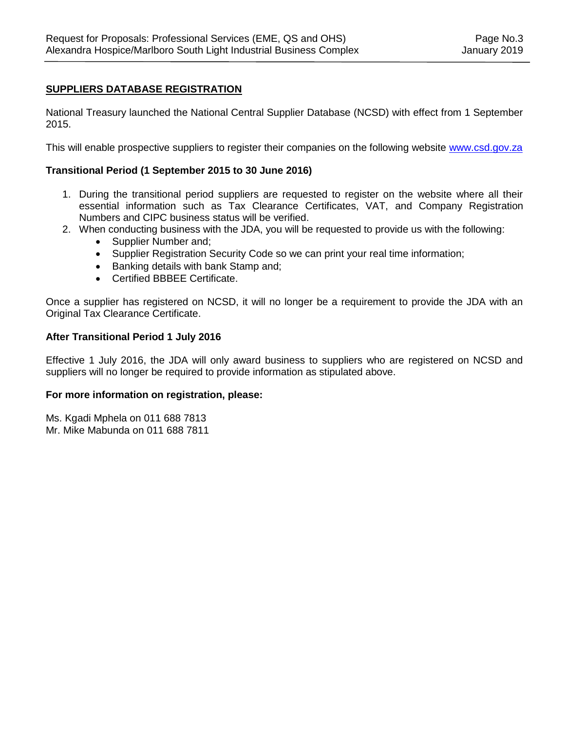## SUPPLIERS DATABASE REGISTRATION

National Treasury launched the National Central Supplier Database (NCSD) with effect from 1 September 2015.

This will enable prospective suppliers to register their companies on the following website www.csd.gov.za

### Transitional Period (1 September 2015 to 30 June 2016)

1. During the transitional period suppliers are requested to register on the website where all their essential information such as Tax Clearance Certificates, VAT, and Company Registration Numbers and CIPC business status will be verified.
2. When conducting business with the JDA, you will be requested to provide us with the following:
    - Supplier Number and;
    - Supplier Registration Security Code so we can print your real time information;
    - Banking details with bank Stamp and;
    - Certified BBBEE Certificate.

Once a supplier has registered on NCSD, it will no longer be a requirement to provide the JDA with an Original Tax Clearance Certificate.

### After Transitional Period 1 July 2016

Effective 1 July 2016, the JDA will only award business to suppliers who are registered on NCSD and suppliers will no longer be required to provide information as stipulated above.

### For more information on registration, please:

Ms. Kgadi Mphela on 011 688 7813
Mr. Mike Mabunda on 011 688 7811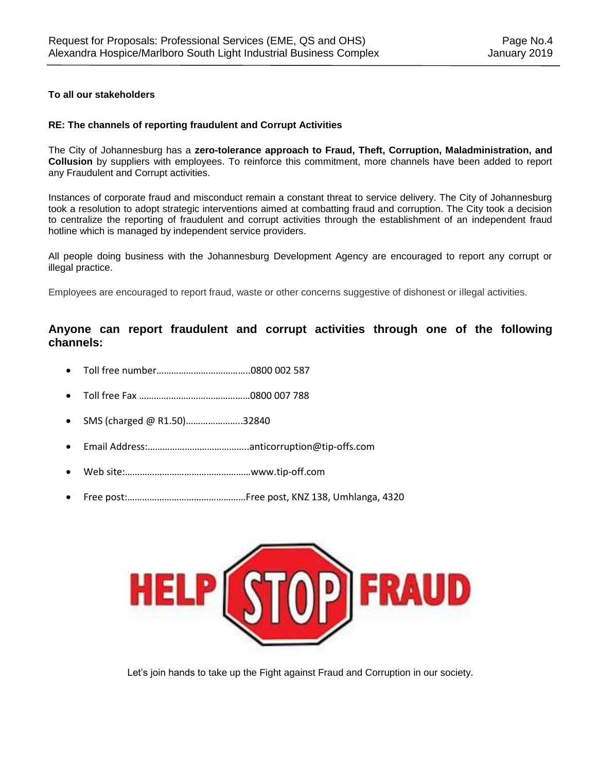**To all our stakeholders**

**RE: The channels of reporting fraudulent and Corrupt Activities**

The City of Johannesburg has a **zero-tolerance approach to Fraud, Theft, Corruption, Maladministration, and Collusion** by suppliers with employees. To reinforce this commitment, more channels have been added to report any Fraudulent and Corrupt activities.

Instances of corporate fraud and misconduct remain a constant threat to service delivery. The City of Johannesburg took a resolution to adopt strategic interventions aimed at combatting fraud and corruption. The City took a decision to centralize the reporting of fraudulent and corrupt activities through the establishment of an independent fraud hotline which is managed by independent service providers.

All people doing business with the Johannesburg Development Agency are encouraged to report any corrupt or illegal practice.

Employees are encouraged to report fraud, waste or other concerns suggestive of dishonest or illegal activities.

## Anyone can report fraudulent and corrupt activities through one of the following channels:

- Toll free number……………………………….0800 002 587
- Toll free Fax ………………………………………0800 007 788
- SMS (charged @ R1.50)…………………..32840
- Email Address:…………………………………..anticorruption@tip-offs.com
- Web site:……………………………………………www.tip-off.com
- Free post:…………………………………………Free post, KNZ 138, Umhlanga, 4320

HELP STOP FRAUD

Let's join hands to take up the Fight against Fraud and Corruption in our society.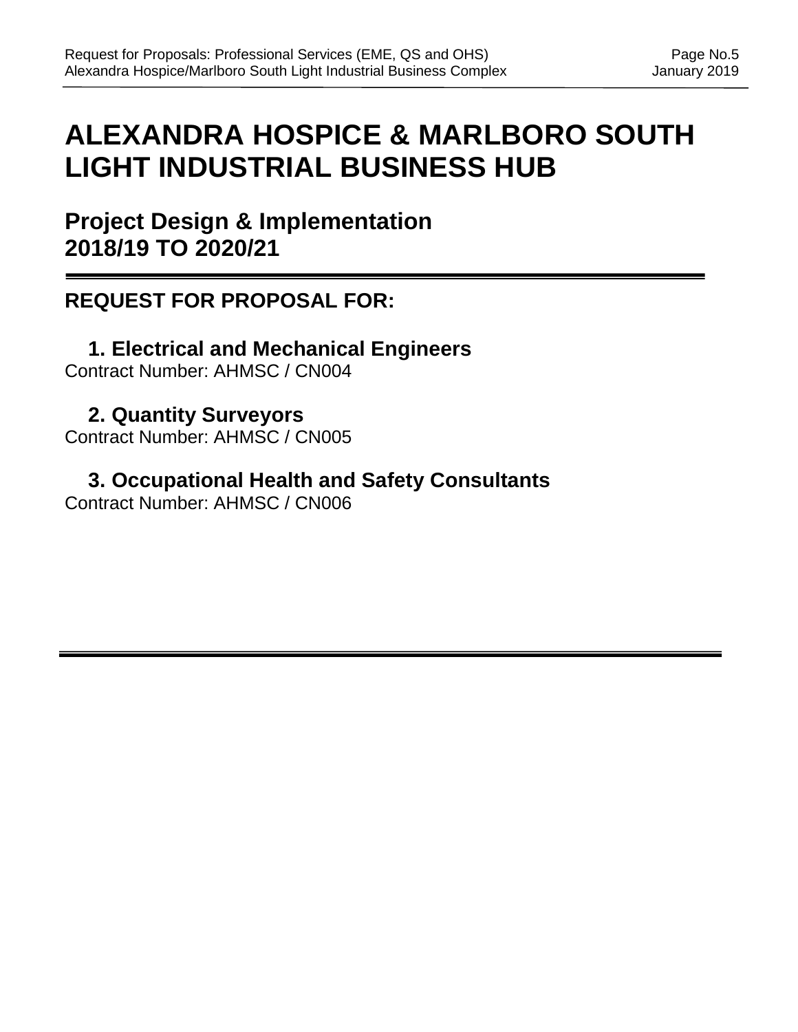# ALEXANDRA HOSPICE & MARLBORO SOUTH LIGHT INDUSTRIAL BUSINESS HUB

## Project Design & Implementation 2018/19 TO 2020/21

---

### REQUEST FOR PROPOSAL FOR:

1. **Electrical and Mechanical Engineers**

Contract Number: AHMSC / CN004

2. **Quantity Surveyors**

Contract Number: AHMSC / CN005

3. **Occupational Health and Safety Consultants**

Contract Number: AHMSC / CN006

---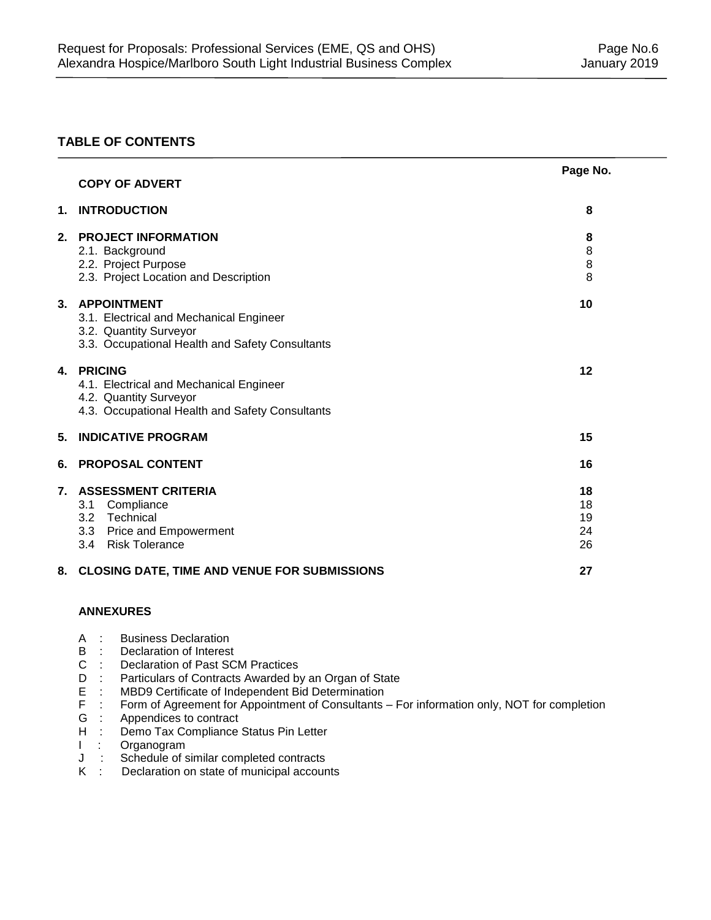## TABLE OF CONTENTS

| | | Page No. |
|---|---|---|
| | **COPY OF ADVERT** | |
| **1.** | **INTRODUCTION** | **8** |
| **2.** | **PROJECT INFORMATION** | **8** |
| | 2.1. Background | 8 |
| | 2.2. Project Purpose | 8 |
| | 2.3. Project Location and Description | 8 |
| **3.** | **APPOINTMENT** | **10** |
| | 3.1. Electrical and Mechanical Engineer | |
| | 3.2. Quantity Surveyor | |
| | 3.3. Occupational Health and Safety Consultants | |
| **4.** | **PRICING** | **12** |
| | 4.1. Electrical and Mechanical Engineer | |
| | 4.2. Quantity Surveyor | |
| | 4.3. Occupational Health and Safety Consultants | |
| **5.** | **INDICATIVE PROGRAM** | **15** |
| **6.** | **PROPOSAL CONTENT** | **16** |
| **7.** | **ASSESSMENT CRITERIA** | **18** |
| | 3.1 Compliance | 18 |
| | 3.2 Technical | 19 |
| | 3.3 Price and Empowerment | 24 |
| | 3.4 Risk Tolerance | 26 |
| **8.** | **CLOSING DATE, TIME AND VENUE FOR SUBMISSIONS** | **27** |

**ANNEXURES**

A : Business Declaration
B : Declaration of Interest
C : Declaration of Past SCM Practices
D : Particulars of Contracts Awarded by an Organ of State
E : MBD9 Certificate of Independent Bid Determination
F : Form of Agreement for Appointment of Consultants – For information only, NOT for completion
G : Appendices to contract
H : Demo Tax Compliance Status Pin Letter
I : Organogram
J : Schedule of similar completed contracts
K : Declaration on state of municipal accounts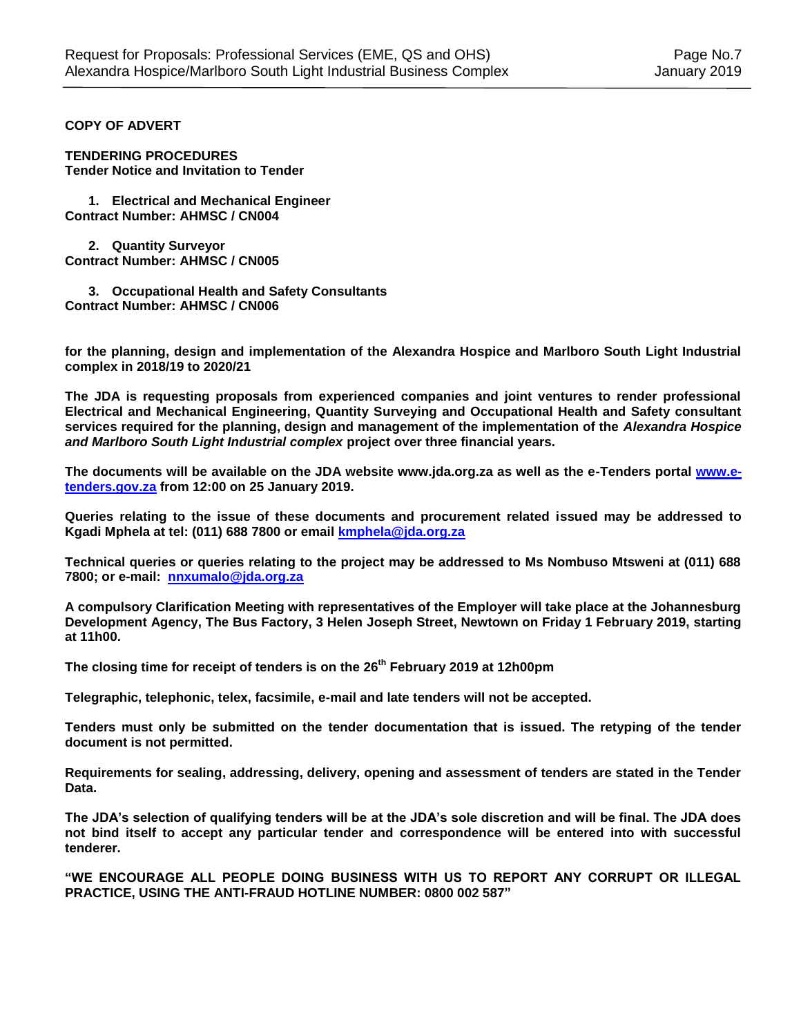**COPY OF ADVERT**

**TENDERING PROCEDURES**
**Tender Notice and Invitation to Tender**

1. **Electrical and Mechanical Engineer**
**Contract Number: AHMSC / CN004**

2. **Quantity Surveyor**
**Contract Number: AHMSC / CN005**

3. **Occupational Health and Safety Consultants**
**Contract Number: AHMSC / CN006**

**for the planning, design and implementation of the Alexandra Hospice and Marlboro South Light Industrial complex in 2018/19 to 2020/21**

**The JDA is requesting proposals from experienced companies and joint ventures to render professional Electrical and Mechanical Engineering, Quantity Surveying and Occupational Health and Safety consultant services required for the planning, design and management of the implementation of the *Alexandra Hospice and Marlboro South Light Industrial complex* project over three financial years.**

**The documents will be available on the JDA website www.jda.org.za as well as the e-Tenders portal www.e-tenders.gov.za from 12:00 on 25 January 2019.**

**Queries relating to the issue of these documents and procurement related issued may be addressed to Kgadi Mphela at tel: (011) 688 7800 or email kmphela@jda.org.za**

**Technical queries or queries relating to the project may be addressed to Ms Nombuso Mtsweni at (011) 688 7800; or e-mail: nnxumalo@jda.org.za**

**A compulsory Clarification Meeting with representatives of the Employer will take place at the Johannesburg Development Agency, The Bus Factory, 3 Helen Joseph Street, Newtown on Friday 1 February 2019, starting at 11h00.**

**The closing time for receipt of tenders is on the 26th February 2019 at 12h00pm**

**Telegraphic, telephonic, telex, facsimile, e-mail and late tenders will not be accepted.**

**Tenders must only be submitted on the tender documentation that is issued. The retyping of the tender document is not permitted.**

**Requirements for sealing, addressing, delivery, opening and assessment of tenders are stated in the Tender Data.**

**The JDA's selection of qualifying tenders will be at the JDA's sole discretion and will be final. The JDA does not bind itself to accept any particular tender and correspondence will be entered into with successful tenderer.**

**"WE ENCOURAGE ALL PEOPLE DOING BUSINESS WITH US TO REPORT ANY CORRUPT OR ILLEGAL PRACTICE, USING THE ANTI-FRAUD HOTLINE NUMBER: 0800 002 587"**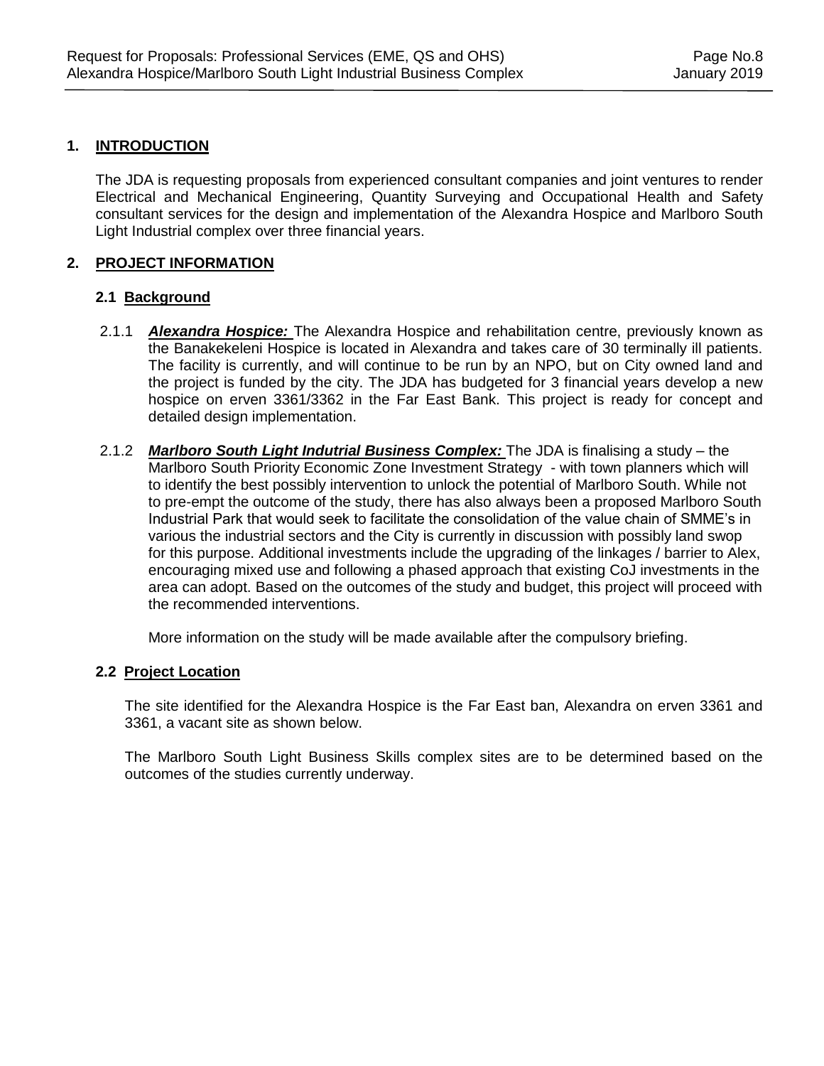## 1. INTRODUCTION

The JDA is requesting proposals from experienced consultant companies and joint ventures to render Electrical and Mechanical Engineering, Quantity Surveying and Occupational Health and Safety consultant services for the design and implementation of the Alexandra Hospice and Marlboro South Light Industrial complex over three financial years.

## 2. PROJECT INFORMATION

### 2.1 Background

2.1.1 ***Alexandra Hospice:*** The Alexandra Hospice and rehabilitation centre, previously known as the Banakekeleni Hospice is located in Alexandra and takes care of 30 terminally ill patients. The facility is currently, and will continue to be run by an NPO, but on City owned land and the project is funded by the city. The JDA has budgeted for 3 financial years develop a new hospice on erven 3361/3362 in the Far East Bank. This project is ready for concept and detailed design implementation.

2.1.2 ***Marlboro South Light Indutrial Business Complex:*** The JDA is finalising a study – the Marlboro South Priority Economic Zone Investment Strategy - with town planners which will to identify the best possibly intervention to unlock the potential of Marlboro South. While not to pre-empt the outcome of the study, there has also always been a proposed Marlboro South Industrial Park that would seek to facilitate the consolidation of the value chain of SMME's in various the industrial sectors and the City is currently in discussion with possibly land swop for this purpose. Additional investments include the upgrading of the linkages / barrier to Alex, encouraging mixed use and following a phased approach that existing CoJ investments in the area can adopt. Based on the outcomes of the study and budget, this project will proceed with the recommended interventions.

More information on the study will be made available after the compulsory briefing.

### 2.2 Project Location

The site identified for the Alexandra Hospice is the Far East ban, Alexandra on erven 3361 and 3361, a vacant site as shown below.

The Marlboro South Light Business Skills complex sites are to be determined based on the outcomes of the studies currently underway.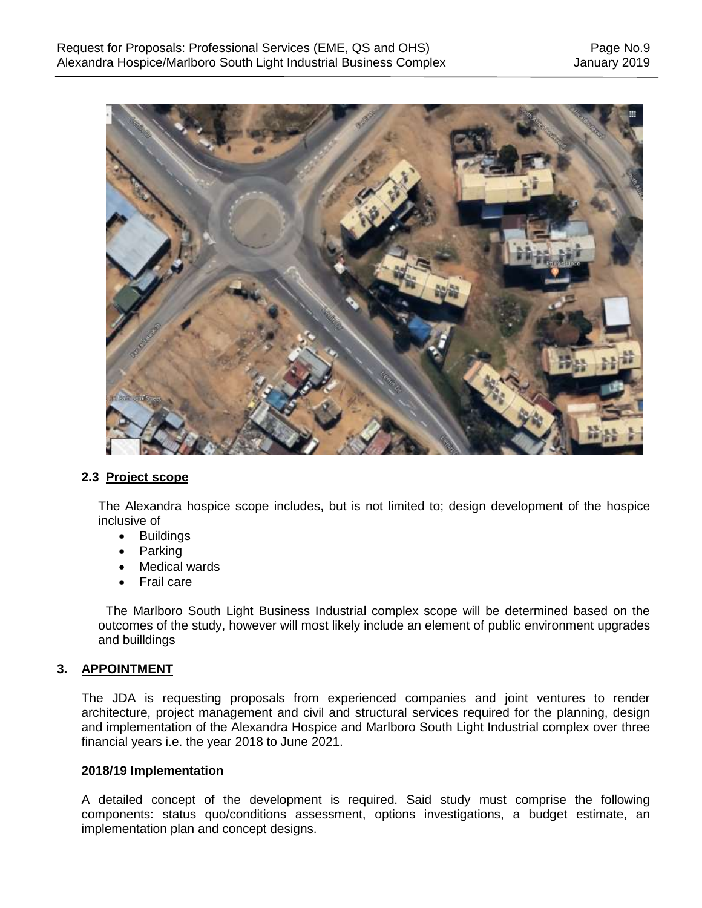### 2.3 Project scope

The Alexandra hospice scope includes, but is not limited to; design development of the hospice inclusive of

- Buildings
- Parking
- Medical wards
- Frail care

The Marlboro South Light Business Industrial complex scope will be determined based on the outcomes of the study, however will most likely include an element of public environment upgrades and builldings

## 3. APPOINTMENT

The JDA is requesting proposals from experienced companies and joint ventures to render architecture, project management and civil and structural services required for the planning, design and implementation of the Alexandra Hospice and Marlboro South Light Industrial complex over three financial years i.e. the year 2018 to June 2021.

**2018/19 Implementation**

A detailed concept of the development is required. Said study must comprise the following components: status quo/conditions assessment, options investigations, a budget estimate, an implementation plan and concept designs.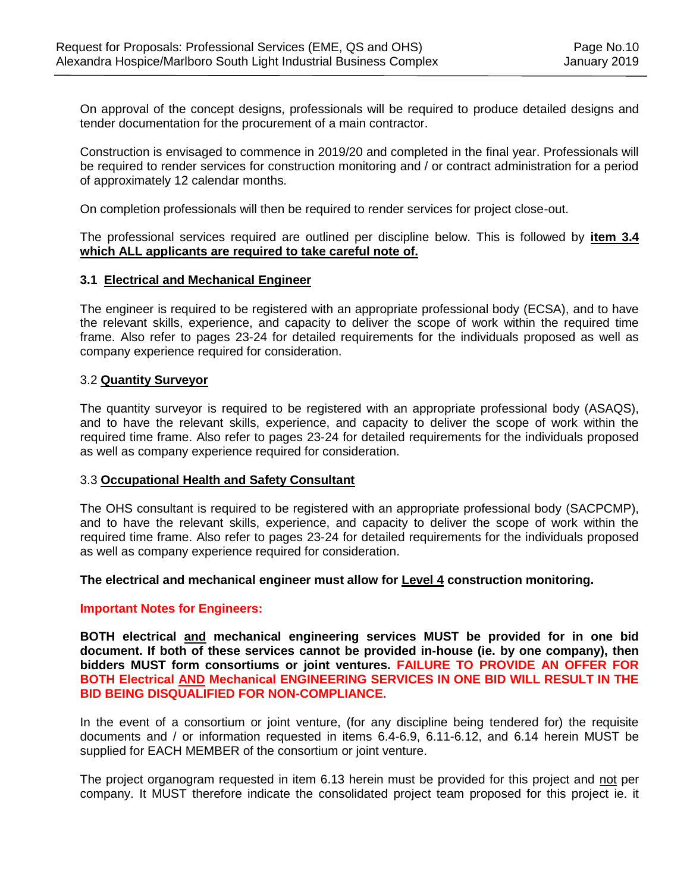On approval of the concept designs, professionals will be required to produce detailed designs and tender documentation for the procurement of a main contractor.

Construction is envisaged to commence in 2019/20 and completed in the final year. Professionals will be required to render services for construction monitoring and / or contract administration for a period of approximately 12 calendar months.

On completion professionals will then be required to render services for project close-out.

The professional services required are outlined per discipline below. This is followed by **item 3.4 which ALL applicants are required to take careful note of.**

### 3.1 Electrical and Mechanical Engineer

The engineer is required to be registered with an appropriate professional body (ECSA), and to have the relevant skills, experience, and capacity to deliver the scope of work within the required time frame. Also refer to pages 23-24 for detailed requirements for the individuals proposed as well as company experience required for consideration.

### 3.2 Quantity Surveyor

The quantity surveyor is required to be registered with an appropriate professional body (ASAQS), and to have the relevant skills, experience, and capacity to deliver the scope of work within the required time frame. Also refer to pages 23-24 for detailed requirements for the individuals proposed as well as company experience required for consideration.

### 3.3 Occupational Health and Safety Consultant

The OHS consultant is required to be registered with an appropriate professional body (SACPCMP), and to have the relevant skills, experience, and capacity to deliver the scope of work within the required time frame. Also refer to pages 23-24 for detailed requirements for the individuals proposed as well as company experience required for consideration.

**The electrical and mechanical engineer must allow for Level 4 construction monitoring.**

**Important Notes for Engineers:**

**BOTH electrical and mechanical engineering services MUST be provided for in one bid document. If both of these services cannot be provided in-house (ie. by one company), then bidders MUST form consortiums or joint ventures. FAILURE TO PROVIDE AN OFFER FOR BOTH Electrical AND Mechanical ENGINEERING SERVICES IN ONE BID WILL RESULT IN THE BID BEING DISQUALIFIED FOR NON-COMPLIANCE.**

In the event of a consortium or joint venture, (for any discipline being tendered for) the requisite documents and / or information requested in items 6.4-6.9, 6.11-6.12, and 6.14 herein MUST be supplied for EACH MEMBER of the consortium or joint venture.

The project organogram requested in item 6.13 herein must be provided for this project and not per company. It MUST therefore indicate the consolidated project team proposed for this project ie. it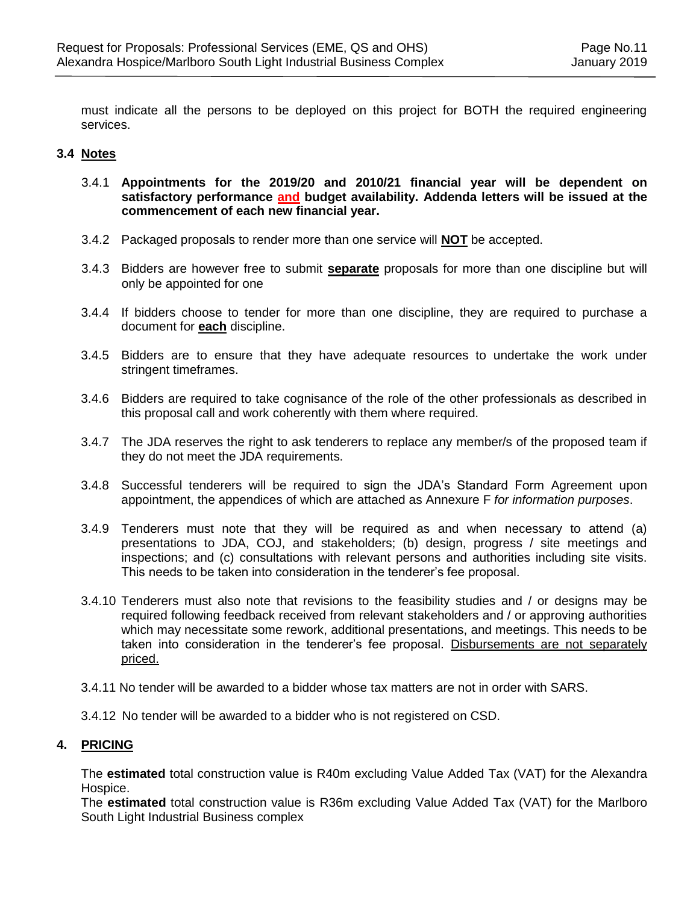must indicate all the persons to be deployed on this project for BOTH the required engineering services.

## 3.4 Notes

3.4.1 **Appointments for the 2019/20 and 2010/21 financial year will be dependent on satisfactory performance and budget availability. Addenda letters will be issued at the commencement of each new financial year.**

3.4.2 Packaged proposals to render more than one service will **NOT** be accepted.

3.4.3 Bidders are however free to submit **separate** proposals for more than one discipline but will only be appointed for one

3.4.4 If bidders choose to tender for more than one discipline, they are required to purchase a document for **each** discipline.

3.4.5 Bidders are to ensure that they have adequate resources to undertake the work under stringent timeframes.

3.4.6 Bidders are required to take cognisance of the role of the other professionals as described in this proposal call and work coherently with them where required.

3.4.7 The JDA reserves the right to ask tenderers to replace any member/s of the proposed team if they do not meet the JDA requirements.

3.4.8 Successful tenderers will be required to sign the JDA's Standard Form Agreement upon appointment, the appendices of which are attached as Annexure F *for information purposes*.

3.4.9 Tenderers must note that they will be required as and when necessary to attend (a) presentations to JDA, COJ, and stakeholders; (b) design, progress / site meetings and inspections; and (c) consultations with relevant persons and authorities including site visits. This needs to be taken into consideration in the tenderer's fee proposal.

3.4.10 Tenderers must also note that revisions to the feasibility studies and / or designs may be required following feedback received from relevant stakeholders and / or approving authorities which may necessitate some rework, additional presentations, and meetings. This needs to be taken into consideration in the tenderer's fee proposal. Disbursements are not separately priced.

3.4.11 No tender will be awarded to a bidder whose tax matters are not in order with SARS.

3.4.12 No tender will be awarded to a bidder who is not registered on CSD.

# 4. PRICING

The **estimated** total construction value is R40m excluding Value Added Tax (VAT) for the Alexandra Hospice.

The **estimated** total construction value is R36m excluding Value Added Tax (VAT) for the Marlboro South Light Industrial Business complex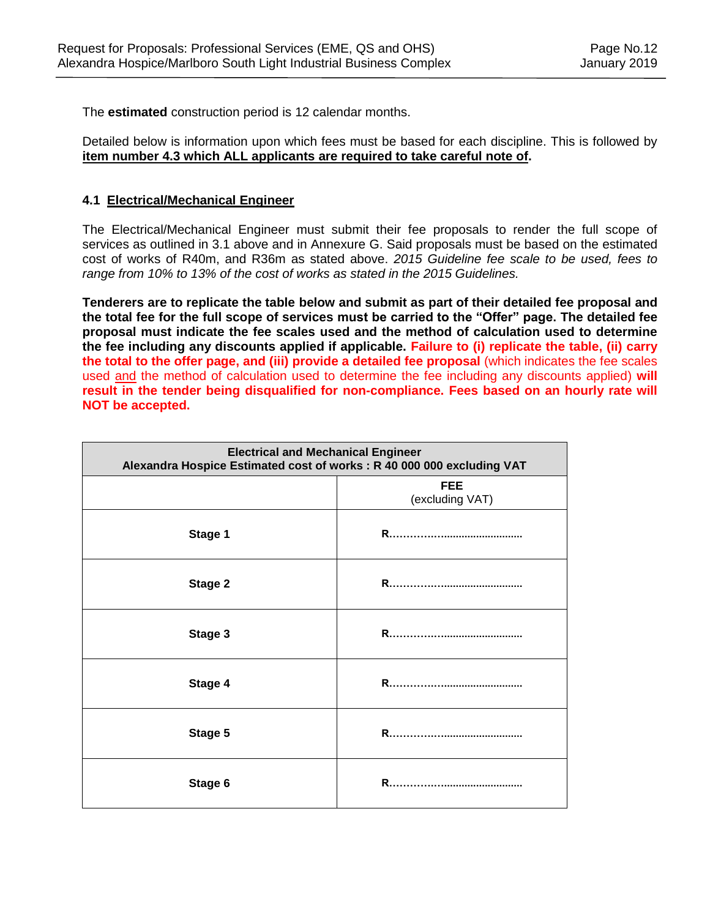The **estimated** construction period is 12 calendar months.

Detailed below is information upon which fees must be based for each discipline. This is followed by **item number 4.3 which ALL applicants are required to take careful note of**.

### 4.1 Electrical/Mechanical Engineer

The Electrical/Mechanical Engineer must submit their fee proposals to render the full scope of services as outlined in 3.1 above and in Annexure G. Said proposals must be based on the estimated cost of works of R40m, and R36m as stated above. *2015 Guideline fee scale to be used, fees to range from 10% to 13% of the cost of works as stated in the 2015 Guidelines.*

**Tenderers are to replicate the table below and submit as part of their detailed fee proposal and the total fee for the full scope of services must be carried to the "Offer" page. The detailed fee proposal must indicate the fee scales used and the method of calculation used to determine the fee including any discounts applied if applicable. Failure to (i) replicate the table, (ii) carry the total to the offer page, and (iii) provide a detailed fee proposal** (which indicates the fee scales used and the method of calculation used to determine the fee including any discounts applied) **will result in the tender being disqualified for non-compliance. Fees based on an hourly rate will NOT be accepted.**

| **Electrical and Mechanical Engineer<br>Alexandra Hospice Estimated cost of works : R 40 000 000 excluding VAT** | |
|---|---|
| | **FEE**<br>(excluding VAT) |
| **Stage 1** | **R..........................................** |
| **Stage 2** | **R..........................................** |
| **Stage 3** | **R..........................................** |
| **Stage 4** | **R..........................................** |
| **Stage 5** | **R..........................................** |
| **Stage 6** | **R..........................................** |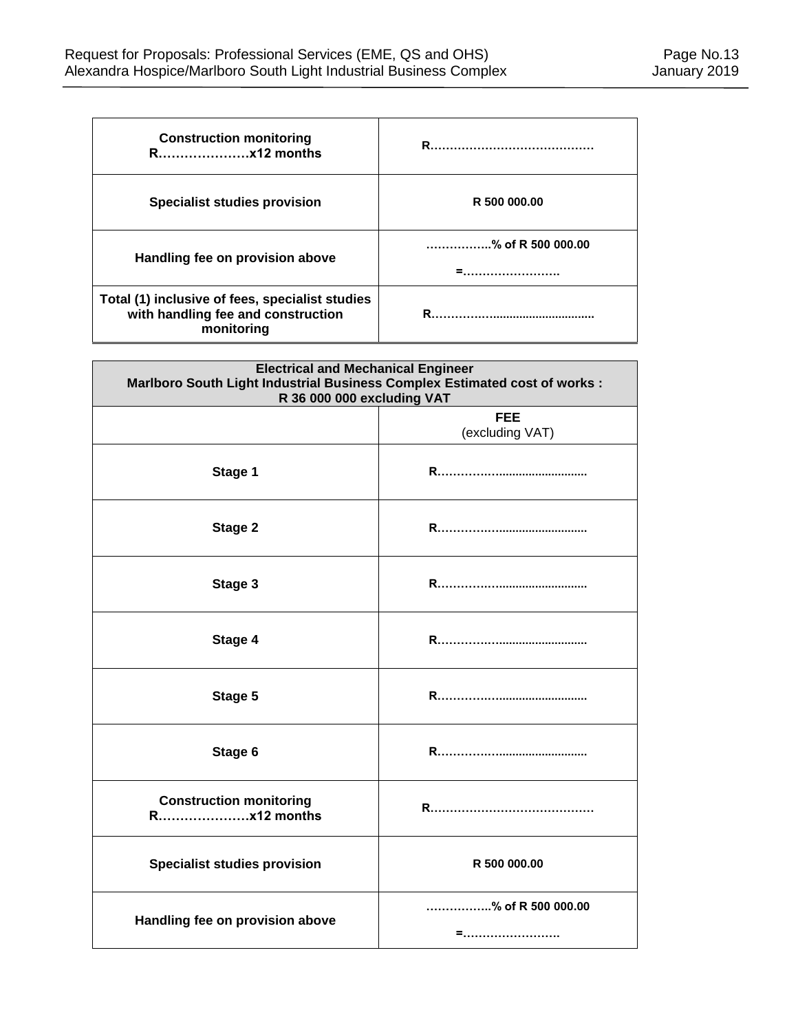| | |
|---|---|
| **Construction monitoring R…………………x12 months** | **R……………………………………** |
| **Specialist studies provision** | **R 500 000.00** |
| **Handling fee on provision above** | **……………..% of R 500 000.00**<br><br>**=…………………….** |
| **Total (1) inclusive of fees, specialist studies with handling fee and construction monitoring** | **R…………..............................** |

| **Electrical and Mechanical Engineer Marlboro South Light Industrial Business Complex Estimated cost of works : R 36 000 000 excluding VAT** | |
|---|---|
| | **FEE** (excluding VAT) |
| **Stage 1** | **R……………..........................** |
| **Stage 2** | **R……………..........................** |
| **Stage 3** | **R……………..........................** |
| **Stage 4** | **R……………..........................** |
| **Stage 5** | **R……………..........................** |
| **Stage 6** | **R……………..........................** |
| **Construction monitoring R…………………x12 months** | **R……………………………………** |
| **Specialist studies provision** | **R 500 000.00** |
| **Handling fee on provision above** | **……………..% of R 500 000.00**<br><br>**=…………………….** |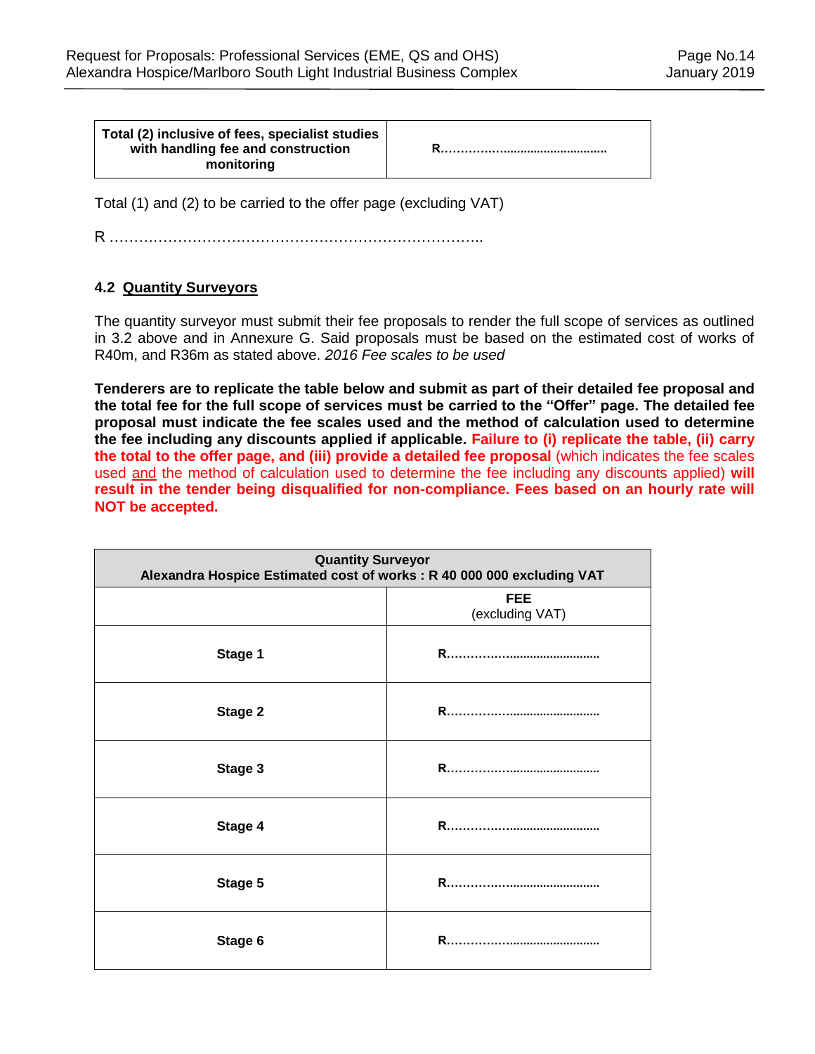| **Total (2) inclusive of fees, specialist studies with handling fee and construction monitoring** | **R………….........................................** |
|---|---|

Total (1) and (2) to be carried to the offer page (excluding VAT)

R ……………………………………………………………………..

### 4.2 Quantity Surveyors

The quantity surveyor must submit their fee proposals to render the full scope of services as outlined in 3.2 above and in Annexure G. Said proposals must be based on the estimated cost of works of R40m, and R36m as stated above. *2016 Fee scales to be used*

**Tenderers are to replicate the table below and submit as part of their detailed fee proposal and the total fee for the full scope of services must be carried to the "Offer" page. The detailed fee proposal must indicate the fee scales used and the method of calculation used to determine the fee including any discounts applied if applicable. Failure to (i) replicate the table, (ii) carry the total to the offer page, and (iii) provide a detailed fee proposal** (which indicates the fee scales used and the method of calculation used to determine the fee including any discounts applied) **will result in the tender being disqualified for non-compliance. Fees based on an hourly rate will NOT be accepted.**

| **Quantity Surveyor<br>Alexandra Hospice Estimated cost of works : R 40 000 000 excluding VAT** | |
|---|---|
| | **FEE**<br>(excluding VAT) |
| **Stage 1** | **R……………...........................** |
| **Stage 2** | **R……………...........................** |
| **Stage 3** | **R……………...........................** |
| **Stage 4** | **R……………...........................** |
| **Stage 5** | **R……………...........................** |
| **Stage 6** | **R……………...........................** |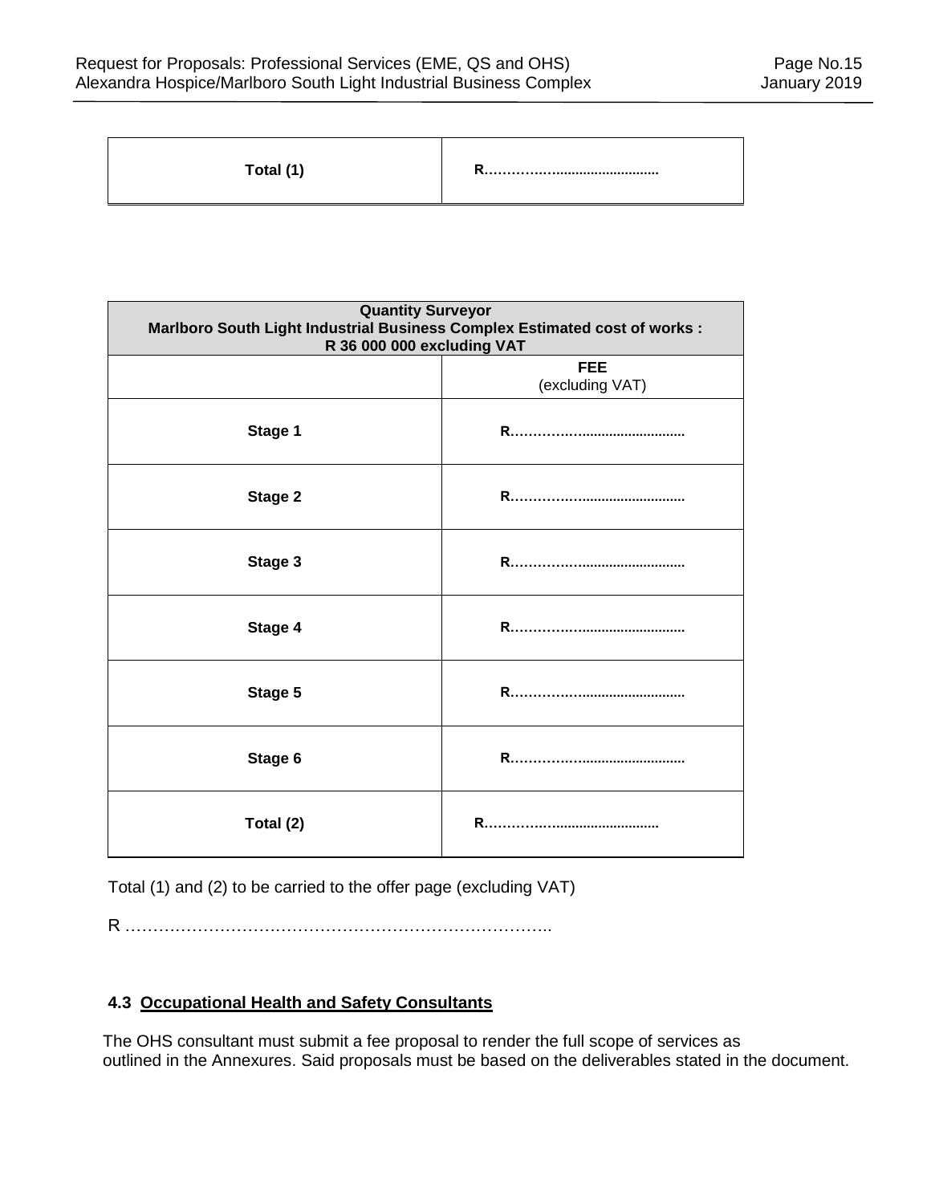| Total (1) | R…………............................ |
|---|---|

| Quantity Surveyor Marlboro South Light Industrial Business Complex Estimated cost of works : R 36 000 000 excluding VAT | |
|---|---|
| | **FEE** (excluding VAT) |
| **Stage 1** | R…………............................ |
| **Stage 2** | R…………............................ |
| **Stage 3** | R…………............................ |
| **Stage 4** | R…………............................ |
| **Stage 5** | R…………............................ |
| **Stage 6** | R…………............................ |
| **Total (2)** | R…………............................ |

Total (1) and (2) to be carried to the offer page (excluding VAT)

R ……………………………………………………………………..

### 4.3 Occupational Health and Safety Consultants

The OHS consultant must submit a fee proposal to render the full scope of services as outlined in the Annexures. Said proposals must be based on the deliverables stated in the document.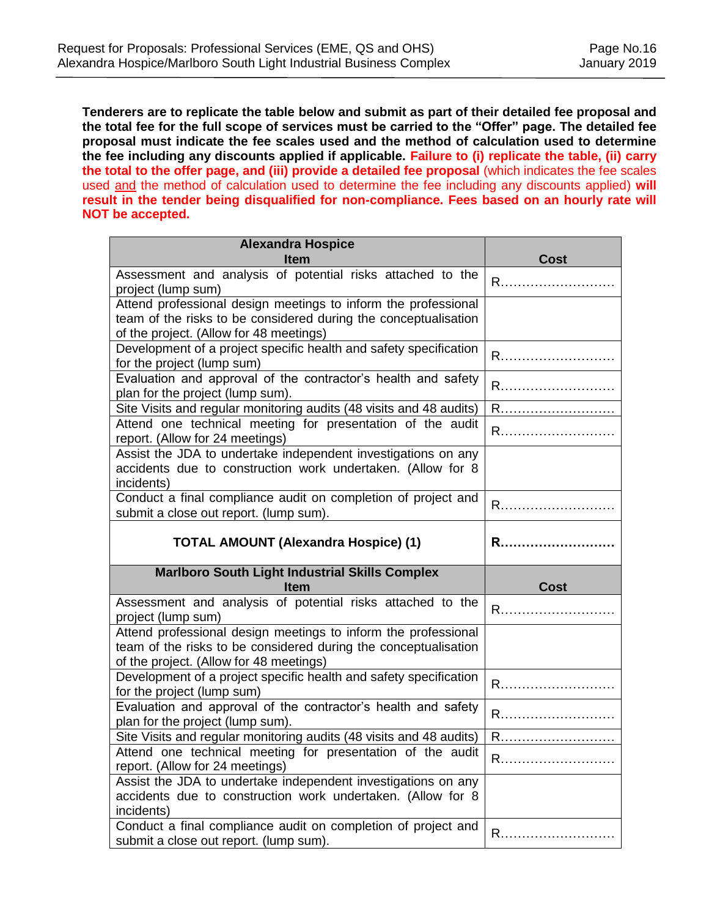**Tenderers are to replicate the table below and submit as part of their detailed fee proposal and the total fee for the full scope of services must be carried to the "Offer" page. The detailed fee proposal must indicate the fee scales used and the method of calculation used to determine the fee including any discounts applied if applicable. Failure to (i) replicate the table, (ii) carry the total to the offer page, and (iii) provide a detailed fee proposal** (which indicates the fee scales used and the method of calculation used to determine the fee including any discounts applied) **will result in the tender being disqualified for non-compliance. Fees based on an hourly rate will NOT be accepted.**

| **Alexandra Hospice<br>Item** | **Cost** |
|---|---|
| Assessment and analysis of potential risks attached to the project (lump sum) | R……………………… |
| Attend professional design meetings to inform the professional team of the risks to be considered during the conceptualisation of the project. (Allow for 48 meetings) | |
| Development of a project specific health and safety specification for the project (lump sum) | R……………………… |
| Evaluation and approval of the contractor's health and safety plan for the project (lump sum). | R……………………… |
| Site Visits and regular monitoring audits (48 visits and 48 audits) | R……………………… |
| Attend one technical meeting for presentation of the audit report. (Allow for 24 meetings) | R……………………… |
| Assist the JDA to undertake independent investigations on any accidents due to construction work undertaken. (Allow for 8 incidents) | |
| Conduct a final compliance audit on completion of project and submit a close out report. (lump sum). | R……………………… |
| **TOTAL AMOUNT (Alexandra Hospice) (1)** | **R………………………** |
| **Marlboro South Light Industrial Skills Complex<br>Item** | **Cost** |
| Assessment and analysis of potential risks attached to the project (lump sum) | R……………………… |
| Attend professional design meetings to inform the professional team of the risks to be considered during the conceptualisation of the project. (Allow for 48 meetings) | |
| Development of a project specific health and safety specification for the project (lump sum) | R……………………… |
| Evaluation and approval of the contractor's health and safety plan for the project (lump sum). | R……………………… |
| Site Visits and regular monitoring audits (48 visits and 48 audits) | R……………………… |
| Attend one technical meeting for presentation of the audit report. (Allow for 24 meetings) | R……………………… |
| Assist the JDA to undertake independent investigations on any accidents due to construction work undertaken. (Allow for 8 incidents) | |
| Conduct a final compliance audit on completion of project and submit a close out report. (lump sum). | R……………………… |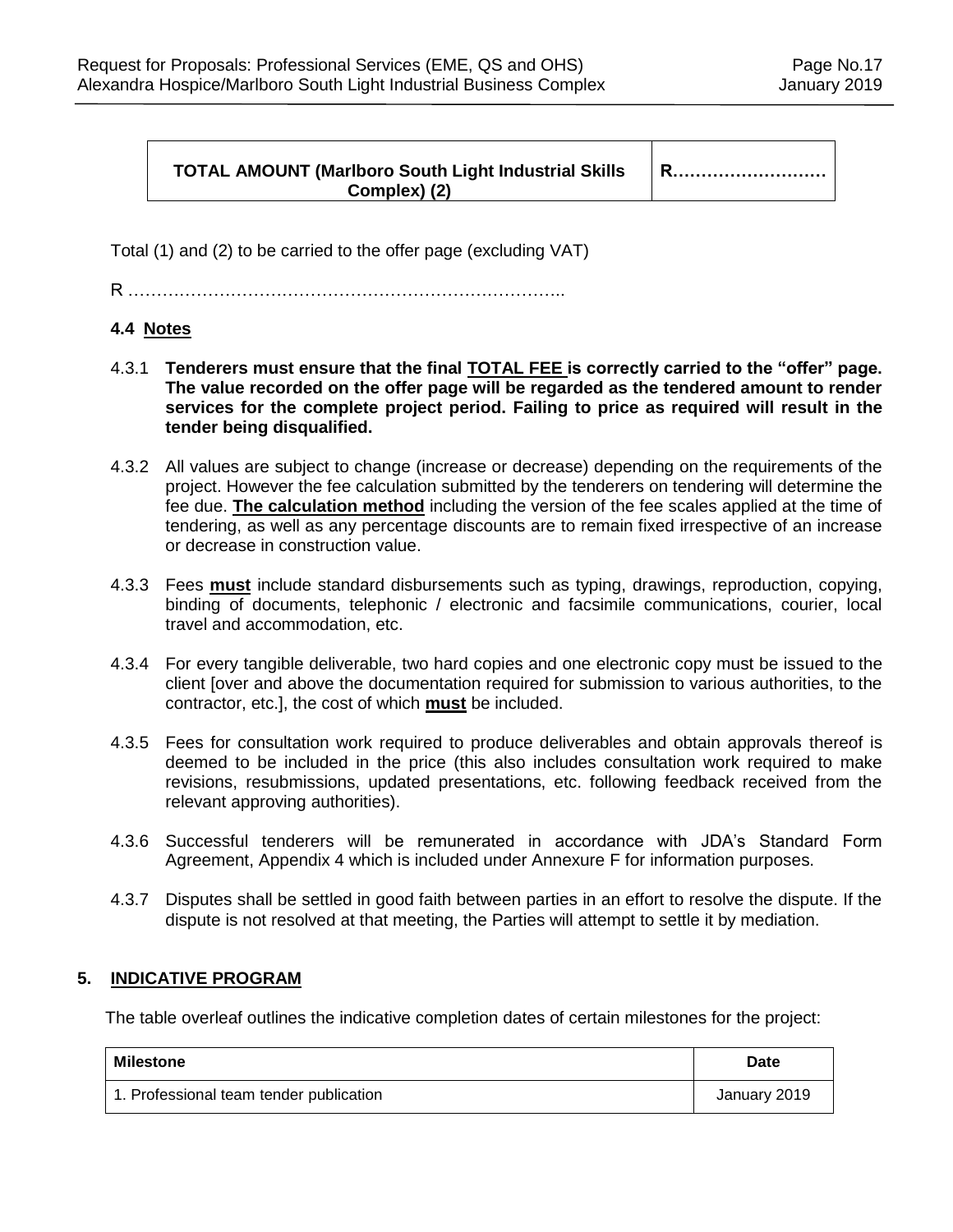| TOTAL AMOUNT (Marlboro South Light Industrial Skills Complex) (2) | R…………………… |
|---|---|

Total (1) and (2) to be carried to the offer page (excluding VAT)

R …………………………………………………………………..

### 4.4 Notes

4.3.1 **Tenderers must ensure that the final TOTAL FEE is correctly carried to the "offer" page. The value recorded on the offer page will be regarded as the tendered amount to render services for the complete project period. Failing to price as required will result in the tender being disqualified.**

4.3.2 All values are subject to change (increase or decrease) depending on the requirements of the project. However the fee calculation submitted by the tenderers on tendering will determine the fee due. **The calculation method** including the version of the fee scales applied at the time of tendering, as well as any percentage discounts are to remain fixed irrespective of an increase or decrease in construction value.

4.3.3 Fees **must** include standard disbursements such as typing, drawings, reproduction, copying, binding of documents, telephonic / electronic and facsimile communications, courier, local travel and accommodation, etc.

4.3.4 For every tangible deliverable, two hard copies and one electronic copy must be issued to the client [over and above the documentation required for submission to various authorities, to the contractor, etc.], the cost of which **must** be included.

4.3.5 Fees for consultation work required to produce deliverables and obtain approvals thereof is deemed to be included in the price (this also includes consultation work required to make revisions, resubmissions, updated presentations, etc. following feedback received from the relevant approving authorities).

4.3.6 Successful tenderers will be remunerated in accordance with JDA's Standard Form Agreement, Appendix 4 which is included under Annexure F for information purposes.

4.3.7 Disputes shall be settled in good faith between parties in an effort to resolve the dispute. If the dispute is not resolved at that meeting, the Parties will attempt to settle it by mediation.

## 5. INDICATIVE PROGRAM

The table overleaf outlines the indicative completion dates of certain milestones for the project:

| Milestone | Date |
|---|---|
| 1. Professional team tender publication | January 2019 |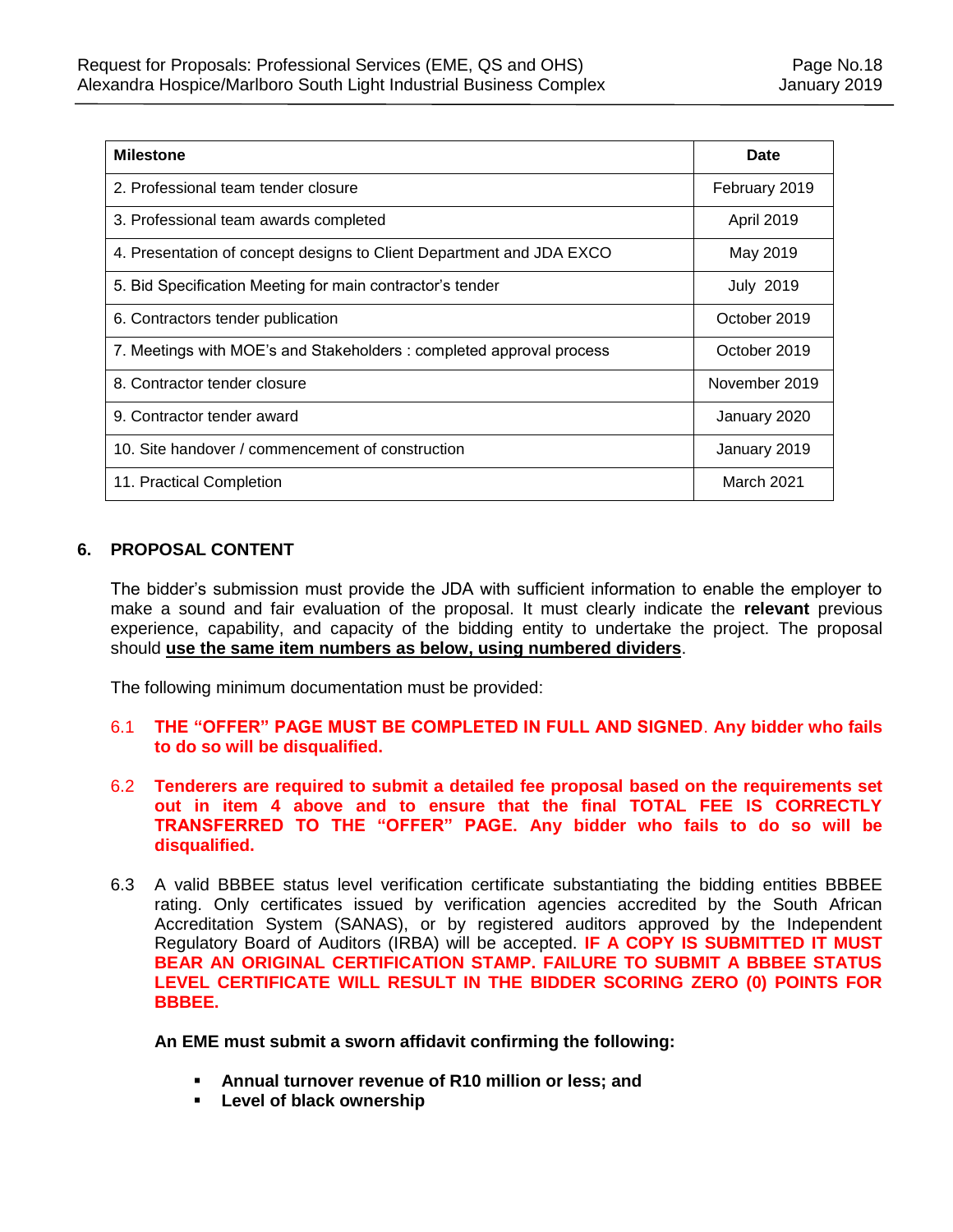| Milestone | Date |
|---|---|
| 2. Professional team tender closure | February 2019 |
| 3. Professional team awards completed | April 2019 |
| 4. Presentation of concept designs to Client Department and JDA EXCO | May 2019 |
| 5. Bid Specification Meeting for main contractor's tender | July 2019 |
| 6. Contractors tender publication | October 2019 |
| 7. Meetings with MOE's and Stakeholders : completed approval process | October 2019 |
| 8. Contractor tender closure | November 2019 |
| 9. Contractor tender award | January 2020 |
| 10. Site handover / commencement of construction | January 2019 |
| 11. Practical Completion | March 2021 |

## 6. PROPOSAL CONTENT

The bidder's submission must provide the JDA with sufficient information to enable the employer to make a sound and fair evaluation of the proposal. It must clearly indicate the **relevant** previous experience, capability, and capacity of the bidding entity to undertake the project. The proposal should **use the same item numbers as below, using numbered dividers**.

The following minimum documentation must be provided:

6.1 **THE "OFFER" PAGE MUST BE COMPLETED IN FULL AND SIGNED. Any bidder who fails to do so will be disqualified.**

6.2 **Tenderers are required to submit a detailed fee proposal based on the requirements set out in item 4 above and to ensure that the final TOTAL FEE IS CORRECTLY TRANSFERRED TO THE "OFFER" PAGE. Any bidder who fails to do so will be disqualified.**

6.3 A valid BBBEE status level verification certificate substantiating the bidding entities BBBEE rating. Only certificates issued by verification agencies accredited by the South African Accreditation System (SANAS), or by registered auditors approved by the Independent Regulatory Board of Auditors (IRBA) will be accepted. **IF A COPY IS SUBMITTED IT MUST BEAR AN ORIGINAL CERTIFICATION STAMP. FAILURE TO SUBMIT A BBBEE STATUS LEVEL CERTIFICATE WILL RESULT IN THE BIDDER SCORING ZERO (0) POINTS FOR BBBEE.**

**An EME must submit a sworn affidavit confirming the following:**

- **Annual turnover revenue of R10 million or less; and**
- **Level of black ownership**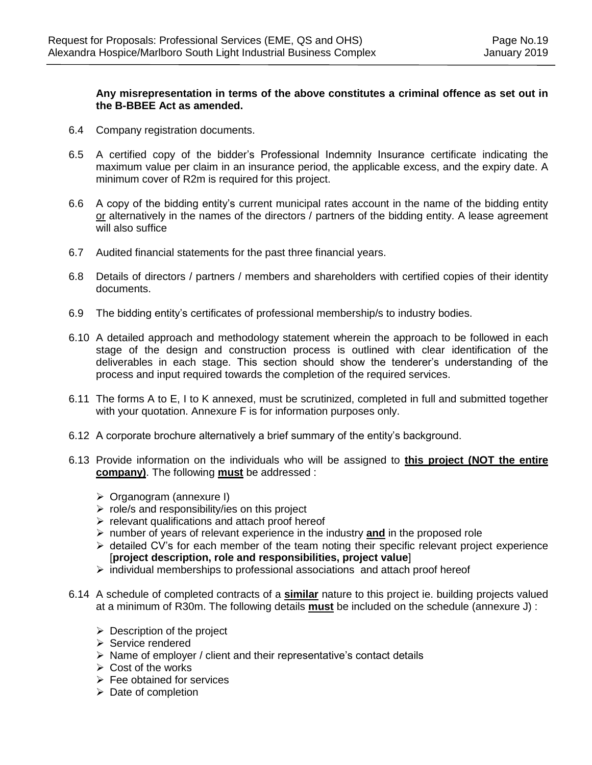**Any misrepresentation in terms of the above constitutes a criminal offence as set out in the B-BBEE Act as amended.**

6.4 Company registration documents.

6.5 A certified copy of the bidder's Professional Indemnity Insurance certificate indicating the maximum value per claim in an insurance period, the applicable excess, and the expiry date. A minimum cover of R2m is required for this project.

6.6 A copy of the bidding entity's current municipal rates account in the name of the bidding entity <u>or</u> alternatively in the names of the directors / partners of the bidding entity. A lease agreement will also suffice

6.7 Audited financial statements for the past three financial years.

6.8 Details of directors / partners / members and shareholders with certified copies of their identity documents.

6.9 The bidding entity's certificates of professional membership/s to industry bodies.

6.10 A detailed approach and methodology statement wherein the approach to be followed in each stage of the design and construction process is outlined with clear identification of the deliverables in each stage. This section should show the tenderer's understanding of the process and input required towards the completion of the required services.

6.11 The forms A to E, I to K annexed, must be scrutinized, completed in full and submitted together with your quotation. Annexure F is for information purposes only.

6.12 A corporate brochure alternatively a brief summary of the entity's background.

6.13 Provide information on the individuals who will be assigned to **<u>this project (NOT the entire company)</u>**. The following **<u>must</u>** be addressed :

- Organogram (annexure I)
- role/s and responsibility/ies on this project
- relevant qualifications and attach proof hereof
- number of years of relevant experience in the industry **<u>and</u>** in the proposed role
- detailed CV's for each member of the team noting their specific relevant project experience [**project description, role and responsibilities, project value**]
- individual memberships to professional associations and attach proof hereof

6.14 A schedule of completed contracts of a **<u>similar</u>** nature to this project ie. building projects valued at a minimum of R30m. The following details **<u>must</u>** be included on the schedule (annexure J) :

- Description of the project
- Service rendered
- Name of employer / client and their representative's contact details
- Cost of the works
- Fee obtained for services
- Date of completion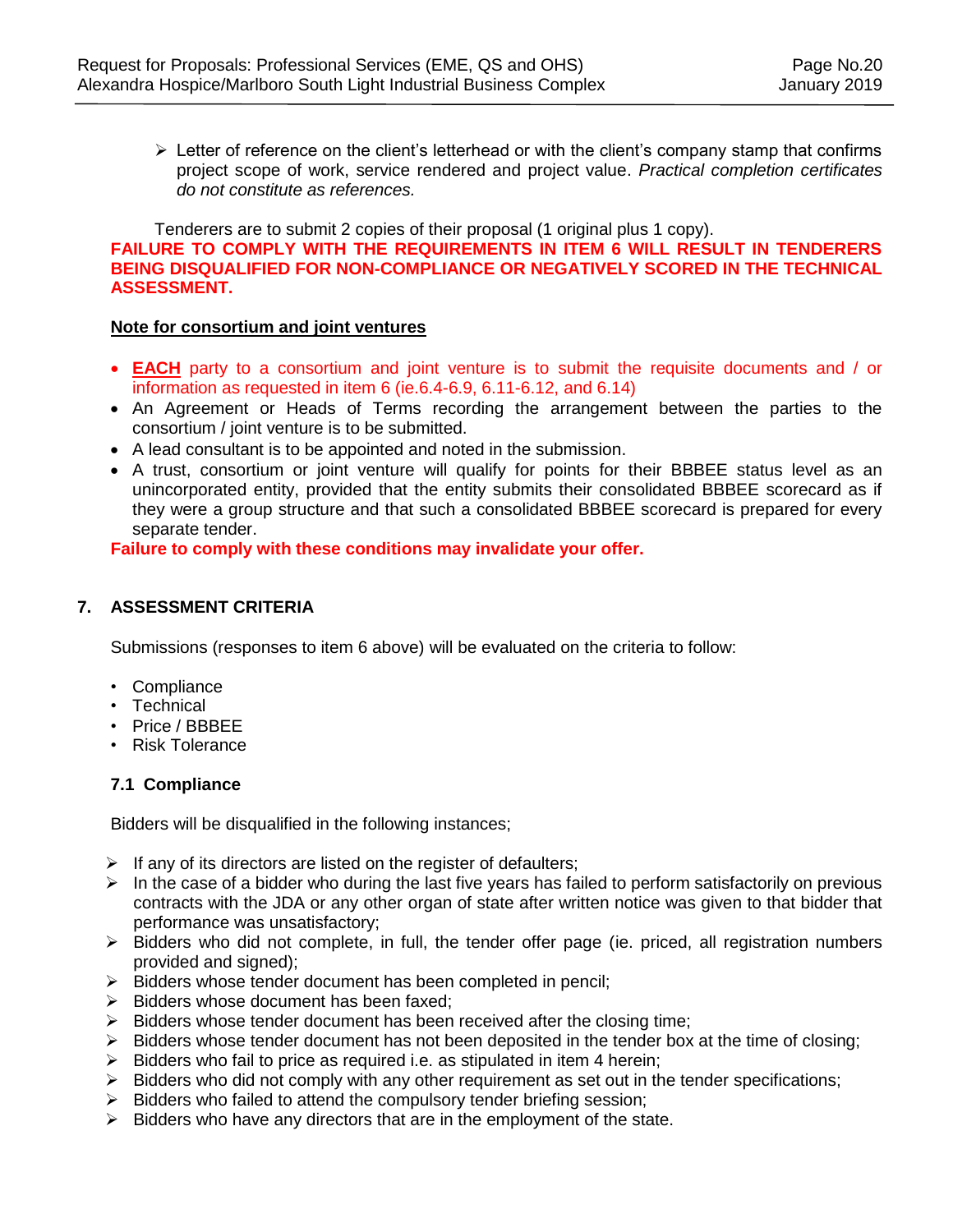- Letter of reference on the client's letterhead or with the client's company stamp that confirms project scope of work, service rendered and project value. *Practical completion certificates do not constitute as references.*

Tenderers are to submit 2 copies of their proposal (1 original plus 1 copy).

**FAILURE TO COMPLY WITH THE REQUIREMENTS IN ITEM 6 WILL RESULT IN TENDERERS BEING DISQUALIFIED FOR NON-COMPLIANCE OR NEGATIVELY SCORED IN THE TECHNICAL ASSESSMENT.**

**Note for consortium and joint ventures**

- **EACH** party to a consortium and joint venture is to submit the requisite documents and / or information as requested in item 6 (ie.6.4-6.9, 6.11-6.12, and 6.14)
- An Agreement or Heads of Terms recording the arrangement between the parties to the consortium / joint venture is to be submitted.
- A lead consultant is to be appointed and noted in the submission.
- A trust, consortium or joint venture will qualify for points for their BBBEE status level as an unincorporated entity, provided that the entity submits their consolidated BBBEE scorecard as if they were a group structure and that such a consolidated BBBEE scorecard is prepared for every separate tender.

**Failure to comply with these conditions may invalidate your offer.**

## 7. ASSESSMENT CRITERIA

Submissions (responses to item 6 above) will be evaluated on the criteria to follow:

- Compliance
- Technical
- Price / BBBEE
- Risk Tolerance

### 7.1 Compliance

Bidders will be disqualified in the following instances;

- If any of its directors are listed on the register of defaulters;
- In the case of a bidder who during the last five years has failed to perform satisfactorily on previous contracts with the JDA or any other organ of state after written notice was given to that bidder that performance was unsatisfactory;
- Bidders who did not complete, in full, the tender offer page (ie. priced, all registration numbers provided and signed);
- Bidders whose tender document has been completed in pencil;
- Bidders whose document has been faxed;
- Bidders whose tender document has been received after the closing time;
- Bidders whose tender document has not been deposited in the tender box at the time of closing;
- Bidders who fail to price as required i.e. as stipulated in item 4 herein;
- Bidders who did not comply with any other requirement as set out in the tender specifications;
- Bidders who failed to attend the compulsory tender briefing session;
- Bidders who have any directors that are in the employment of the state.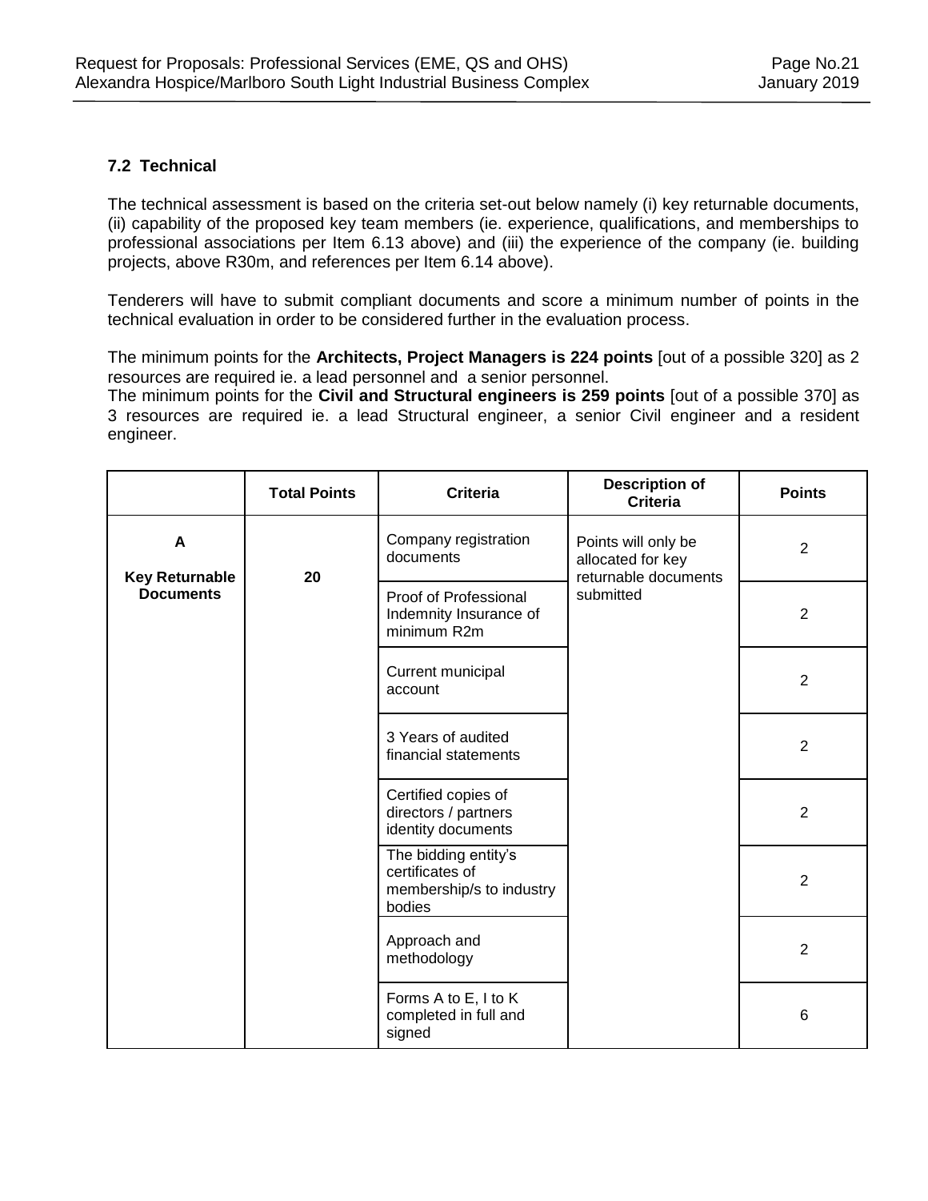### 7.2 Technical

The technical assessment is based on the criteria set-out below namely (i) key returnable documents, (ii) capability of the proposed key team members (ie. experience, qualifications, and memberships to professional associations per Item 6.13 above) and (iii) the experience of the company (ie. building projects, above R30m, and references per Item 6.14 above).

Tenderers will have to submit compliant documents and score a minimum number of points in the technical evaluation in order to be considered further in the evaluation process.

The minimum points for the **Architects, Project Managers is 224 points** [out of a possible 320] as 2 resources are required ie. a lead personnel and a senior personnel.
The minimum points for the **Civil and Structural engineers is 259 points** [out of a possible 370] as 3 resources are required ie. a lead Structural engineer, a senior Civil engineer and a resident engineer.

| | Total Points | Criteria | Description of Criteria | Points |
|---|---|---|---|---|
| **A** **Key Returnable Documents** | **20** | Company registration documents | Points will only be allocated for key returnable documents submitted | 2 |
| | | Proof of Professional Indemnity Insurance of minimum R2m | | 2 |
| | | Current municipal account | | 2 |
| | | 3 Years of audited financial statements | | 2 |
| | | Certified copies of directors / partners identity documents | | 2 |
| | | The bidding entity's certificates of membership/s to industry bodies | | 2 |
| | | Approach and methodology | | 2 |
| | | Forms A to E, I to K completed in full and signed | | 6 |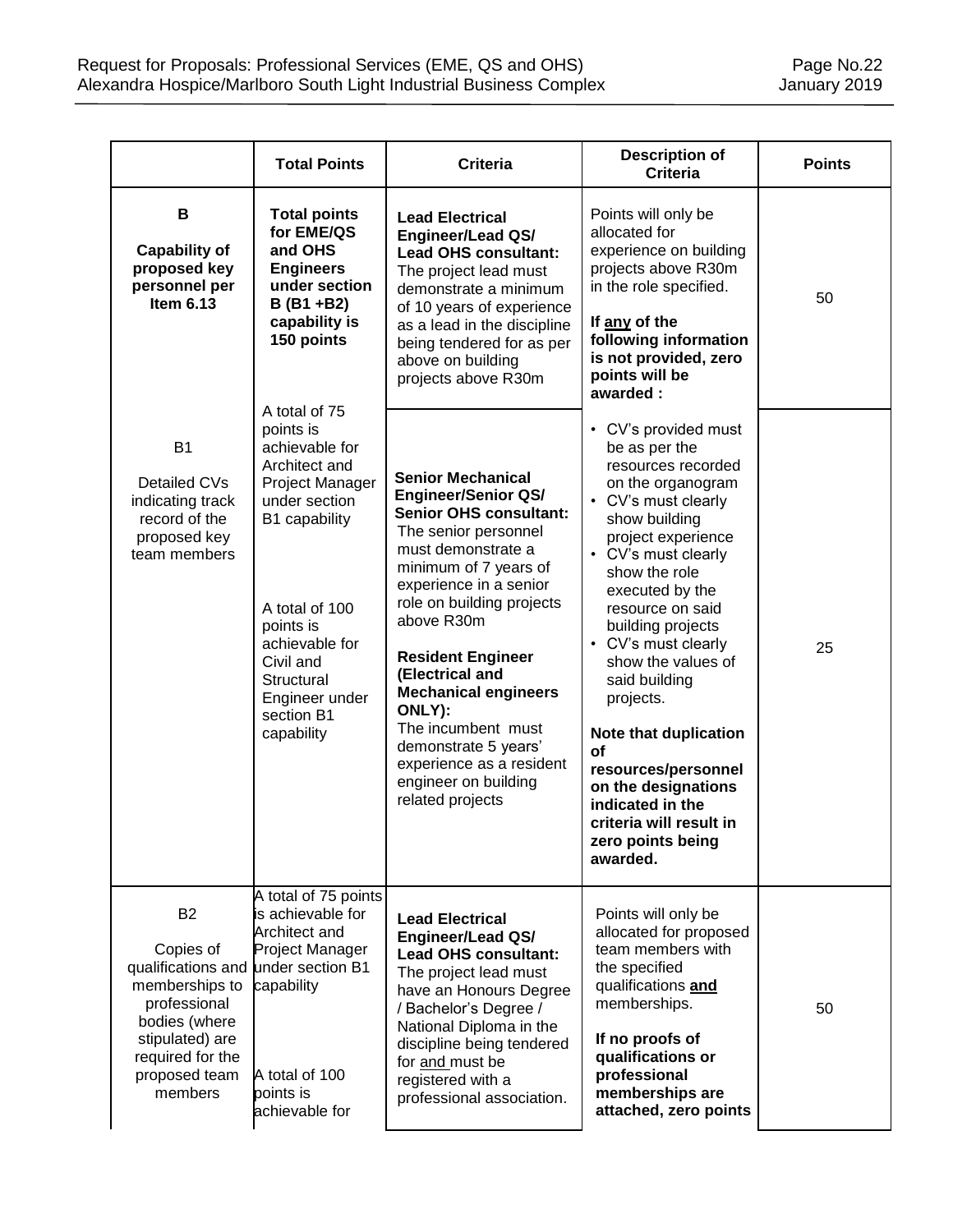|  | Total Points | Criteria | Description of Criteria | Points |
| --- | --- | --- | --- | --- |
| **B**<br><br>**Capability of proposed key personnel per Item 6.13**<br><br>B1<br><br>Detailed CVs indicating track record of the proposed key team members | **Total points for EME/QS and OHS Engineers under section B (B1 +B2) capability is 150 points**<br><br>A total of 75 points is achievable for Architect and Project Manager under section B1 capability<br><br>A total of 100 points is achievable for Civil and Structural Engineer under section B1 capability | **Lead Electrical Engineer/Lead QS/ Lead OHS consultant:** The project lead must demonstrate a minimum of 10 years of experience as a lead in the discipline being tendered for as per above on building projects above R30m | Points will only be allocated for experience on building projects above R30m in the role specified.<br><br>**If any of the following information is not provided, zero points will be awarded :**<br><br>• CV's provided must be as per the resources recorded on the organogram<br>• CV's must clearly show building project experience<br>• CV's must clearly show the role executed by the resource on said building projects<br>• CV's must clearly show the values of said building projects.<br><br>**Note that duplication of resources/personnel on the designations indicated in the criteria will result in zero points being awarded.** | 50 |
|  |  | **Senior Mechanical Engineer/Senior QS/ Senior OHS consultant:** The senior personnel must demonstrate a minimum of 7 years of experience in a senior role on building projects above R30m<br><br>**Resident Engineer (Electrical and Mechanical engineers ONLY):** The incumbent must demonstrate 5 years' experience as a resident engineer on building related projects |  | 25 |
| B2<br><br>Copies of qualifications and memberships to professional bodies (where stipulated) are required for the proposed team members | A total of 75 points is achievable for Architect and Project Manager under section B1 capability<br><br>A total of 100 points is achievable for | **Lead Electrical Engineer/Lead QS/ Lead OHS consultant:** The project lead must have an Honours Degree / Bachelor's Degree / National Diploma in the discipline being tendered for and must be registered with a professional association. | Points will only be allocated for proposed team members with the specified qualifications **and** memberships.<br><br>**If no proofs of qualifications or professional memberships are attached, zero points** | 50 |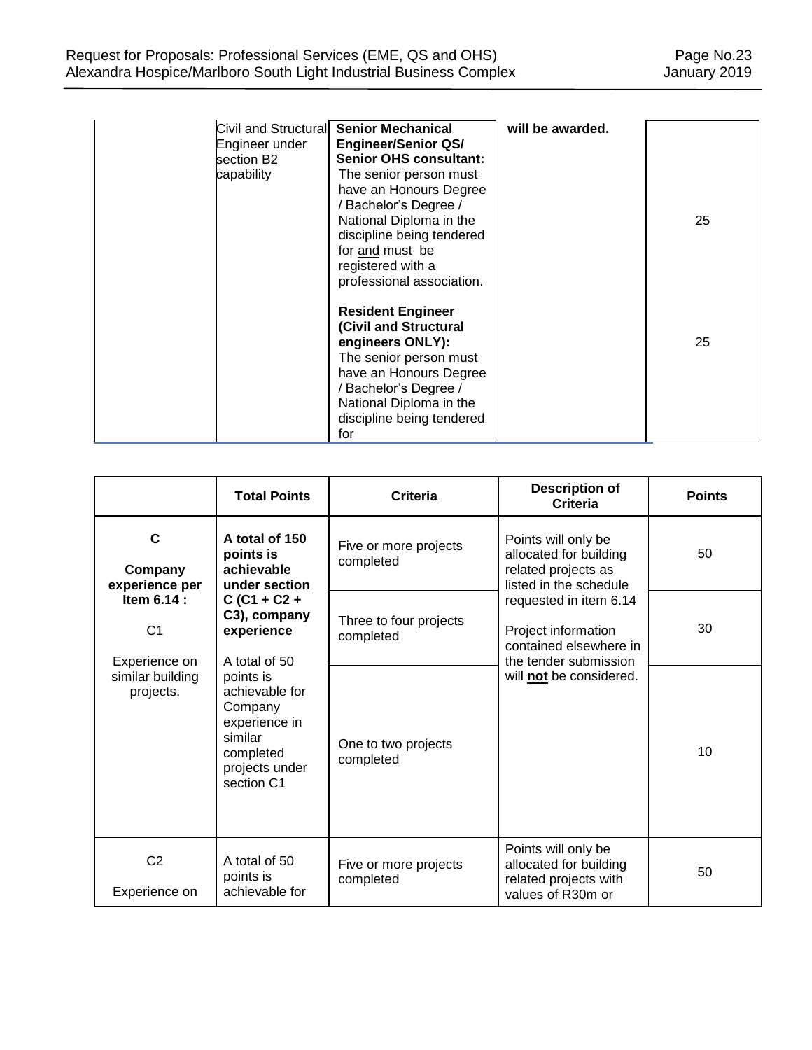| | | | | |
|---|---|---|---|---|
| | Civil and Structural Engineer under section B2 capability | **Senior Mechanical Engineer/Senior QS/ Senior OHS consultant:** The senior person must have an Honours Degree / Bachelor's Degree / National Diploma in the discipline being tendered for <u>and</u> must be registered with a professional association. | **will be awarded.** | 25 |
| | | **Resident Engineer (Civil and Structural engineers ONLY):** The senior person must have an Honours Degree / Bachelor's Degree / National Diploma in the discipline being tendered for | | 25 |

| | Total Points | Criteria | Description of Criteria | Points |
|---|---|---|---|---|
| **C**<br><br>**Company experience per Item 6.14 :**<br><br>C1<br><br>Experience on similar building projects. | **A total of 150 points is achievable under section C (C1 + C2 + C3), company experience**<br><br>A total of 50 points is achievable for Company experience in similar completed projects under section C1 | Five or more projects completed | Points will only be allocated for building related projects as listed in the schedule requested in item 6.14<br><br>Project information contained elsewhere in the tender submission will **<u>not</u>** be considered. | 50 |
| | | Three to four projects completed | | 30 |
| | | One to two projects completed | | 10 |
| C2<br><br>Experience on | A total of 50 points is achievable for | Five or more projects completed | Points will only be allocated for building related projects with values of R30m or | 50 |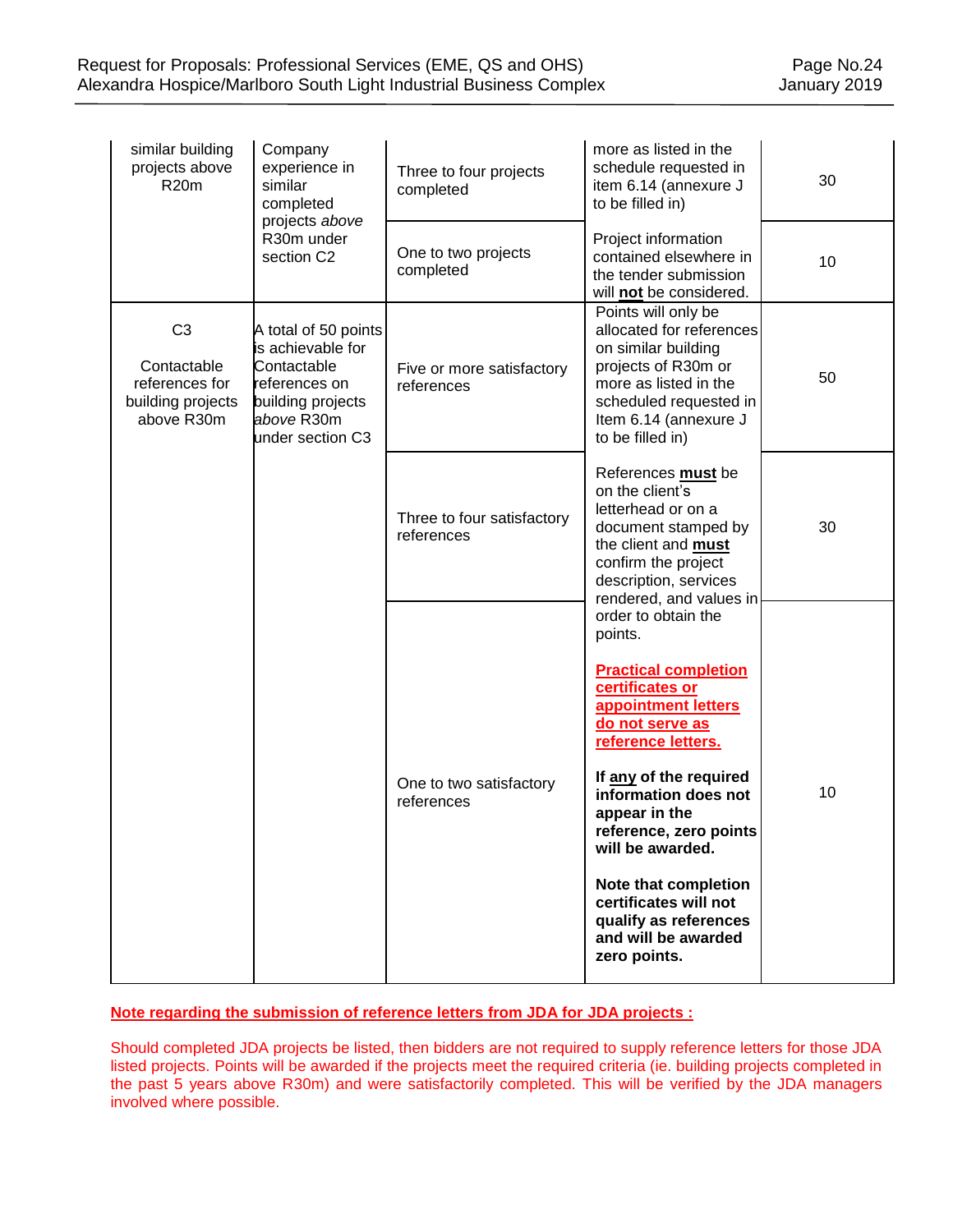| | | | | |
|---|---|---|---|---|
| similar building projects above R20m | Company experience in similar completed projects *above* R30m under section C2 | Three to four projects completed | more as listed in the schedule requested in item 6.14 (annexure J to be filled in) | 30 |
| | | One to two projects completed | Project information contained elsewhere in the tender submission will **not** be considered. | 10 |
| C3<br><br>Contactable references for building projects above R30m | A total of 50 points is achievable for Contactable references on building projects *above* R30m under section C3 | Five or more satisfactory references | Points will only be allocated for references on similar building projects of R30m or more as listed in the scheduled requested in Item 6.14 (annexure J to be filled in) | 50 |
| | | Three to four satisfactory references | References **must** be on the client's letterhead or on a document stamped by the client and **must** confirm the project description, services rendered, and values in order to obtain the points.<br><br>**Practical completion certificates or appointment letters do not serve as reference letters.**<br><br>**If any of the required information does not appear in the reference, zero points will be awarded.**<br><br>**Note that completion certificates will not qualify as references and will be awarded zero points.** | 30 |
| | | One to two satisfactory references | | 10 |

**Note regarding the submission of reference letters from JDA for JDA projects :**

Should completed JDA projects be listed, then bidders are not required to supply reference letters for those JDA listed projects. Points will be awarded if the projects meet the required criteria (ie. building projects completed in the past 5 years above R30m) and were satisfactorily completed. This will be verified by the JDA managers involved where possible.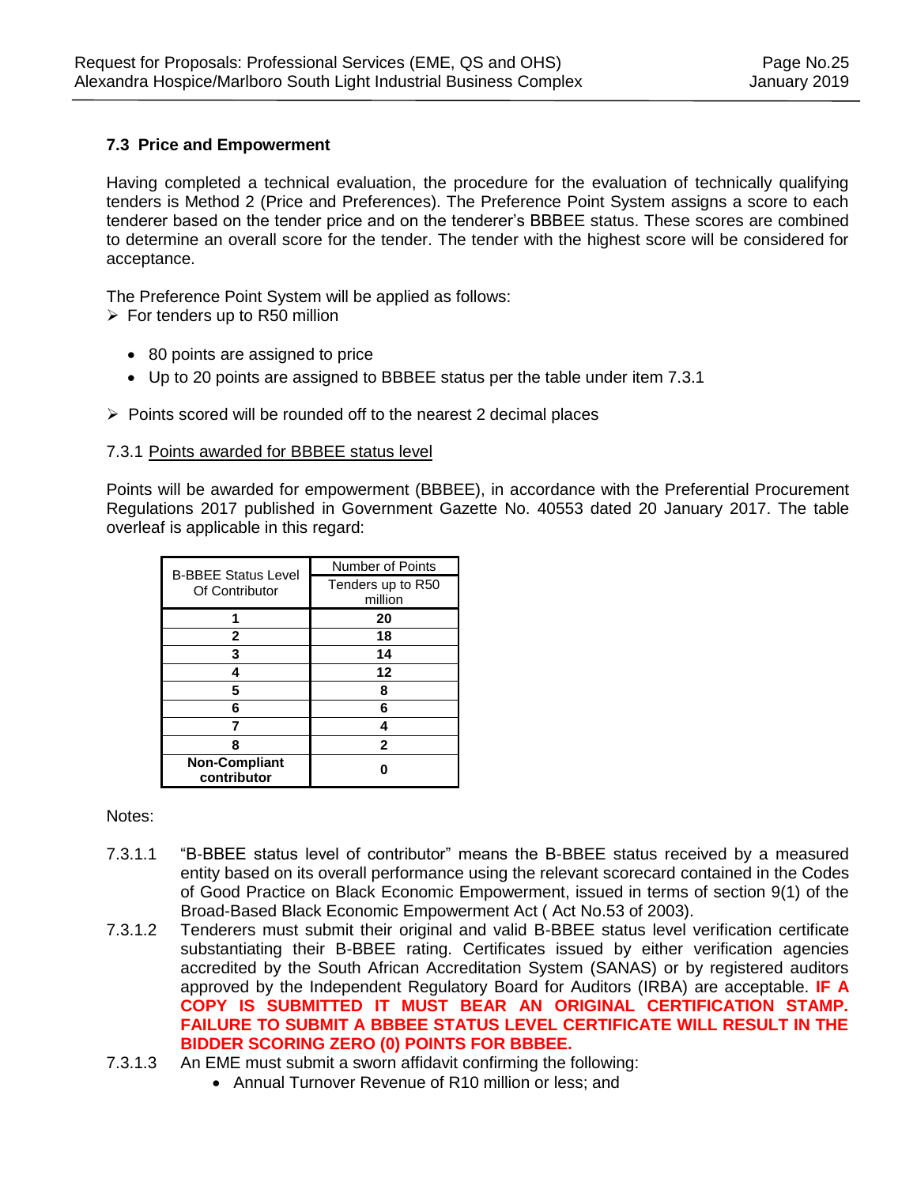### 7.3 Price and Empowerment

Having completed a technical evaluation, the procedure for the evaluation of technically qualifying tenders is Method 2 (Price and Preferences). The Preference Point System assigns a score to each tenderer based on the tender price and on the tenderer's BBBEE status. These scores are combined to determine an overall score for the tender. The tender with the highest score will be considered for acceptance.

The Preference Point System will be applied as follows:

- For tenders up to R50 million
  - 80 points are assigned to price
  - Up to 20 points are assigned to BBBEE status per the table under item 7.3.1
- Points scored will be rounded off to the nearest 2 decimal places

7.3.1 <u>Points awarded for BBBEE status level</u>

Points will be awarded for empowerment (BBBEE), in accordance with the Preferential Procurement Regulations 2017 published in Government Gazette No. 40553 dated 20 January 2017. The table overleaf is applicable in this regard:

| B-BBEE Status Level Of Contributor | Number of Points |
|---|---|
| | Tenders up to R50 million |
| **1** | **20** |
| **2** | **18** |
| **3** | **14** |
| **4** | **12** |
| **5** | **8** |
| **6** | **6** |
| **7** | **4** |
| **8** | **2** |
| **Non-Compliant contributor** | **0** |

Notes:

7.3.1.1 "B-BBEE status level of contributor" means the B-BBEE status received by a measured entity based on its overall performance using the relevant scorecard contained in the Codes of Good Practice on Black Economic Empowerment, issued in terms of section 9(1) of the Broad-Based Black Economic Empowerment Act ( Act No.53 of 2003).

7.3.1.2 Tenderers must submit their original and valid B-BBEE status level verification certificate substantiating their B-BBEE rating. Certificates issued by either verification agencies accredited by the South African Accreditation System (SANAS) or by registered auditors approved by the Independent Regulatory Board for Auditors (IRBA) are acceptable. **IF A COPY IS SUBMITTED IT MUST BEAR AN ORIGINAL CERTIFICATION STAMP. FAILURE TO SUBMIT A BBBEE STATUS LEVEL CERTIFICATE WILL RESULT IN THE BIDDER SCORING ZERO (0) POINTS FOR BBBEE.**

7.3.1.3 An EME must submit a sworn affidavit confirming the following:

- Annual Turnover Revenue of R10 million or less; and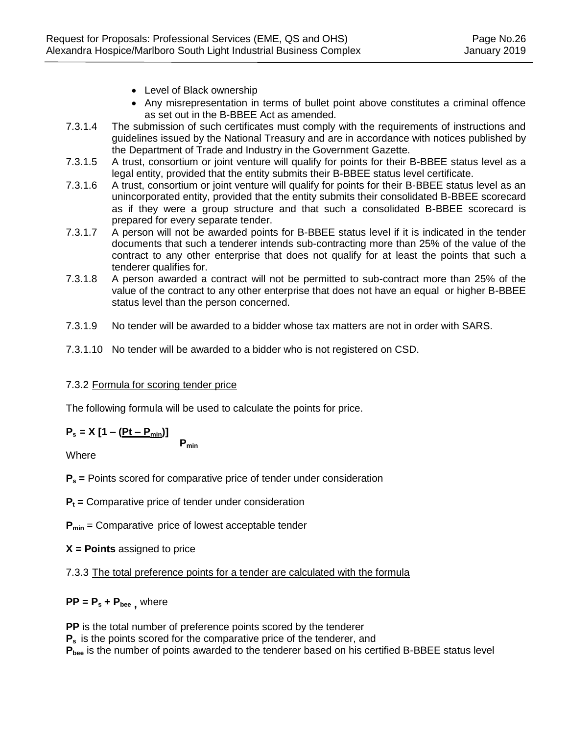- Level of Black ownership
- Any misrepresentation in terms of bullet point above constitutes a criminal offence as set out in the B-BBEE Act as amended.

7.3.1.4 The submission of such certificates must comply with the requirements of instructions and guidelines issued by the National Treasury and are in accordance with notices published by the Department of Trade and Industry in the Government Gazette.

7.3.1.5 A trust, consortium or joint venture will qualify for points for their B-BBEE status level as a legal entity, provided that the entity submits their B-BBEE status level certificate.

7.3.1.6 A trust, consortium or joint venture will qualify for points for their B-BBEE status level as an unincorporated entity, provided that the entity submits their consolidated B-BBEE scorecard as if they were a group structure and that such a consolidated B-BBEE scorecard is prepared for every separate tender.

7.3.1.7 A person will not be awarded points for B-BBEE status level if it is indicated in the tender documents that such a tenderer intends sub-contracting more than 25% of the value of the contract to any other enterprise that does not qualify for at least the points that such a tenderer qualifies for.

7.3.1.8 A person awarded a contract will not be permitted to sub-contract more than 25% of the value of the contract to any other enterprise that does not have an equal or higher B-BBEE status level than the person concerned.

7.3.1.9 No tender will be awarded to a bidder whose tax matters are not in order with SARS.

7.3.1.10 No tender will be awarded to a bidder who is not registered on CSD.

7.3.2 Formula for scoring tender price

The following formula will be used to calculate the points for price.

$$P_s = X\left[1 - \frac{(Pt - P_{min})}{P_{min}}\right]$$

Where

**$P_s$ =** Points scored for comparative price of tender under consideration

**$P_t$ =** Comparative price of tender under consideration

**$P_{min}$** = Comparative price of lowest acceptable tender

**X = Points** assigned to price

7.3.3 The total preference points for a tender are calculated with the formula

**$PP = P_s + P_{bee}$ ,** where

**PP** is the total number of preference points scored by the tenderer
**$P_s$** is the points scored for the comparative price of the tenderer, and
**$P_{bee}$** is the number of points awarded to the tenderer based on his certified B-BBEE status level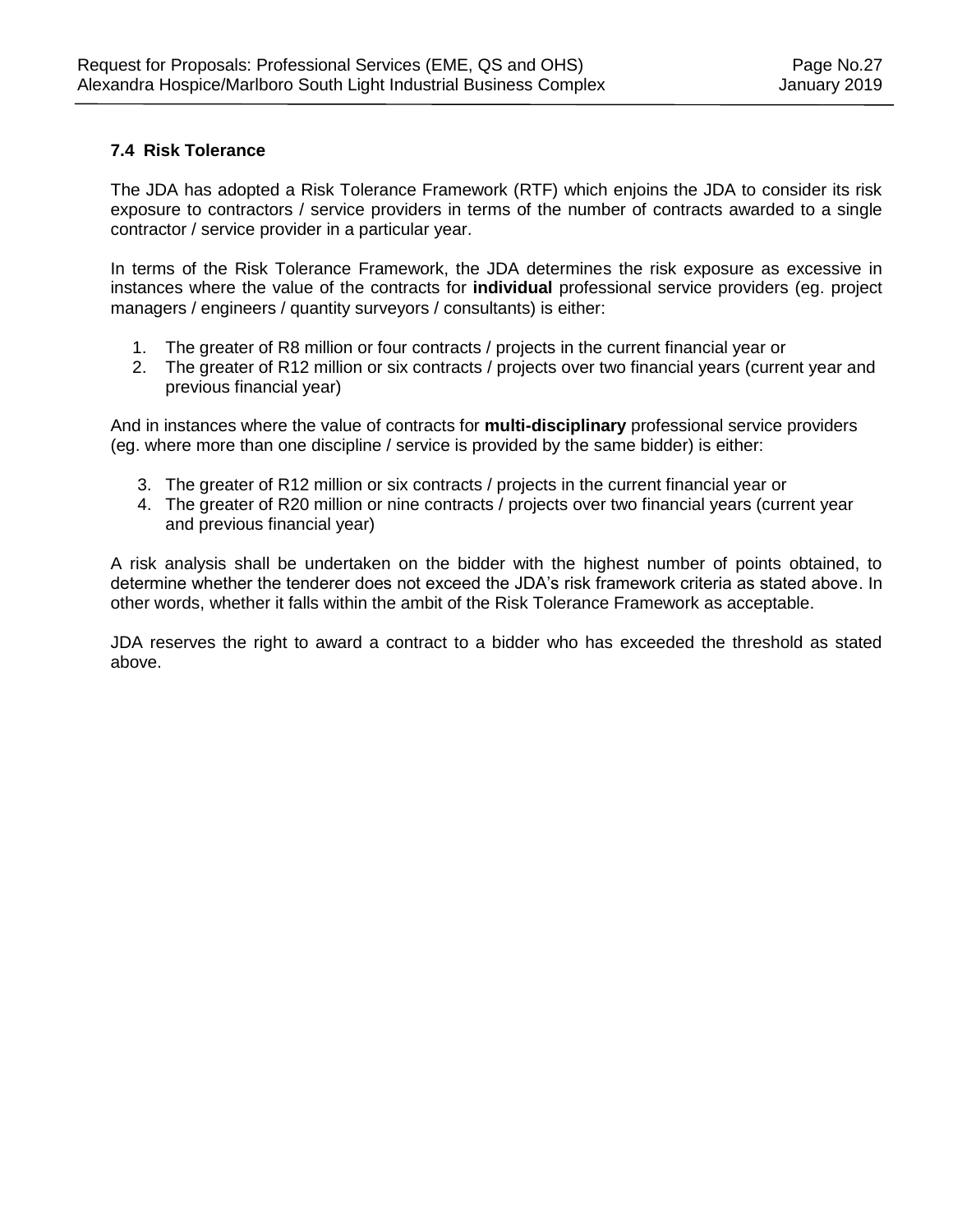### 7.4 Risk Tolerance

The JDA has adopted a Risk Tolerance Framework (RTF) which enjoins the JDA to consider its risk exposure to contractors / service providers in terms of the number of contracts awarded to a single contractor / service provider in a particular year.

In terms of the Risk Tolerance Framework, the JDA determines the risk exposure as excessive in instances where the value of the contracts for **individual** professional service providers (eg. project managers / engineers / quantity surveyors / consultants) is either:

1. The greater of R8 million or four contracts / projects in the current financial year or
2. The greater of R12 million or six contracts / projects over two financial years (current year and previous financial year)

And in instances where the value of contracts for **multi-disciplinary** professional service providers (eg. where more than one discipline / service is provided by the same bidder) is either:

3. The greater of R12 million or six contracts / projects in the current financial year or
4. The greater of R20 million or nine contracts / projects over two financial years (current year and previous financial year)

A risk analysis shall be undertaken on the bidder with the highest number of points obtained, to determine whether the tenderer does not exceed the JDA's risk framework criteria as stated above. In other words, whether it falls within the ambit of the Risk Tolerance Framework as acceptable.

JDA reserves the right to award a contract to a bidder who has exceeded the threshold as stated above.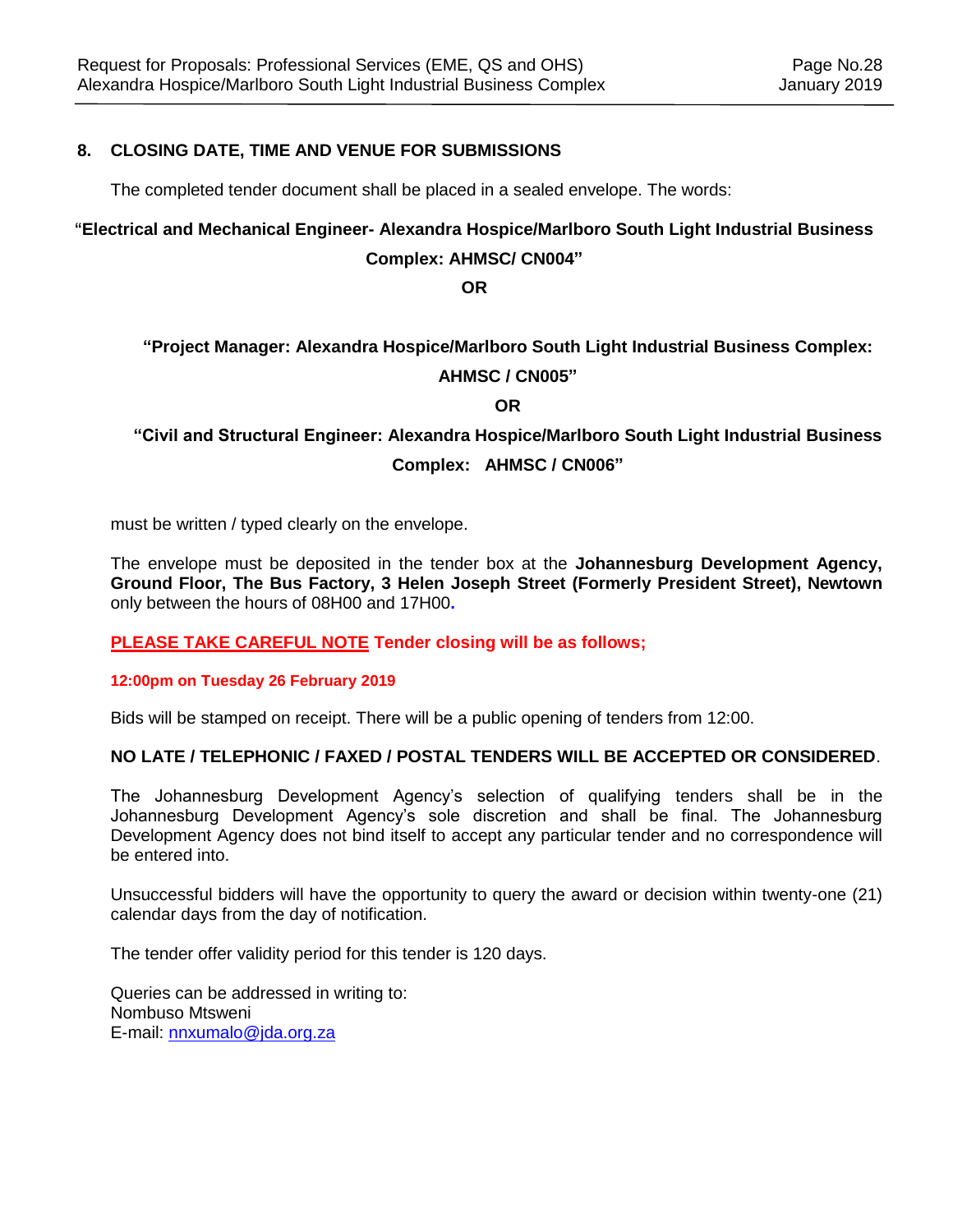## 8. CLOSING DATE, TIME AND VENUE FOR SUBMISSIONS

The completed tender document shall be placed in a sealed envelope. The words:

**"Electrical and Mechanical Engineer- Alexandra Hospice/Marlboro South Light Industrial Business Complex: AHMSC/ CN004"**

**OR**

**"Project Manager: Alexandra Hospice/Marlboro South Light Industrial Business Complex: AHMSC / CN005"**

**OR**

**"Civil and Structural Engineer: Alexandra Hospice/Marlboro South Light Industrial Business Complex: AHMSC / CN006"**

must be written / typed clearly on the envelope.

The envelope must be deposited in the tender box at the **Johannesburg Development Agency, Ground Floor, The Bus Factory, 3 Helen Joseph Street (Formerly President Street), Newtown** only between the hours of 08H00 and 17H00.

**PLEASE TAKE CAREFUL NOTE Tender closing will be as follows;**

**12:00pm on Tuesday 26 February 2019**

Bids will be stamped on receipt. There will be a public opening of tenders from 12:00.

**NO LATE / TELEPHONIC / FAXED / POSTAL TENDERS WILL BE ACCEPTED OR CONSIDERED**.

The Johannesburg Development Agency's selection of qualifying tenders shall be in the Johannesburg Development Agency's sole discretion and shall be final. The Johannesburg Development Agency does not bind itself to accept any particular tender and no correspondence will be entered into.

Unsuccessful bidders will have the opportunity to query the award or decision within twenty-one (21) calendar days from the day of notification.

The tender offer validity period for this tender is 120 days.

Queries can be addressed in writing to:
Nombuso Mtsweni
E-mail: nnxumalo@jda.org.za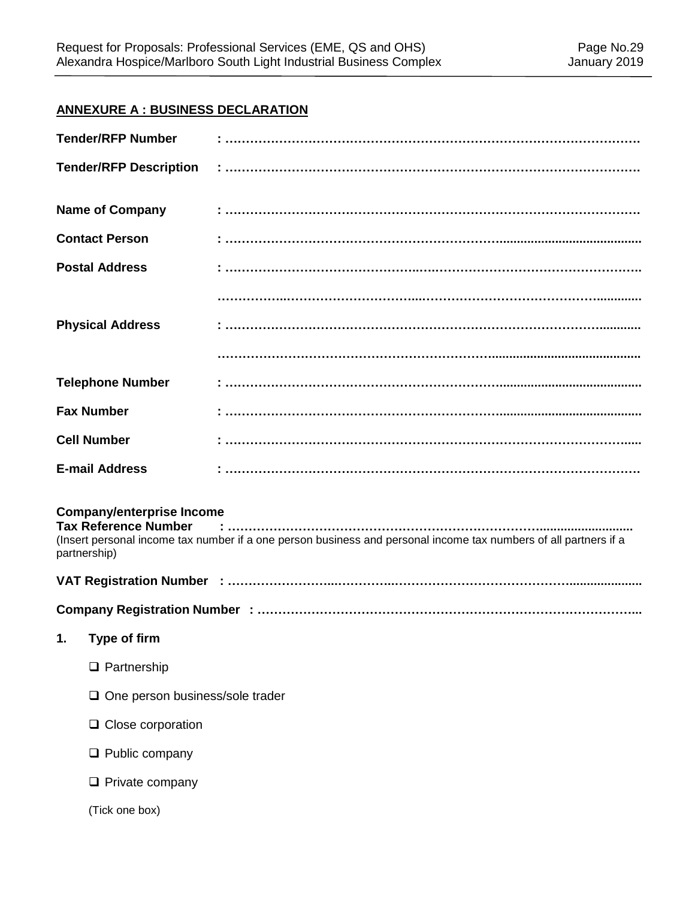**ANNEXURE A : BUSINESS DECLARATION**

**Tender/RFP Number** : ……………………………………………………………………………………

**Tender/RFP Description** : ……………………………………………………………………………………

**Name of Company** : ……………………………………………………………………………………

**Contact Person** : ……………………………………………………………………………………

**Postal Address** : ……………………………………………………………………………………

……………………………………………………………………………………

**Physical Address** : ……………………………………………………………………………………

……………………………………………………………………………………

**Telephone Number** : ……………………………………………………………………………………

**Fax Number** : ……………………………………………………………………………………

**Cell Number** : ……………………………………………………………………………………

**E-mail Address** : ……………………………………………………………………………………

**Company/enterprise Income Tax Reference Number** : ……………………………………………………………………………………

(Insert personal income tax number if a one person business and personal income tax numbers of all partners if a partnership)

**VAT Registration Number** : ……………………………………………………………………………………

**Company Registration Number** : ……………………………………………………………………………………

**1. Type of firm**

- ❑ Partnership
- ❑ One person business/sole trader
- ❑ Close corporation
- ❑ Public company
- ❑ Private company

(Tick one box)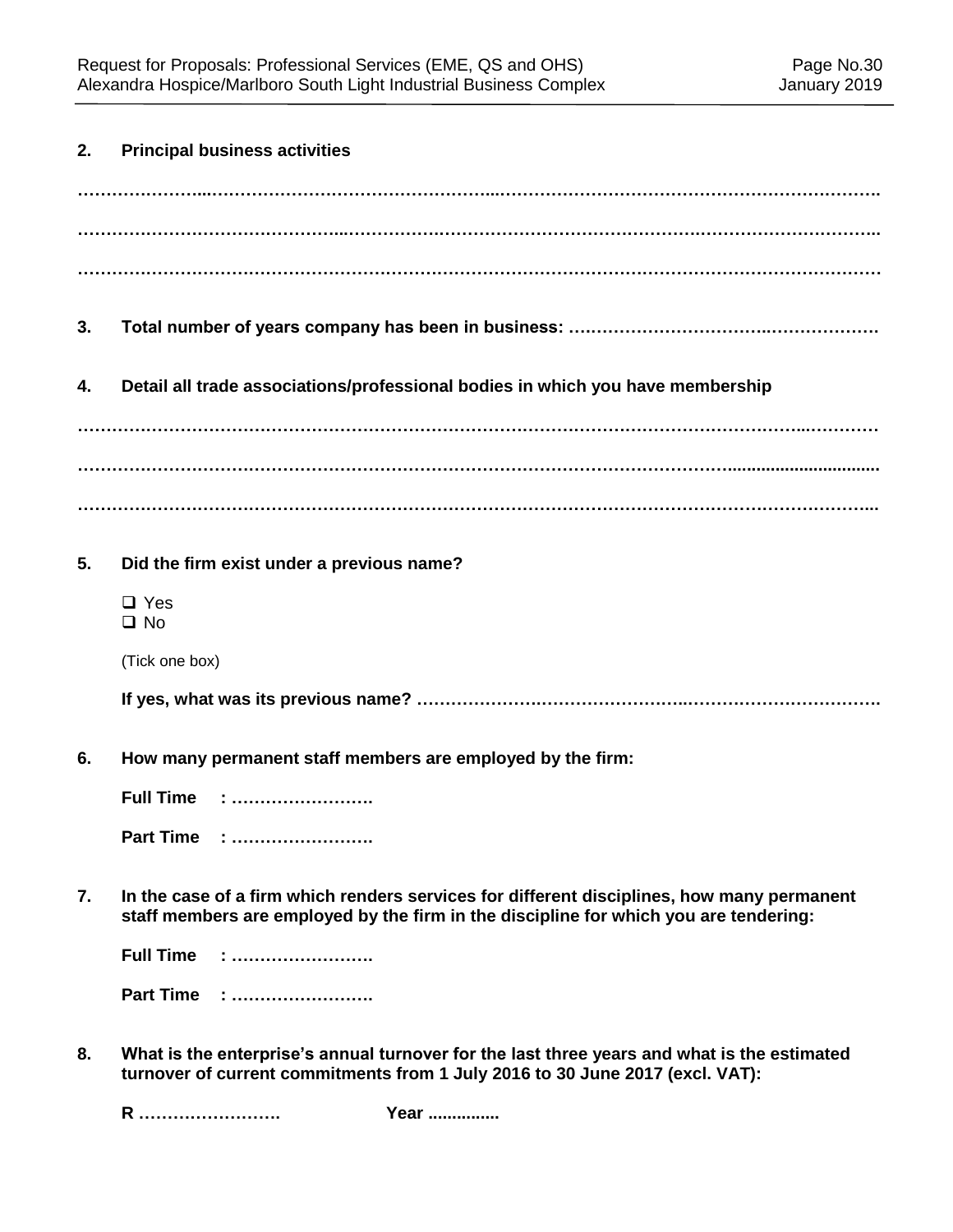**2. Principal business activities**

……………………..………………………………………...………………………………………………………….

……………………………………..………………………………………………………………………………..

………………………………………………………………………………………………………………………

**3. Total number of years company has been in business:** …………………………………..………………

**4. Detail all trade associations/professional bodies in which you have membership**

……………………………………………………………………………………………………………..…………

……………………………………………………………………………………………………..............................

……………………………………………………………………………………………………………………...

**5. Did the firm exist under a previous name?**

- ❑ Yes
- ❑ No

(Tick one box)

**If yes, what was its previous name?** …………………..……………………..……………………………….

**6. How many permanent staff members are employed by the firm:**

**Full Time : …………………….**

**Part Time : …………………….**

**7. In the case of a firm which renders services for different disciplines, how many permanent staff members are employed by the firm in the discipline for which you are tendering:**

**Full Time : …………………….**

**Part Time : …………………….**

**8. What is the enterprise's annual turnover for the last three years and what is the estimated turnover of current commitments from 1 July 2016 to 30 June 2017 (excl. VAT):**

**R …………………….** **Year ..............**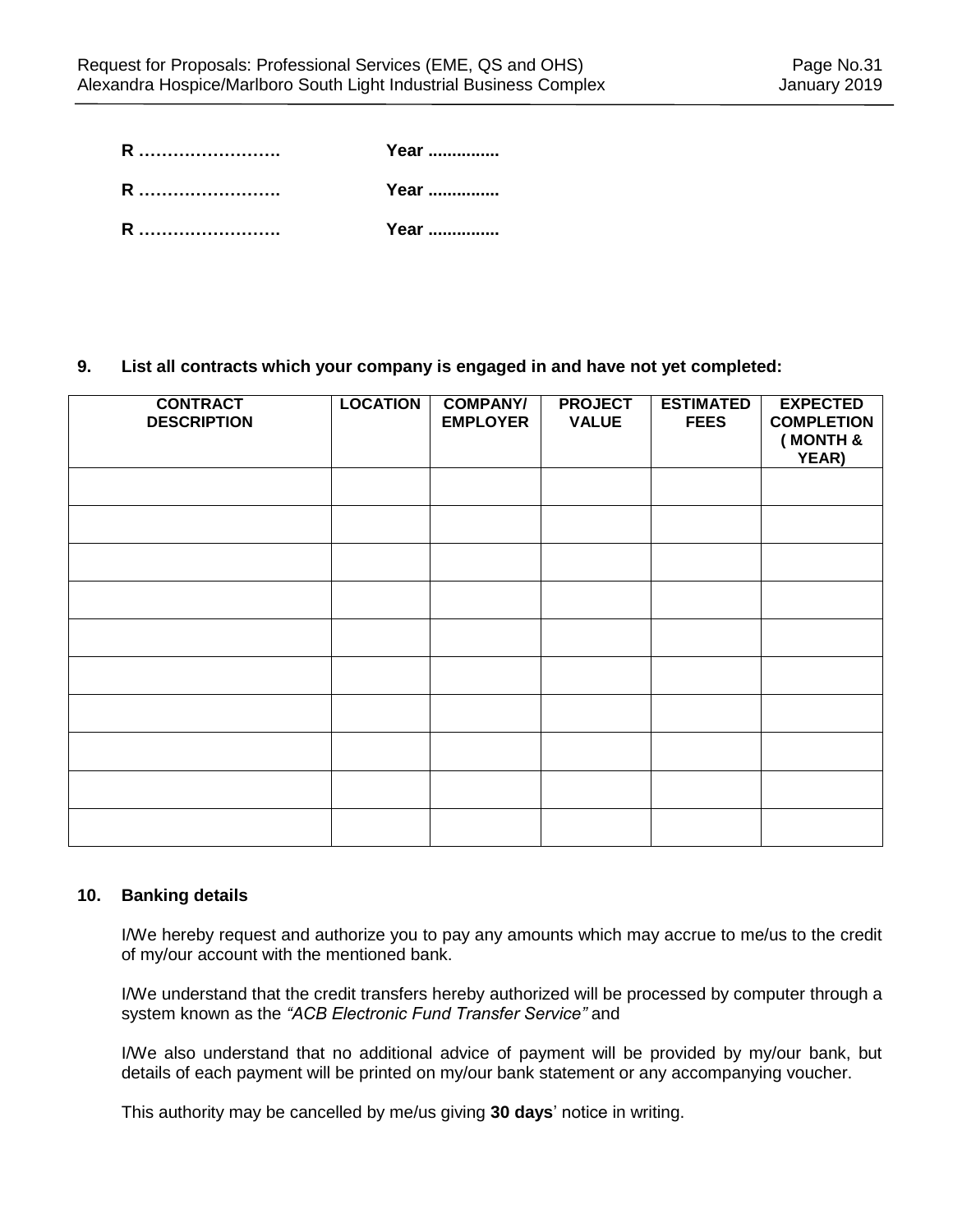**R …………………….** **Year ..............**

**R …………………….** **Year ..............**

**R …………………….** **Year ..............**

**9. List all contracts which your company is engaged in and have not yet completed:**

| CONTRACT DESCRIPTION | LOCATION | COMPANY/ EMPLOYER | PROJECT VALUE | ESTIMATED FEES | EXPECTED COMPLETION ( MONTH & YEAR) |
|---|---|---|---|---|---|
| | | | | | |
| | | | | | |
| | | | | | |
| | | | | | |
| | | | | | |
| | | | | | |
| | | | | | |
| | | | | | |
| | | | | | |
| | | | | | |

**10. Banking details**

I/We hereby request and authorize you to pay any amounts which may accrue to me/us to the credit of my/our account with the mentioned bank.

I/We understand that the credit transfers hereby authorized will be processed by computer through a system known as the *"ACB Electronic Fund Transfer Service"* and

I/We also understand that no additional advice of payment will be provided by my/our bank, but details of each payment will be printed on my/our bank statement or any accompanying voucher.

This authority may be cancelled by me/us giving **30 days**' notice in writing.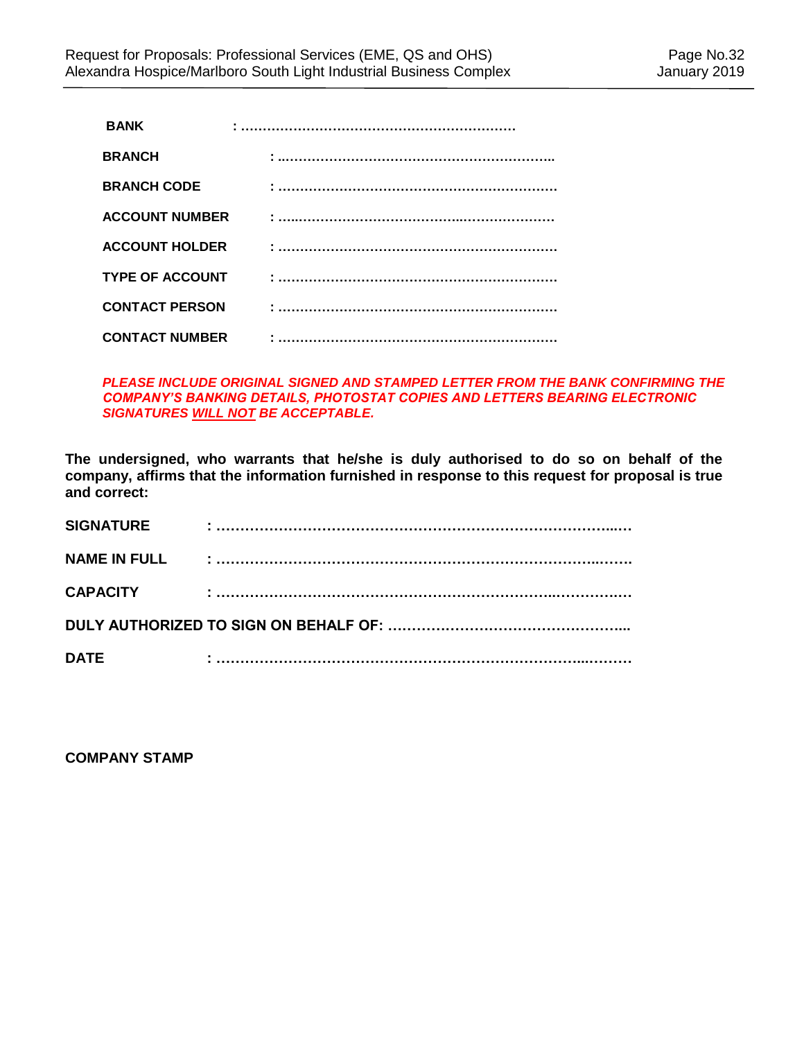**BANK** : ………………………………………………………

**BRANCH** : ..……………………………………………………..

**BRANCH CODE** : ……………………………………………………….

**ACCOUNT NUMBER** : …..………………………………..………………

**ACCOUNT HOLDER** : ……………………………………………………….

**TYPE OF ACCOUNT** : ……………………………………………………….

**CONTACT PERSON** : ……………………………………………………….

**CONTACT NUMBER** : ……………………………………………………….

***PLEASE INCLUDE ORIGINAL SIGNED AND STAMPED LETTER FROM THE BANK CONFIRMING THE COMPANY'S BANKING DETAILS, PHOTOSTAT COPIES AND LETTERS BEARING ELECTRONIC SIGNATURES WILL NOT BE ACCEPTABLE.***

**The undersigned, who warrants that he/she is duly authorised to do so on behalf of the company, affirms that the information furnished in response to this request for proposal is true and correct:**

**SIGNATURE** : …………………………………………………………………...….

**NAME IN FULL** : ……………………………………………………………….……..

**CAPACITY** : …………………………………………………………..…………….

**DULY AUTHORIZED TO SIGN ON BEHALF OF:** ……………….……………………….....

**DATE** : ……………………………………………………………...………

**COMPANY STAMP**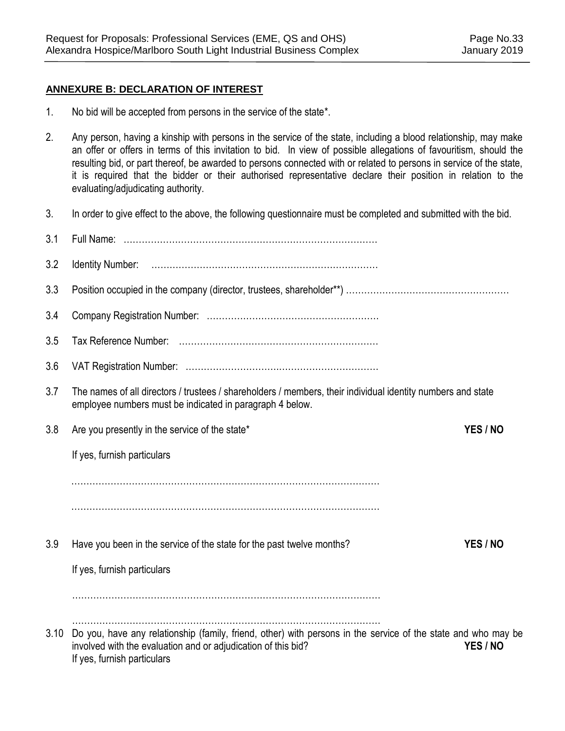## ANNEXURE B: DECLARATION OF INTEREST

1. No bid will be accepted from persons in the service of the state*.

2. Any person, having a kinship with persons in the service of the state, including a blood relationship, may make an offer or offers in terms of this invitation to bid. In view of possible allegations of favouritism, should the resulting bid, or part thereof, be awarded to persons connected with or related to persons in service of the state, it is required that the bidder or their authorised representative declare their position in relation to the evaluating/adjudicating authority.

3. In order to give effect to the above, the following questionnaire must be completed and submitted with the bid.

3.1 Full Name: ………………………………………………………………………

3.2 Identity Number: ………………………………………………………………

3.3 Position occupied in the company (director, trustees, shareholder**) ………………………………………………

3.4 Company Registration Number: …………………………………………………

3.5 Tax Reference Number: …………………………………………………………

3.6 VAT Registration Number: ………………………………………………………

3.7 The names of all directors / trustees / shareholders / members, their individual identity numbers and state employee numbers must be indicated in paragraph 4 below.

3.8 Are you presently in the service of the state* **YES / NO**

If yes, furnish particulars

…………………………………………………………………………………………

…………………………………………………………………………………………

3.9 Have you been in the service of the state for the past twelve months? **YES / NO**

If yes, furnish particulars

…………………………………………………………………………………………

…………………………………………………………………………………………

3.10 Do you, have any relationship (family, friend, other) with persons in the service of the state and who may be involved with the evaluation and or adjudication of this bid? **YES / NO**
If yes, furnish particulars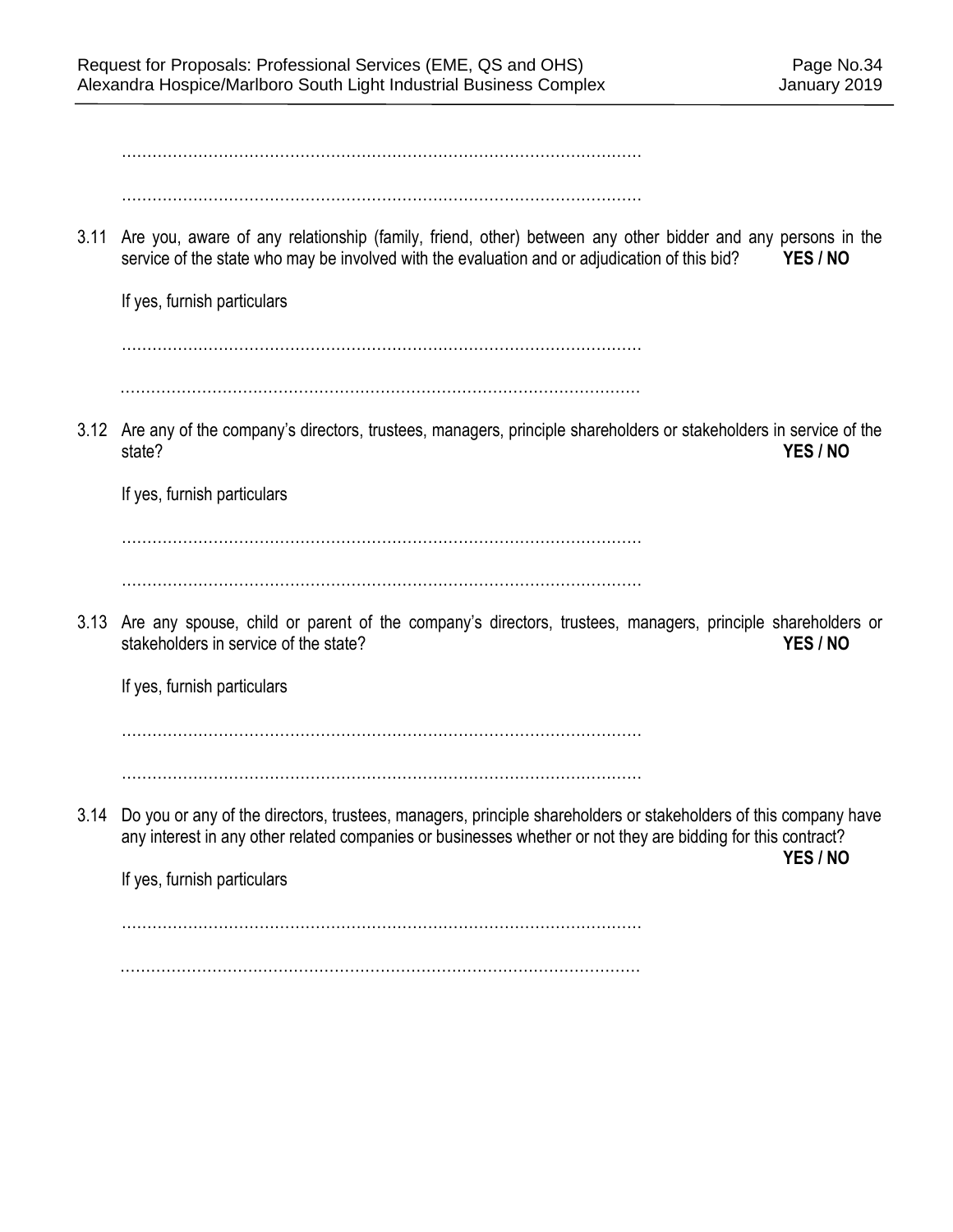…………………………………………………………………………………………

…………………………………………………………………………………………

3.11 Are you, aware of any relationship (family, friend, other) between any other bidder and any persons in the service of the state who may be involved with the evaluation and or adjudication of this bid? **YES / NO**

If yes, furnish particulars

…………………………………………………………………………………………

…………………………………………………………………………………………

3.12 Are any of the company's directors, trustees, managers, principle shareholders or stakeholders in service of the state? **YES / NO**

If yes, furnish particulars

…………………………………………………………………………………………

…………………………………………………………………………………………

3.13 Are any spouse, child or parent of the company's directors, trustees, managers, principle shareholders or stakeholders in service of the state? **YES / NO**

If yes, furnish particulars

…………………………………………………………………………………………

…………………………………………………………………………………………

3.14 Do you or any of the directors, trustees, managers, principle shareholders or stakeholders of this company have any interest in any other related companies or businesses whether or not they are bidding for this contract? **YES / NO**

If yes, furnish particulars

…………………………………………………………………………………………

…………………………………………………………………………………………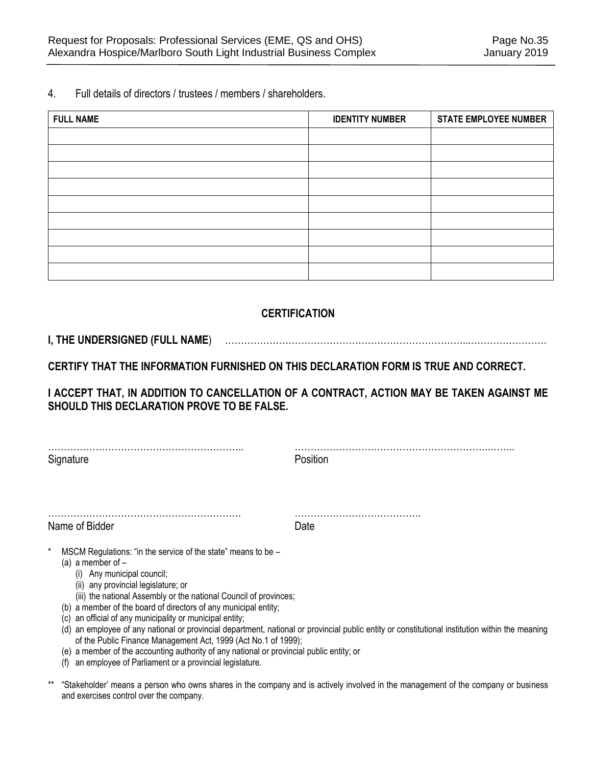4. Full details of directors / trustees / members / shareholders.

| FULL NAME | IDENTITY NUMBER | STATE EMPLOYEE NUMBER |
|---|---|---|
| | | |
| | | |
| | | |
| | | |
| | | |
| | | |
| | | |
| | | |
| | | |

## CERTIFICATION

**I, THE UNDERSIGNED (FULL NAME**) …………………………………………………………………...……………………

**CERTIFY THAT THE INFORMATION FURNISHED ON THIS DECLARATION FORM IS TRUE AND CORRECT.**

**I ACCEPT THAT, IN ADDITION TO CANCELLATION OF A CONTRACT, ACTION MAY BE TAKEN AGAINST ME SHOULD THIS DECLARATION PROVE TO BE FALSE.**

…………………………………………………….. Signature

…………………………………………………..…….. Position

……………………………………………………. Name of Bidder

…………………………………. Date

\* MSCM Regulations: "in the service of the state" means to be –
 (a) a member of –
  (i) Any municipal council;
  (ii) any provincial legislature; or
  (iii) the national Assembly or the national Council of provinces;
 (b) a member of the board of directors of any municipal entity;
 (c) an official of any municipality or municipal entity;
 (d) an employee of any national or provincial department, national or provincial public entity or constitutional institution within the meaning of the Public Finance Management Act, 1999 (Act No.1 of 1999);
 (e) a member of the accounting authority of any national or provincial public entity; or
 (f) an employee of Parliament or a provincial legislature.

\*\* "Stakeholder' means a person who owns shares in the company and is actively involved in the management of the company or business and exercises control over the company.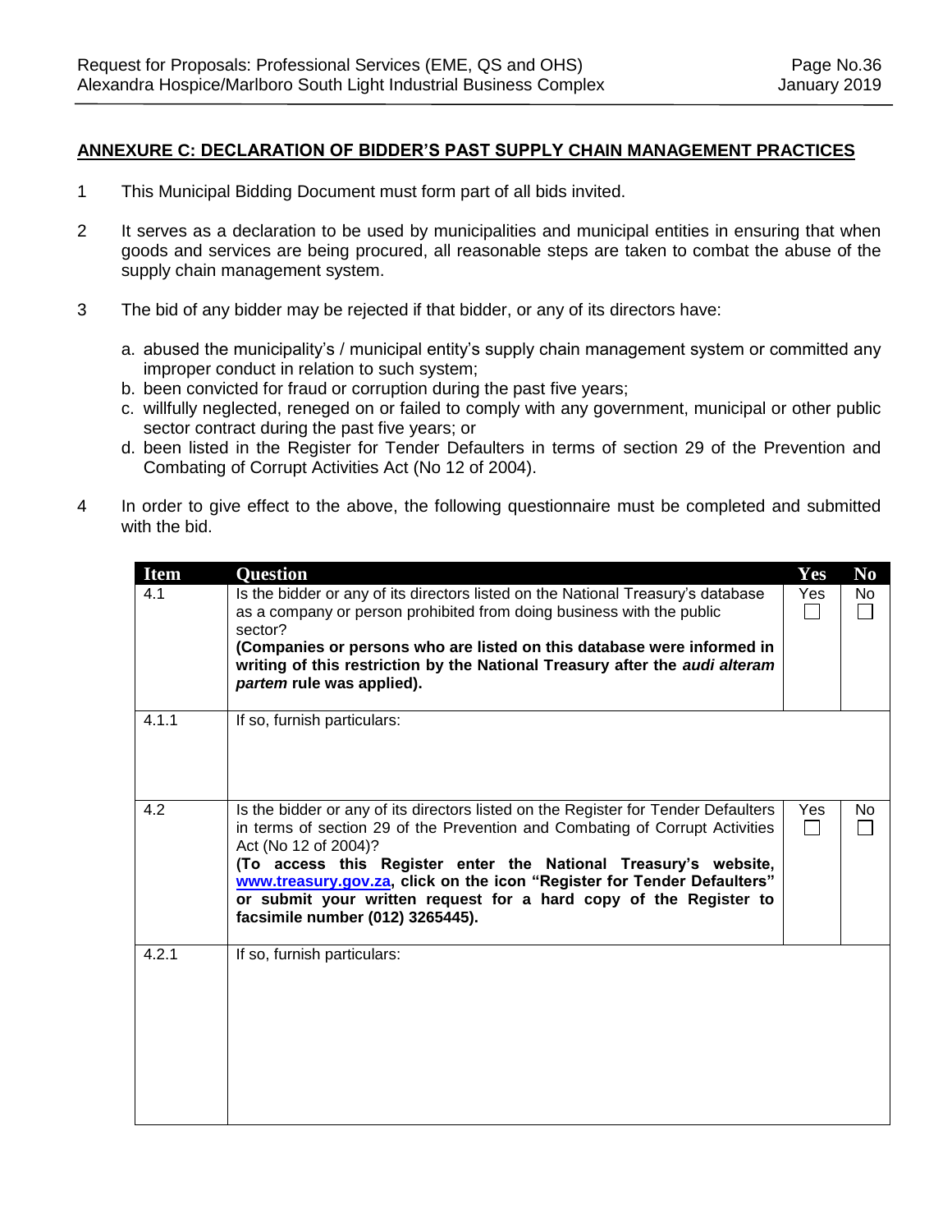## ANNEXURE C: DECLARATION OF BIDDER'S PAST SUPPLY CHAIN MANAGEMENT PRACTICES

1 This Municipal Bidding Document must form part of all bids invited.

2 It serves as a declaration to be used by municipalities and municipal entities in ensuring that when goods and services are being procured, all reasonable steps are taken to combat the abuse of the supply chain management system.

3 The bid of any bidder may be rejected if that bidder, or any of its directors have:

   a. abused the municipality's / municipal entity's supply chain management system or committed any improper conduct in relation to such system;
   b. been convicted for fraud or corruption during the past five years;
   c. willfully neglected, reneged on or failed to comply with any government, municipal or other public sector contract during the past five years; or
   d. been listed in the Register for Tender Defaulters in terms of section 29 of the Prevention and Combating of Corrupt Activities Act (No 12 of 2004).

4 In order to give effect to the above, the following questionnaire must be completed and submitted with the bid.

| Item | Question | Yes | No |
|---|---|---|---|
| 4.1 | Is the bidder or any of its directors listed on the National Treasury's database as a company or person prohibited from doing business with the public sector? **(Companies or persons who are listed on this database were informed in writing of this restriction by the National Treasury after the *audi alteram partem* rule was applied).** | Yes ☐ | No ☐ |
| 4.1.1 | If so, furnish particulars: | | |
| 4.2 | Is the bidder or any of its directors listed on the Register for Tender Defaulters in terms of section 29 of the Prevention and Combating of Corrupt Activities Act (No 12 of 2004)? **(To access this Register enter the National Treasury's website, www.treasury.gov.za, click on the icon "Register for Tender Defaulters" or submit your written request for a hard copy of the Register to facsimile number (012) 3265445).** | Yes ☐ | No ☐ |
| 4.2.1 | If so, furnish particulars: | | |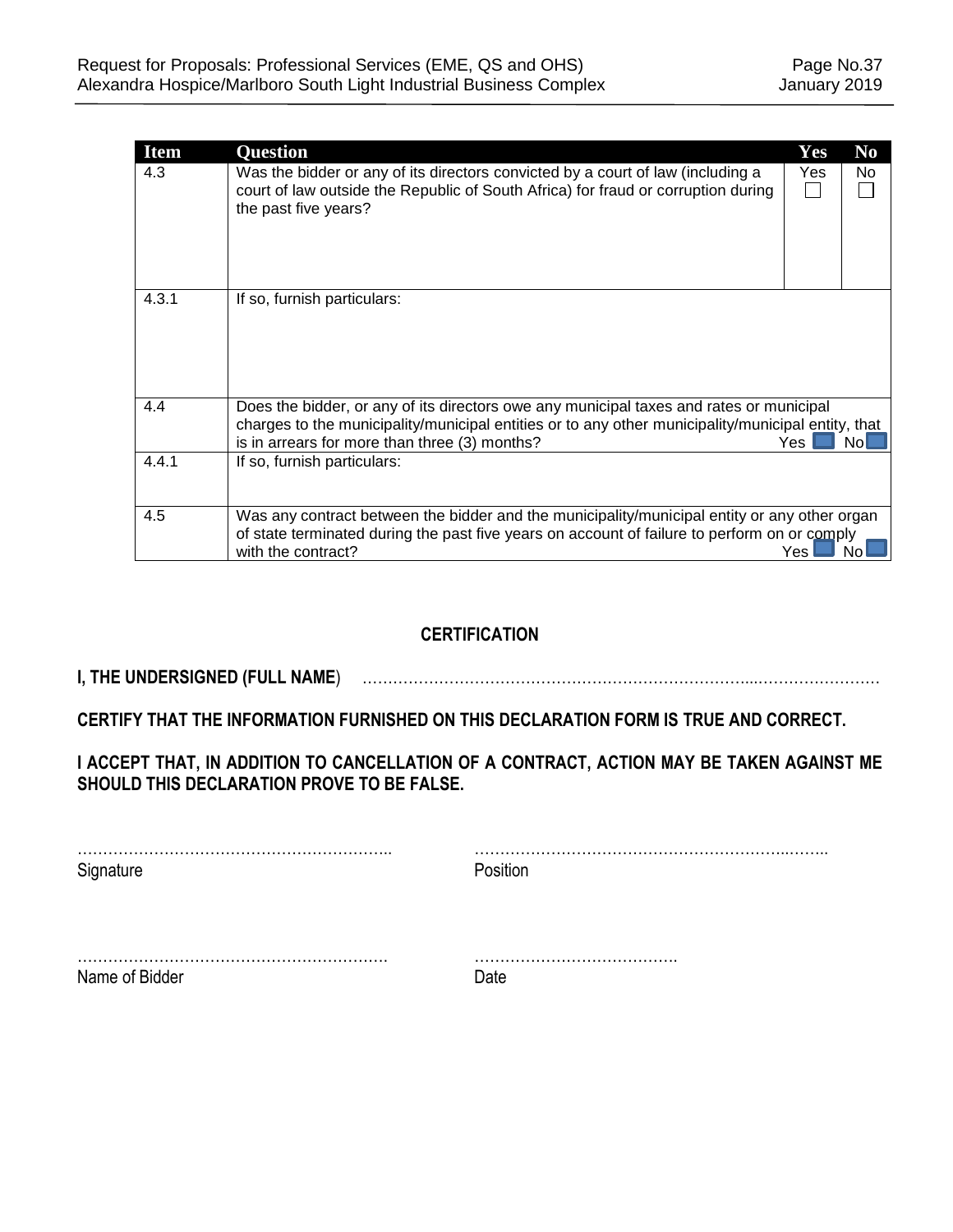| Item | Question | Yes | No |
|---|---|---|---|
| 4.3 | Was the bidder or any of its directors convicted by a court of law (including a court of law outside the Republic of South Africa) for fraud or corruption during the past five years? | Yes ☐ | No ☐ |
| 4.3.1 | If so, furnish particulars: | | |
| 4.4 | Does the bidder, or any of its directors owe any municipal taxes and rates or municipal charges to the municipality/municipal entities or to any other municipality/municipal entity, that is in arrears for more than three (3) months? Yes ☐ No ☐ | | |
| 4.4.1 | If so, furnish particulars: | | |
| 4.5 | Was any contract between the bidder and the municipality/municipal entity or any other organ of state terminated during the past five years on account of failure to perform on or comply with the contract? Yes ☐ No ☐ | | |

**CERTIFICATION**

**I, THE UNDERSIGNED (FULL NAME**) ……………………………………………………………………...……………………

**CERTIFY THAT THE INFORMATION FURNISHED ON THIS DECLARATION FORM IS TRUE AND CORRECT.**

**I ACCEPT THAT, IN ADDITION TO CANCELLATION OF A CONTRACT, ACTION MAY BE TAKEN AGAINST ME SHOULD THIS DECLARATION PROVE TO BE FALSE.**

…………………………………………………….. ……………………………………………………..……..
Signature Position

……………………………………………………. ………………………………….
Name of Bidder Date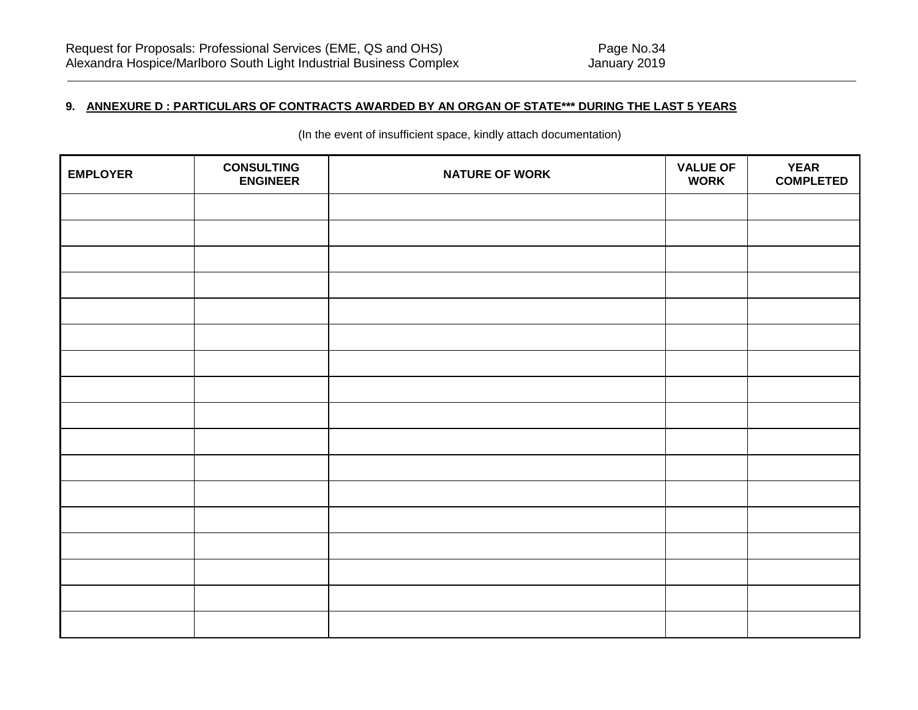**9. ANNEXURE D : PARTICULARS OF CONTRACTS AWARDED BY AN ORGAN OF STATE*** DURING THE LAST 5 YEARS**

(In the event of insufficient space, kindly attach documentation)

| EMPLOYER | CONSULTING ENGINEER | NATURE OF WORK | VALUE OF WORK | YEAR COMPLETED |
|---|---|---|---|---|
| | | | | |
| | | | | |
| | | | | |
| | | | | |
| | | | | |
| | | | | |
| | | | | |
| | | | | |
| | | | | |
| | | | | |
| | | | | |
| | | | | |
| | | | | |
| | | | | |
| | | | | |
| | | | | |
| | | | | |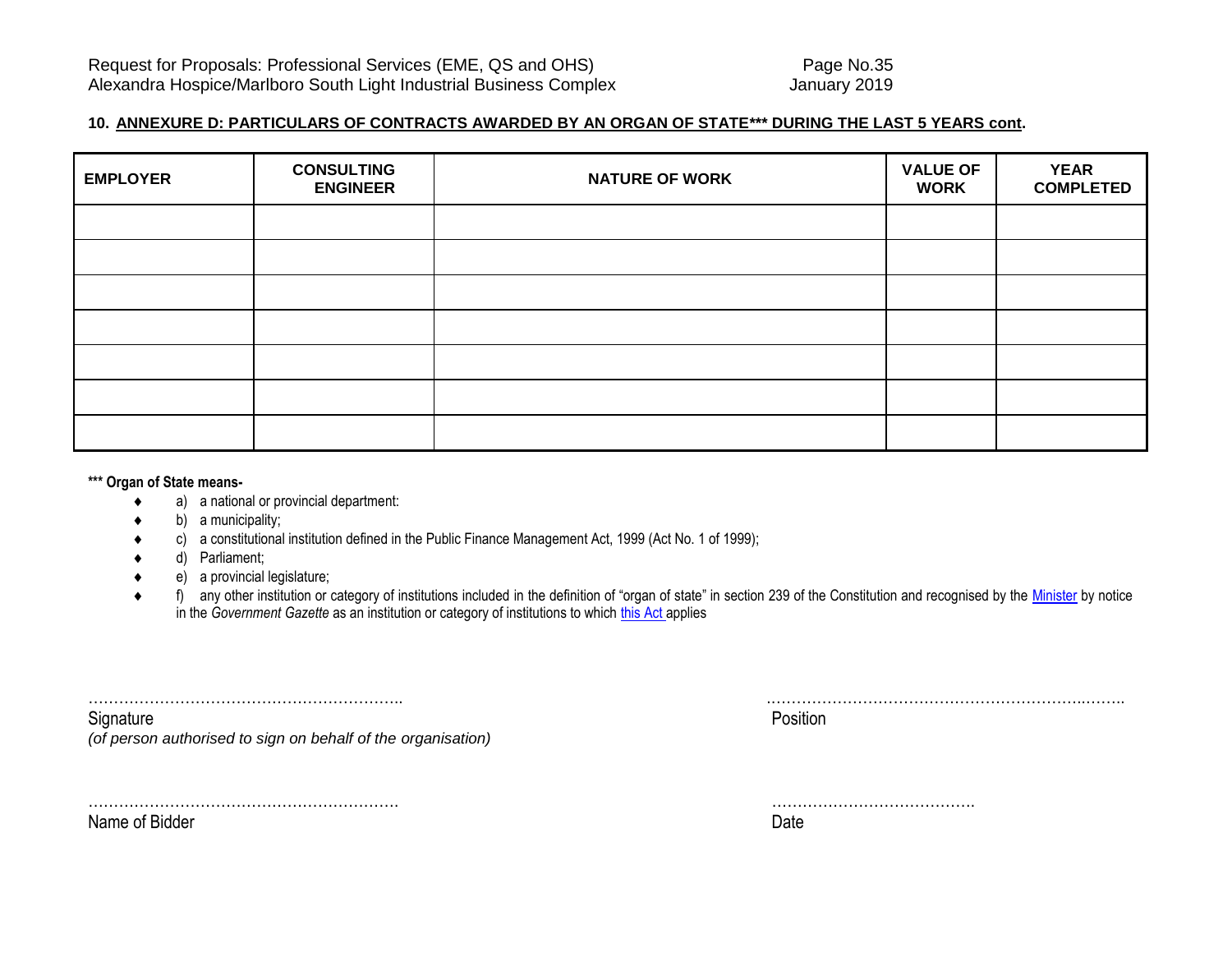## 10. ANNEXURE D: PARTICULARS OF CONTRACTS AWARDED BY AN ORGAN OF STATE*** DURING THE LAST 5 YEARS cont.

| EMPLOYER | CONSULTING ENGINEER | NATURE OF WORK | VALUE OF WORK | YEAR COMPLETED |
|---|---|---|---|---|
| | | | | |
| | | | | |
| | | | | |
| | | | | |
| | | | | |
| | | | | |
| | | | | |

**\*\*\* Organ of State means-**

- a) a national or provincial department:
- b) a municipality;
- c) a constitutional institution defined in the Public Finance Management Act, 1999 (Act No. 1 of 1999);
- d) Parliament;
- e) a provincial legislature;
- f) any other institution or category of institutions included in the definition of "organ of state" in section 239 of the Constitution and recognised by the Minister by notice in the *Government Gazette* as an institution or category of institutions to which this Act applies

………………………………………………………..
Signature
*(of person authorised to sign on behalf of the organisation)*

……………………………………………………………..……..
Position

……………………………………………………….
Name of Bidder

………………………………….
Date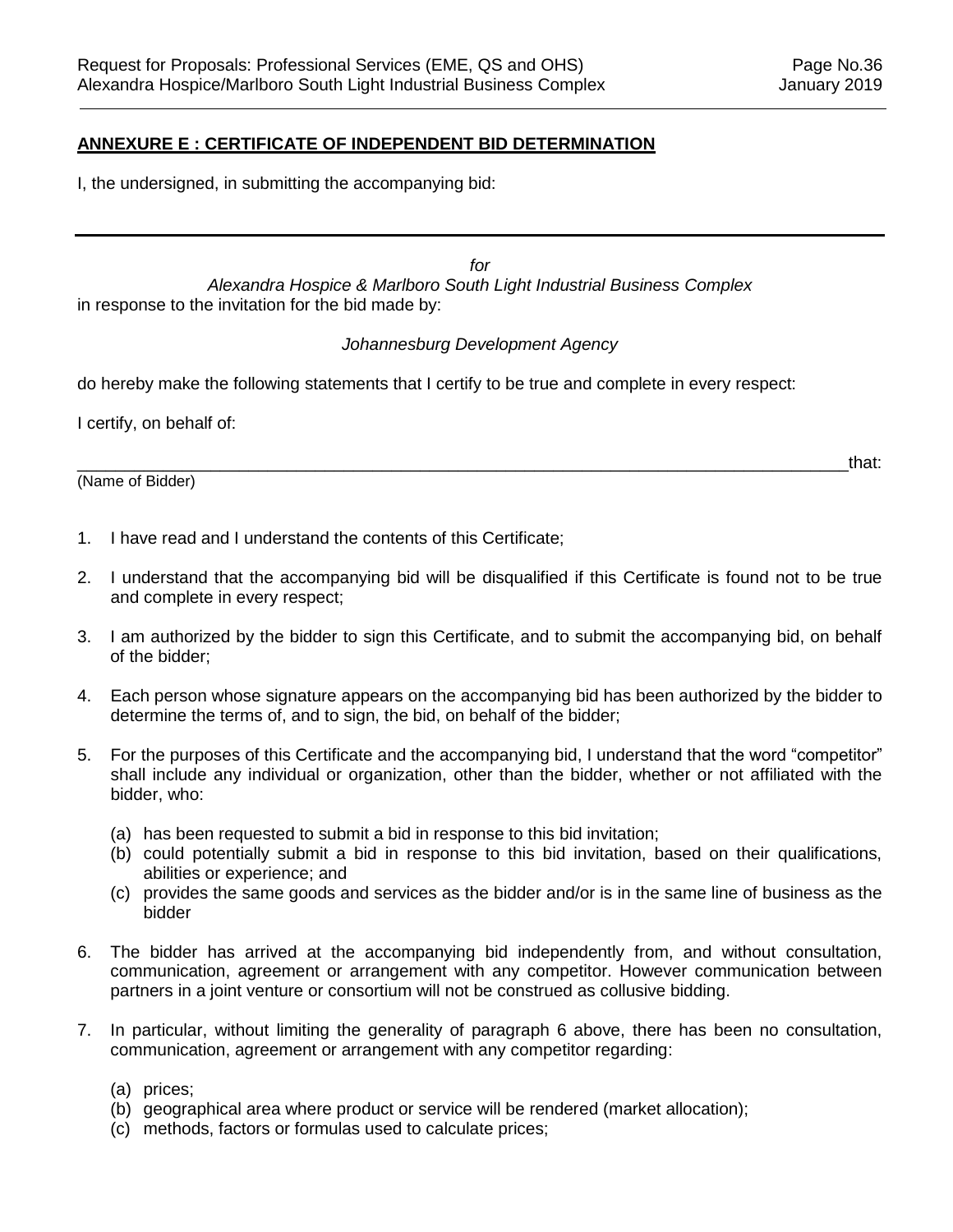**ANNEXURE E : CERTIFICATE OF INDEPENDENT BID DETERMINATION**

I, the undersigned, in submitting the accompanying bid:

---

*for*

*Alexandra Hospice & Marlboro South Light Industrial Business Complex*

in response to the invitation for the bid made by:

*Johannesburg Development Agency*

do hereby make the following statements that I certify to be true and complete in every respect:

I certify, on behalf of:

_______________________________________________________________________________that:
(Name of Bidder)

1. I have read and I understand the contents of this Certificate;
2. I understand that the accompanying bid will be disqualified if this Certificate is found not to be true and complete in every respect;
3. I am authorized by the bidder to sign this Certificate, and to submit the accompanying bid, on behalf of the bidder;
4. Each person whose signature appears on the accompanying bid has been authorized by the bidder to determine the terms of, and to sign, the bid, on behalf of the bidder;
5. For the purposes of this Certificate and the accompanying bid, I understand that the word "competitor" shall include any individual or organization, other than the bidder, whether or not affiliated with the bidder, who:
   (a) has been requested to submit a bid in response to this bid invitation;
   (b) could potentially submit a bid in response to this bid invitation, based on their qualifications, abilities or experience; and
   (c) provides the same goods and services as the bidder and/or is in the same line of business as the bidder
6. The bidder has arrived at the accompanying bid independently from, and without consultation, communication, agreement or arrangement with any competitor. However communication between partners in a joint venture or consortium will not be construed as collusive bidding.
7. In particular, without limiting the generality of paragraph 6 above, there has been no consultation, communication, agreement or arrangement with any competitor regarding:
   (a) prices;
   (b) geographical area where product or service will be rendered (market allocation);
   (c) methods, factors or formulas used to calculate prices;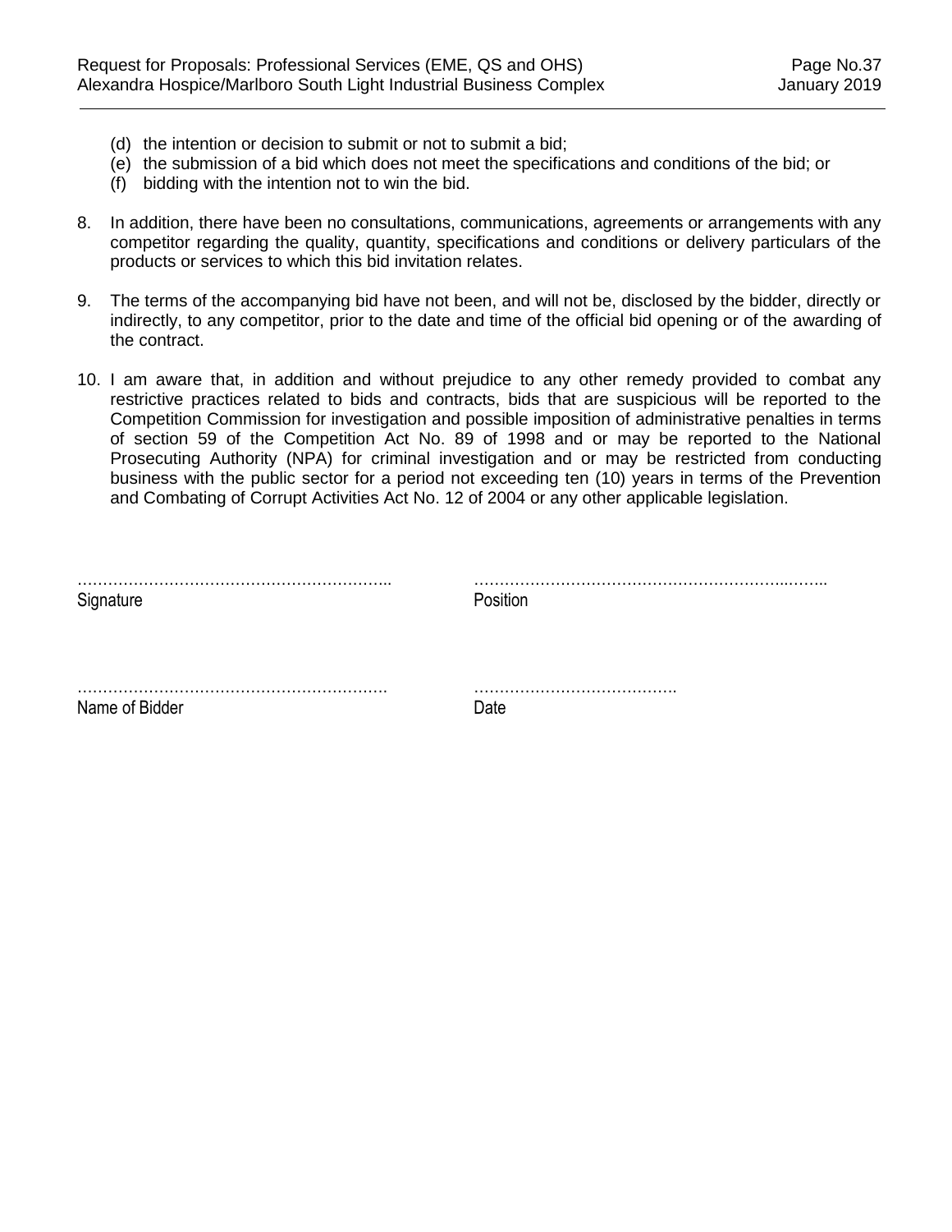(d) the intention or decision to submit or not to submit a bid;
(e) the submission of a bid which does not meet the specifications and conditions of the bid; or
(f) bidding with the intention not to win the bid.

8. In addition, there have been no consultations, communications, agreements or arrangements with any competitor regarding the quality, quantity, specifications and conditions or delivery particulars of the products or services to which this bid invitation relates.

9. The terms of the accompanying bid have not been, and will not be, disclosed by the bidder, directly or indirectly, to any competitor, prior to the date and time of the official bid opening or of the awarding of the contract.

10. I am aware that, in addition and without prejudice to any other remedy provided to combat any restrictive practices related to bids and contracts, bids that are suspicious will be reported to the Competition Commission for investigation and possible imposition of administrative penalties in terms of section 59 of the Competition Act No. 89 of 1998 and or may be reported to the National Prosecuting Authority (NPA) for criminal investigation and or may be restricted from conducting business with the public sector for a period not exceeding ten (10) years in terms of the Prevention and Combating of Corrupt Activities Act No. 12 of 2004 or any other applicable legislation.

……………………………………………………..
Signature

…………………………………………………..……..
Position

…………………………………………………….
Name of Bidder

………………………………….
Date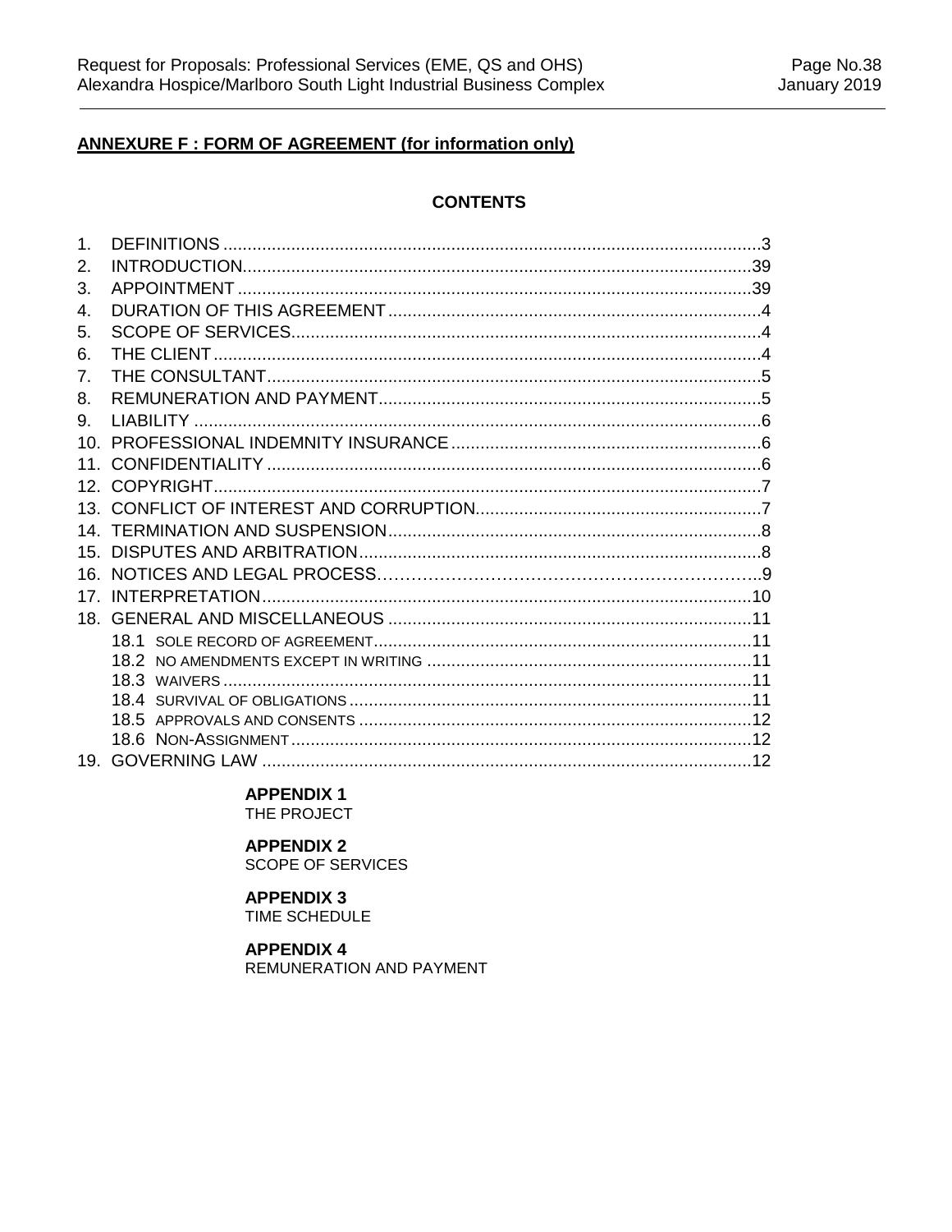## ANNEXURE F : FORM OF AGREEMENT (for information only)

### CONTENTS

1. DEFINITIONS ....................................................................................................3
2. INTRODUCTION...............................................................................................39
3. APPOINTMENT ................................................................................................39
4. DURATION OF THIS AGREEMENT ......................................................................4
5. SCOPE OF SERVICES.........................................................................................4
6. THE CLIENT .......................................................................................................4
7. THE CONSULTANT.............................................................................................5
8. REMUNERATION AND PAYMENT.........................................................................5
9. LIABILITY ..........................................................................................................6
10. PROFESSIONAL INDEMNITY INSURANCE ...........................................................6
11. CONFIDENTIALITY ............................................................................................6
12. COPYRIGHT.......................................................................................................7
13. CONFLICT OF INTEREST AND CORRUPTION.......................................................7
14. TERMINATION AND SUSPENSION.......................................................................8
15. DISPUTES AND ARBITRATION.............................................................................8
16. NOTICES AND LEGAL PROCESS……………………………………………………….9
17. INTERPRETATION.............................................................................................10
18. GENERAL AND MISCELLANEOUS .....................................................................11
    - 18.1 SOLE RECORD OF AGREEMENT.....................................................................11
    - 18.2 NO AMENDMENTS EXCEPT IN WRITING ..........................................................11
    - 18.3 WAIVERS ....................................................................................................11
    - 18.4 SURVIVAL OF OBLIGATIONS ..........................................................................11
    - 18.5 APPROVALS AND CONSENTS ........................................................................12
    - 18.6 NON-ASSIGNMENT........................................................................................12
19. GOVERNING LAW ..............................................................................................12

**APPENDIX 1**
THE PROJECT

**APPENDIX 2**
SCOPE OF SERVICES

**APPENDIX 3**
TIME SCHEDULE

**APPENDIX 4**
REMUNERATION AND PAYMENT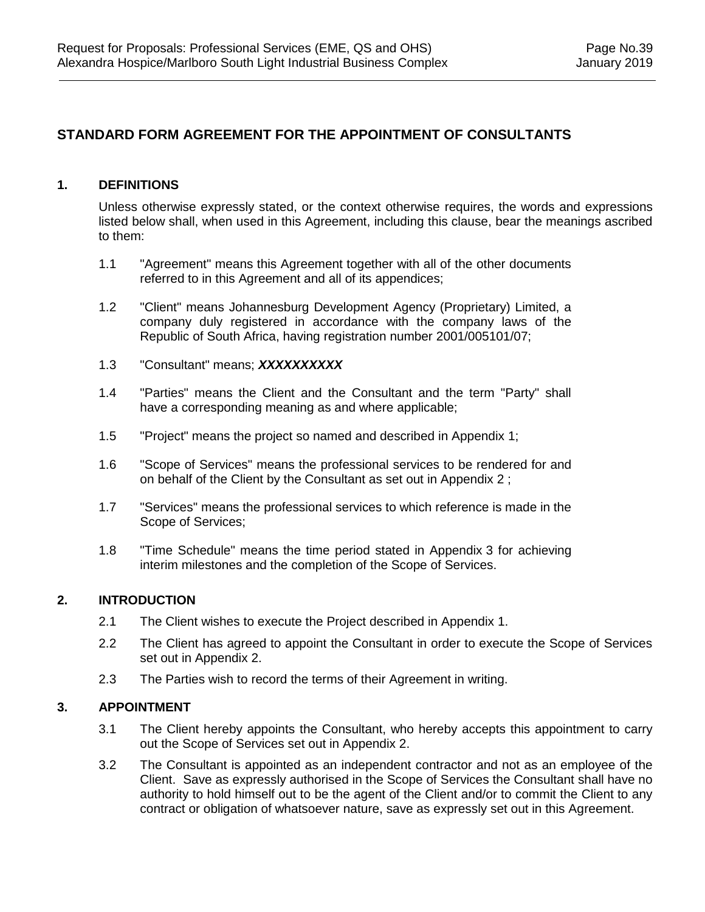## STANDARD FORM AGREEMENT FOR THE APPOINTMENT OF CONSULTANTS

### 1. DEFINITIONS

Unless otherwise expressly stated, or the context otherwise requires, the words and expressions listed below shall, when used in this Agreement, including this clause, bear the meanings ascribed to them:

1.1 "Agreement" means this Agreement together with all of the other documents referred to in this Agreement and all of its appendices;

1.2 "Client" means Johannesburg Development Agency (Proprietary) Limited, a company duly registered in accordance with the company laws of the Republic of South Africa, having registration number 2001/005101/07;

1.3 "Consultant" means; ***XXXXXXXXXX***

1.4 "Parties" means the Client and the Consultant and the term "Party" shall have a corresponding meaning as and where applicable;

1.5 "Project" means the project so named and described in Appendix 1;

1.6 "Scope of Services" means the professional services to be rendered for and on behalf of the Client by the Consultant as set out in Appendix 2 ;

1.7 "Services" means the professional services to which reference is made in the Scope of Services;

1.8 "Time Schedule" means the time period stated in Appendix 3 for achieving interim milestones and the completion of the Scope of Services.

### 2. INTRODUCTION

2.1 The Client wishes to execute the Project described in Appendix 1.

2.2 The Client has agreed to appoint the Consultant in order to execute the Scope of Services set out in Appendix 2.

2.3 The Parties wish to record the terms of their Agreement in writing.

### 3. APPOINTMENT

3.1 The Client hereby appoints the Consultant, who hereby accepts this appointment to carry out the Scope of Services set out in Appendix 2.

3.2 The Consultant is appointed as an independent contractor and not as an employee of the Client. Save as expressly authorised in the Scope of Services the Consultant shall have no authority to hold himself out to be the agent of the Client and/or to commit the Client to any contract or obligation of whatsoever nature, save as expressly set out in this Agreement.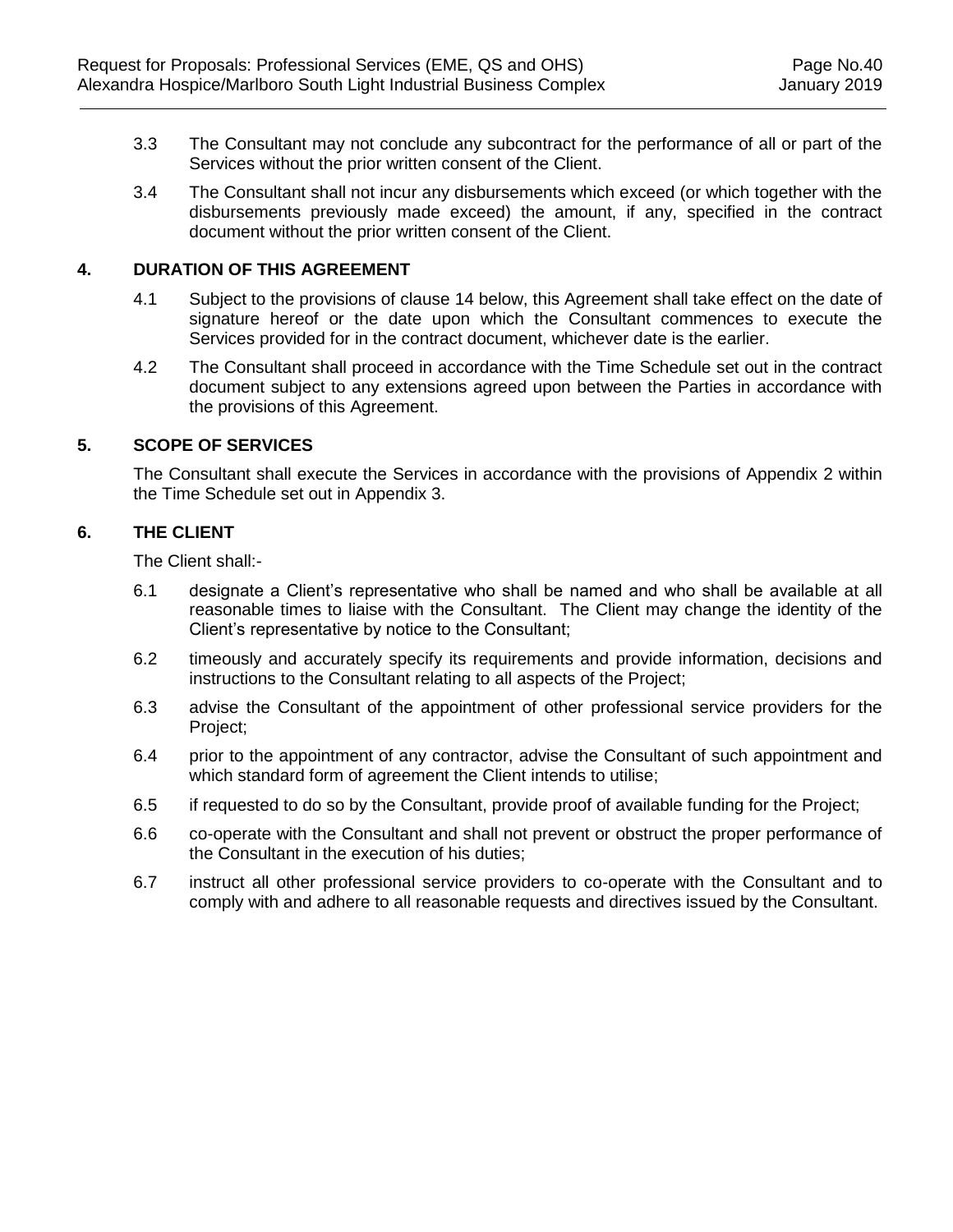3.3 The Consultant may not conclude any subcontract for the performance of all or part of the Services without the prior written consent of the Client.

3.4 The Consultant shall not incur any disbursements which exceed (or which together with the disbursements previously made exceed) the amount, if any, specified in the contract document without the prior written consent of the Client.

## 4. DURATION OF THIS AGREEMENT

4.1 Subject to the provisions of clause 14 below, this Agreement shall take effect on the date of signature hereof or the date upon which the Consultant commences to execute the Services provided for in the contract document, whichever date is the earlier.

4.2 The Consultant shall proceed in accordance with the Time Schedule set out in the contract document subject to any extensions agreed upon between the Parties in accordance with the provisions of this Agreement.

## 5. SCOPE OF SERVICES

The Consultant shall execute the Services in accordance with the provisions of Appendix 2 within the Time Schedule set out in Appendix 3.

## 6. THE CLIENT

The Client shall:-

6.1 designate a Client's representative who shall be named and who shall be available at all reasonable times to liaise with the Consultant. The Client may change the identity of the Client's representative by notice to the Consultant;

6.2 timeously and accurately specify its requirements and provide information, decisions and instructions to the Consultant relating to all aspects of the Project;

6.3 advise the Consultant of the appointment of other professional service providers for the Project;

6.4 prior to the appointment of any contractor, advise the Consultant of such appointment and which standard form of agreement the Client intends to utilise;

6.5 if requested to do so by the Consultant, provide proof of available funding for the Project;

6.6 co-operate with the Consultant and shall not prevent or obstruct the proper performance of the Consultant in the execution of his duties;

6.7 instruct all other professional service providers to co-operate with the Consultant and to comply with and adhere to all reasonable requests and directives issued by the Consultant.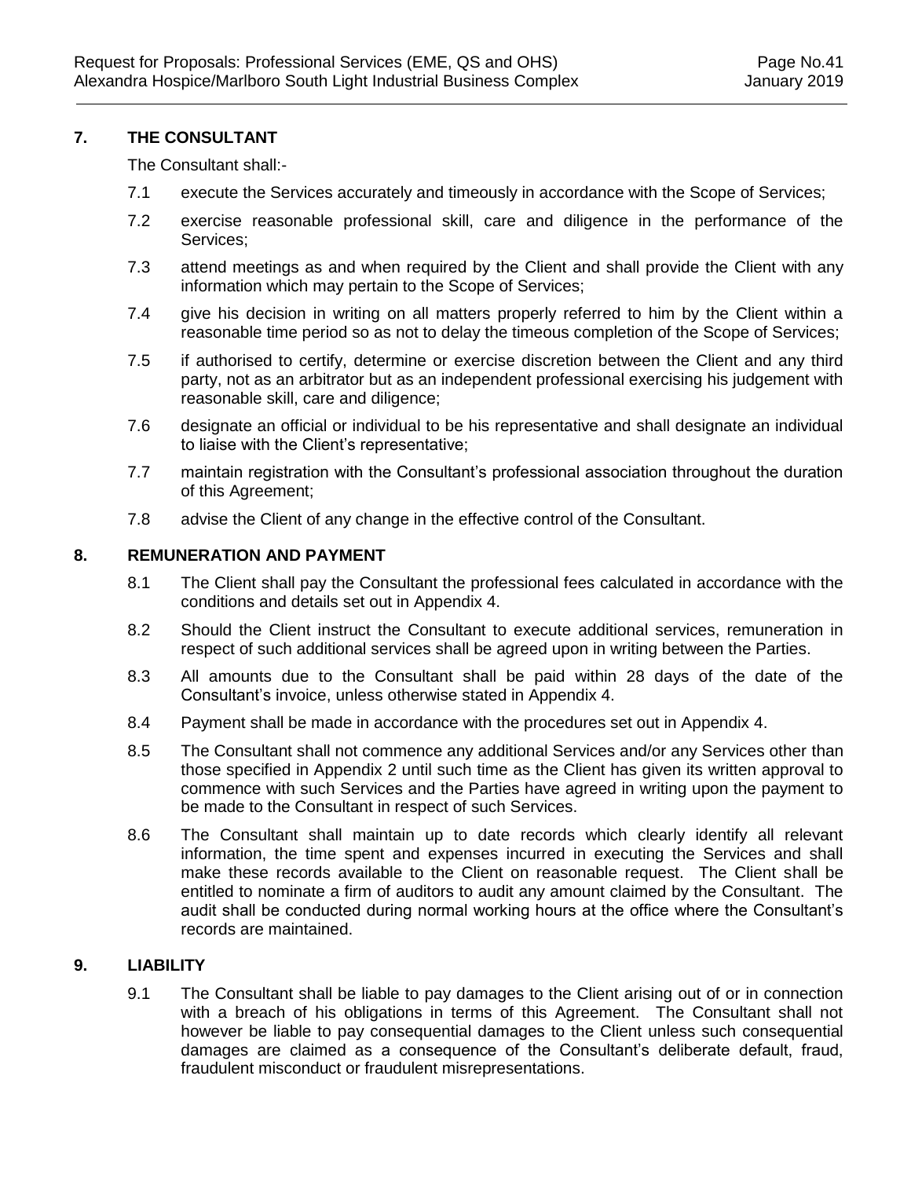## 7. THE CONSULTANT

The Consultant shall:-

7.1 execute the Services accurately and timeously in accordance with the Scope of Services;

7.2 exercise reasonable professional skill, care and diligence in the performance of the Services;

7.3 attend meetings as and when required by the Client and shall provide the Client with any information which may pertain to the Scope of Services;

7.4 give his decision in writing on all matters properly referred to him by the Client within a reasonable time period so as not to delay the timeous completion of the Scope of Services;

7.5 if authorised to certify, determine or exercise discretion between the Client and any third party, not as an arbitrator but as an independent professional exercising his judgement with reasonable skill, care and diligence;

7.6 designate an official or individual to be his representative and shall designate an individual to liaise with the Client's representative;

7.7 maintain registration with the Consultant's professional association throughout the duration of this Agreement;

7.8 advise the Client of any change in the effective control of the Consultant.

## 8. REMUNERATION AND PAYMENT

8.1 The Client shall pay the Consultant the professional fees calculated in accordance with the conditions and details set out in Appendix 4.

8.2 Should the Client instruct the Consultant to execute additional services, remuneration in respect of such additional services shall be agreed upon in writing between the Parties.

8.3 All amounts due to the Consultant shall be paid within 28 days of the date of the Consultant's invoice, unless otherwise stated in Appendix 4.

8.4 Payment shall be made in accordance with the procedures set out in Appendix 4.

8.5 The Consultant shall not commence any additional Services and/or any Services other than those specified in Appendix 2 until such time as the Client has given its written approval to commence with such Services and the Parties have agreed in writing upon the payment to be made to the Consultant in respect of such Services.

8.6 The Consultant shall maintain up to date records which clearly identify all relevant information, the time spent and expenses incurred in executing the Services and shall make these records available to the Client on reasonable request. The Client shall be entitled to nominate a firm of auditors to audit any amount claimed by the Consultant. The audit shall be conducted during normal working hours at the office where the Consultant's records are maintained.

## 9. LIABILITY

9.1 The Consultant shall be liable to pay damages to the Client arising out of or in connection with a breach of his obligations in terms of this Agreement. The Consultant shall not however be liable to pay consequential damages to the Client unless such consequential damages are claimed as a consequence of the Consultant's deliberate default, fraud, fraudulent misconduct or fraudulent misrepresentations.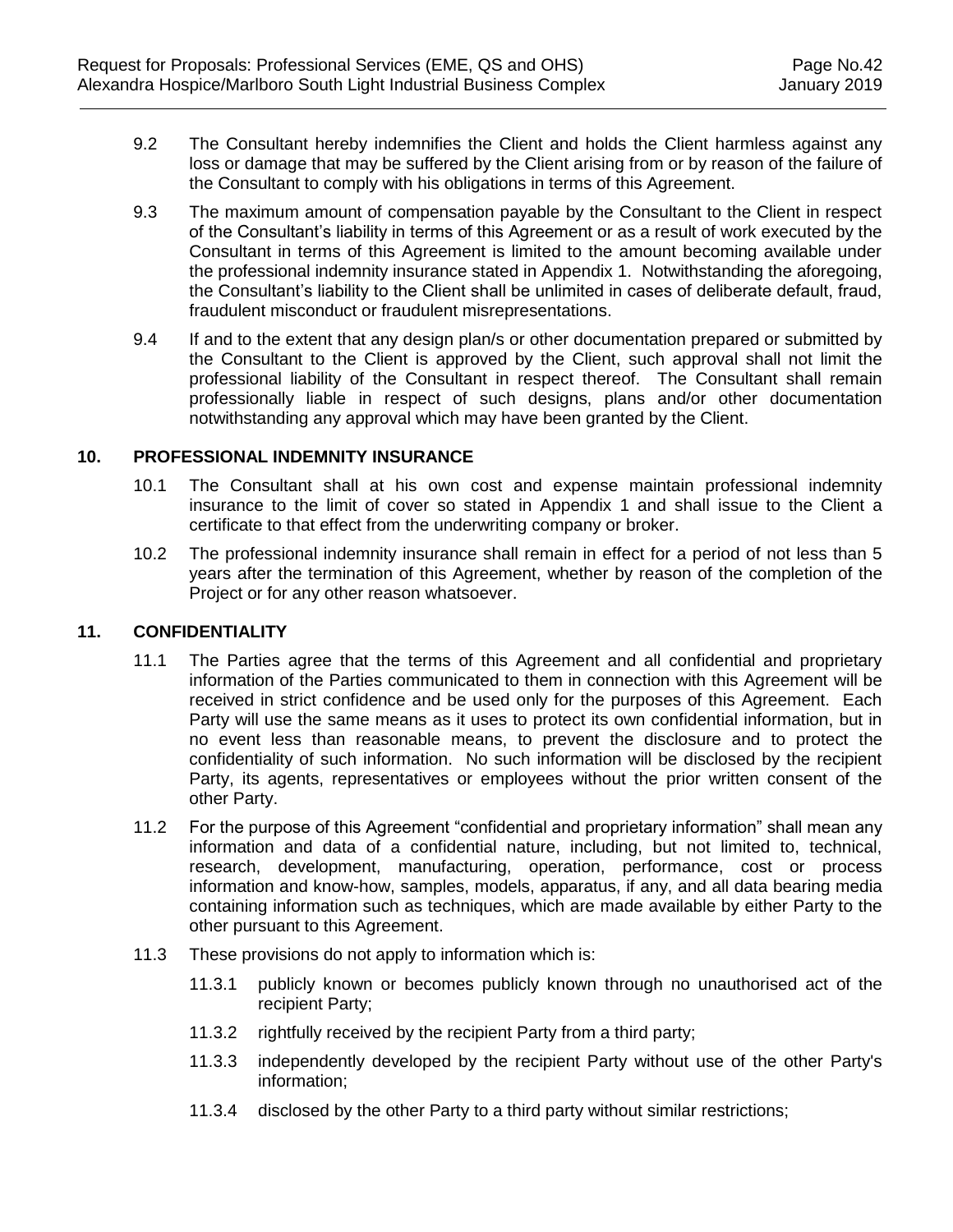9.2 The Consultant hereby indemnifies the Client and holds the Client harmless against any loss or damage that may be suffered by the Client arising from or by reason of the failure of the Consultant to comply with his obligations in terms of this Agreement.

9.3 The maximum amount of compensation payable by the Consultant to the Client in respect of the Consultant's liability in terms of this Agreement or as a result of work executed by the Consultant in terms of this Agreement is limited to the amount becoming available under the professional indemnity insurance stated in Appendix 1. Notwithstanding the aforegoing, the Consultant's liability to the Client shall be unlimited in cases of deliberate default, fraud, fraudulent misconduct or fraudulent misrepresentations.

9.4 If and to the extent that any design plan/s or other documentation prepared or submitted by the Consultant to the Client is approved by the Client, such approval shall not limit the professional liability of the Consultant in respect thereof. The Consultant shall remain professionally liable in respect of such designs, plans and/or other documentation notwithstanding any approval which may have been granted by the Client.

## 10. PROFESSIONAL INDEMNITY INSURANCE

10.1 The Consultant shall at his own cost and expense maintain professional indemnity insurance to the limit of cover so stated in Appendix 1 and shall issue to the Client a certificate to that effect from the underwriting company or broker.

10.2 The professional indemnity insurance shall remain in effect for a period of not less than 5 years after the termination of this Agreement, whether by reason of the completion of the Project or for any other reason whatsoever.

## 11. CONFIDENTIALITY

11.1 The Parties agree that the terms of this Agreement and all confidential and proprietary information of the Parties communicated to them in connection with this Agreement will be received in strict confidence and be used only for the purposes of this Agreement. Each Party will use the same means as it uses to protect its own confidential information, but in no event less than reasonable means, to prevent the disclosure and to protect the confidentiality of such information. No such information will be disclosed by the recipient Party, its agents, representatives or employees without the prior written consent of the other Party.

11.2 For the purpose of this Agreement "confidential and proprietary information" shall mean any information and data of a confidential nature, including, but not limited to, technical, research, development, manufacturing, operation, performance, cost or process information and know-how, samples, models, apparatus, if any, and all data bearing media containing information such as techniques, which are made available by either Party to the other pursuant to this Agreement.

11.3 These provisions do not apply to information which is:

11.3.1 publicly known or becomes publicly known through no unauthorised act of the recipient Party;

11.3.2 rightfully received by the recipient Party from a third party;

11.3.3 independently developed by the recipient Party without use of the other Party's information;

11.3.4 disclosed by the other Party to a third party without similar restrictions;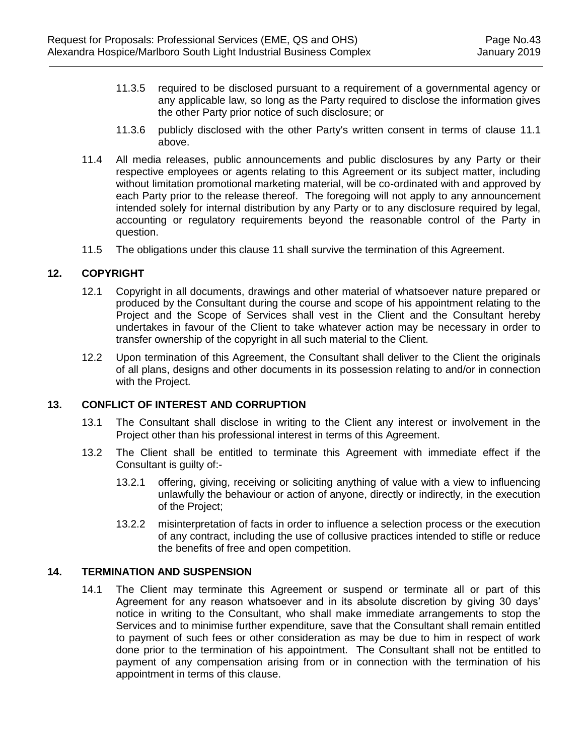11.3.5 required to be disclosed pursuant to a requirement of a governmental agency or any applicable law, so long as the Party required to disclose the information gives the other Party prior notice of such disclosure; or

11.3.6 publicly disclosed with the other Party's written consent in terms of clause 11.1 above.

11.4 All media releases, public announcements and public disclosures by any Party or their respective employees or agents relating to this Agreement or its subject matter, including without limitation promotional marketing material, will be co-ordinated with and approved by each Party prior to the release thereof. The foregoing will not apply to any announcement intended solely for internal distribution by any Party or to any disclosure required by legal, accounting or regulatory requirements beyond the reasonable control of the Party in question.

11.5 The obligations under this clause 11 shall survive the termination of this Agreement.

## 12. COPYRIGHT

12.1 Copyright in all documents, drawings and other material of whatsoever nature prepared or produced by the Consultant during the course and scope of his appointment relating to the Project and the Scope of Services shall vest in the Client and the Consultant hereby undertakes in favour of the Client to take whatever action may be necessary in order to transfer ownership of the copyright in all such material to the Client.

12.2 Upon termination of this Agreement, the Consultant shall deliver to the Client the originals of all plans, designs and other documents in its possession relating to and/or in connection with the Project.

## 13. CONFLICT OF INTEREST AND CORRUPTION

13.1 The Consultant shall disclose in writing to the Client any interest or involvement in the Project other than his professional interest in terms of this Agreement.

13.2 The Client shall be entitled to terminate this Agreement with immediate effect if the Consultant is guilty of:-

13.2.1 offering, giving, receiving or soliciting anything of value with a view to influencing unlawfully the behaviour or action of anyone, directly or indirectly, in the execution of the Project;

13.2.2 misinterpretation of facts in order to influence a selection process or the execution of any contract, including the use of collusive practices intended to stifle or reduce the benefits of free and open competition.

## 14. TERMINATION AND SUSPENSION

14.1 The Client may terminate this Agreement or suspend or terminate all or part of this Agreement for any reason whatsoever and in its absolute discretion by giving 30 days' notice in writing to the Consultant, who shall make immediate arrangements to stop the Services and to minimise further expenditure, save that the Consultant shall remain entitled to payment of such fees or other consideration as may be due to him in respect of work done prior to the termination of his appointment. The Consultant shall not be entitled to payment of any compensation arising from or in connection with the termination of his appointment in terms of this clause.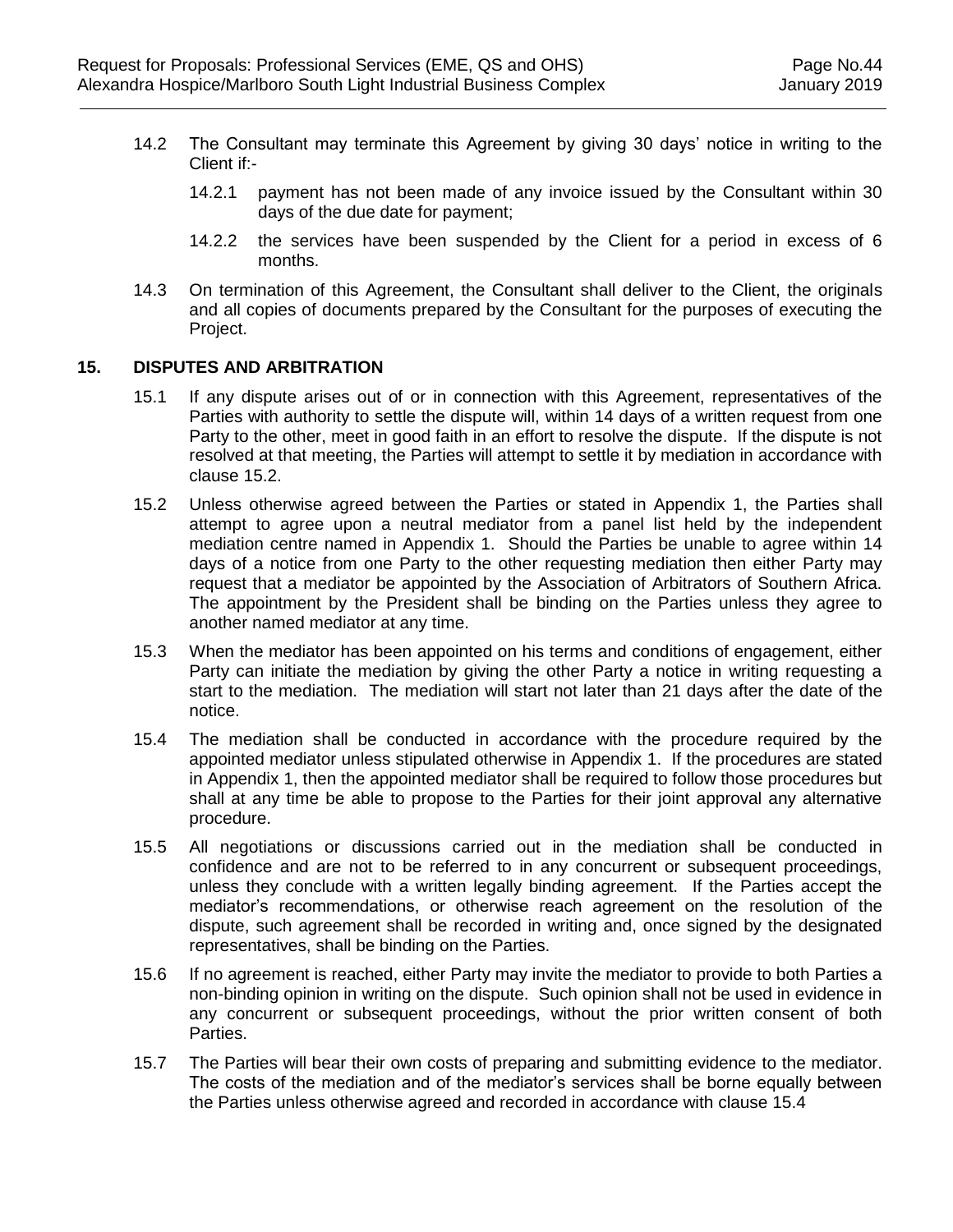14.2 The Consultant may terminate this Agreement by giving 30 days' notice in writing to the Client if:-

14.2.1 payment has not been made of any invoice issued by the Consultant within 30 days of the due date for payment;

14.2.2 the services have been suspended by the Client for a period in excess of 6 months.

14.3 On termination of this Agreement, the Consultant shall deliver to the Client, the originals and all copies of documents prepared by the Consultant for the purposes of executing the Project.

## 15. DISPUTES AND ARBITRATION

15.1 If any dispute arises out of or in connection with this Agreement, representatives of the Parties with authority to settle the dispute will, within 14 days of a written request from one Party to the other, meet in good faith in an effort to resolve the dispute. If the dispute is not resolved at that meeting, the Parties will attempt to settle it by mediation in accordance with clause 15.2.

15.2 Unless otherwise agreed between the Parties or stated in Appendix 1, the Parties shall attempt to agree upon a neutral mediator from a panel list held by the independent mediation centre named in Appendix 1. Should the Parties be unable to agree within 14 days of a notice from one Party to the other requesting mediation then either Party may request that a mediator be appointed by the Association of Arbitrators of Southern Africa. The appointment by the President shall be binding on the Parties unless they agree to another named mediator at any time.

15.3 When the mediator has been appointed on his terms and conditions of engagement, either Party can initiate the mediation by giving the other Party a notice in writing requesting a start to the mediation. The mediation will start not later than 21 days after the date of the notice.

15.4 The mediation shall be conducted in accordance with the procedure required by the appointed mediator unless stipulated otherwise in Appendix 1. If the procedures are stated in Appendix 1, then the appointed mediator shall be required to follow those procedures but shall at any time be able to propose to the Parties for their joint approval any alternative procedure.

15.5 All negotiations or discussions carried out in the mediation shall be conducted in confidence and are not to be referred to in any concurrent or subsequent proceedings, unless they conclude with a written legally binding agreement. If the Parties accept the mediator's recommendations, or otherwise reach agreement on the resolution of the dispute, such agreement shall be recorded in writing and, once signed by the designated representatives, shall be binding on the Parties.

15.6 If no agreement is reached, either Party may invite the mediator to provide to both Parties a non-binding opinion in writing on the dispute. Such opinion shall not be used in evidence in any concurrent or subsequent proceedings, without the prior written consent of both Parties.

15.7 The Parties will bear their own costs of preparing and submitting evidence to the mediator. The costs of the mediation and of the mediator's services shall be borne equally between the Parties unless otherwise agreed and recorded in accordance with clause 15.4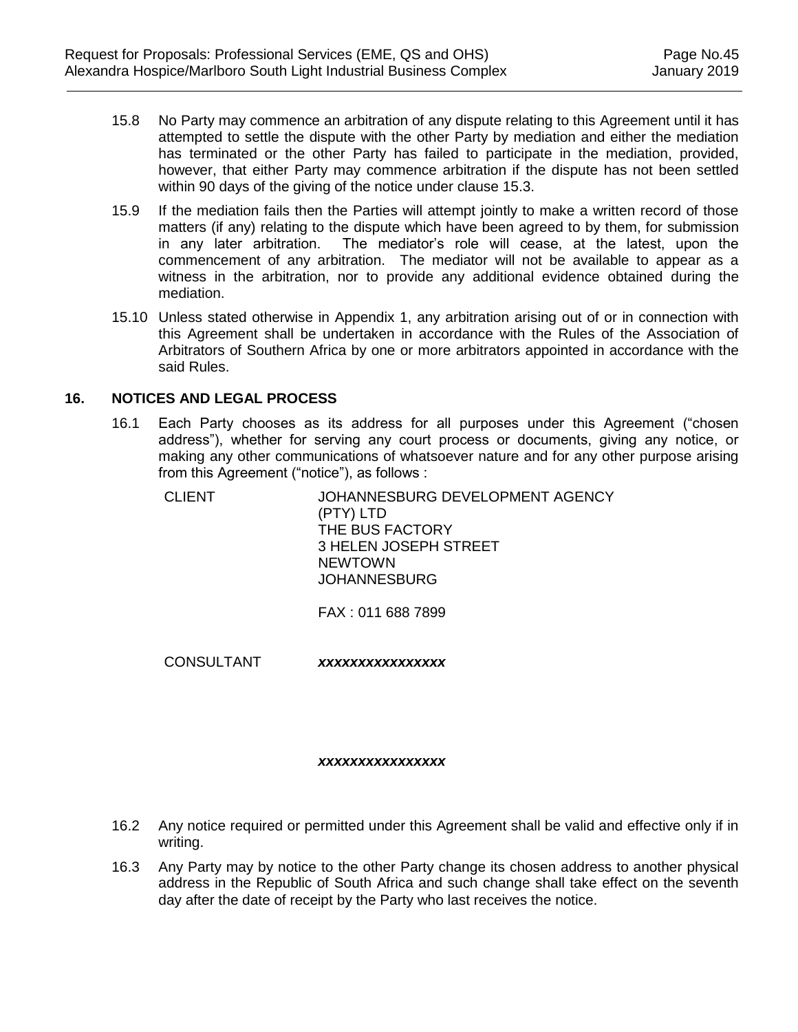15.8 No Party may commence an arbitration of any dispute relating to this Agreement until it has attempted to settle the dispute with the other Party by mediation and either the mediation has terminated or the other Party has failed to participate in the mediation, provided, however, that either Party may commence arbitration if the dispute has not been settled within 90 days of the giving of the notice under clause 15.3.

15.9 If the mediation fails then the Parties will attempt jointly to make a written record of those matters (if any) relating to the dispute which have been agreed to by them, for submission in any later arbitration. The mediator's role will cease, at the latest, upon the commencement of any arbitration. The mediator will not be available to appear as a witness in the arbitration, nor to provide any additional evidence obtained during the mediation.

15.10 Unless stated otherwise in Appendix 1, any arbitration arising out of or in connection with this Agreement shall be undertaken in accordance with the Rules of the Association of Arbitrators of Southern Africa by one or more arbitrators appointed in accordance with the said Rules.

## 16. NOTICES AND LEGAL PROCESS

16.1 Each Party chooses as its address for all purposes under this Agreement ("chosen address"), whether for serving any court process or documents, giving any notice, or making any other communications of whatsoever nature and for any other purpose arising from this Agreement ("notice"), as follows :

CLIENT JOHANNESBURG DEVELOPMENT AGENCY (PTY) LTD
THE BUS FACTORY
3 HELEN JOSEPH STREET
NEWTOWN
JOHANNESBURG

FAX : 011 688 7899

CONSULTANT ***xxxxxxxxxxxxxxxx***

***xxxxxxxxxxxxxxxx***

16.2 Any notice required or permitted under this Agreement shall be valid and effective only if in writing.

16.3 Any Party may by notice to the other Party change its chosen address to another physical address in the Republic of South Africa and such change shall take effect on the seventh day after the date of receipt by the Party who last receives the notice.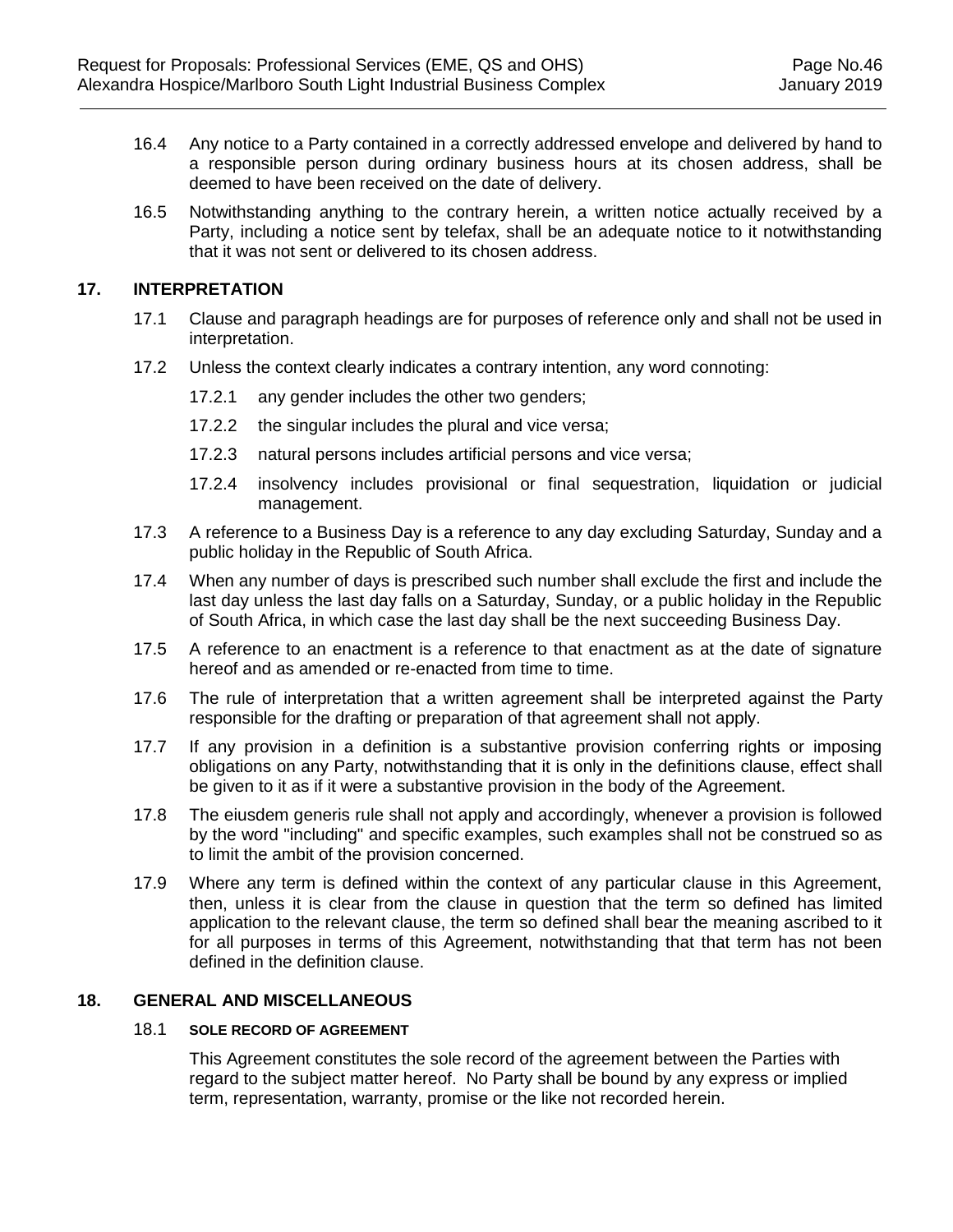16.4 Any notice to a Party contained in a correctly addressed envelope and delivered by hand to a responsible person during ordinary business hours at its chosen address, shall be deemed to have been received on the date of delivery.

16.5 Notwithstanding anything to the contrary herein, a written notice actually received by a Party, including a notice sent by telefax, shall be an adequate notice to it notwithstanding that it was not sent or delivered to its chosen address.

## 17. INTERPRETATION

17.1 Clause and paragraph headings are for purposes of reference only and shall not be used in interpretation.

17.2 Unless the context clearly indicates a contrary intention, any word connoting:

17.2.1 any gender includes the other two genders;

17.2.2 the singular includes the plural and vice versa;

17.2.3 natural persons includes artificial persons and vice versa;

17.2.4 insolvency includes provisional or final sequestration, liquidation or judicial management.

17.3 A reference to a Business Day is a reference to any day excluding Saturday, Sunday and a public holiday in the Republic of South Africa.

17.4 When any number of days is prescribed such number shall exclude the first and include the last day unless the last day falls on a Saturday, Sunday, or a public holiday in the Republic of South Africa, in which case the last day shall be the next succeeding Business Day.

17.5 A reference to an enactment is a reference to that enactment as at the date of signature hereof and as amended or re-enacted from time to time.

17.6 The rule of interpretation that a written agreement shall be interpreted against the Party responsible for the drafting or preparation of that agreement shall not apply.

17.7 If any provision in a definition is a substantive provision conferring rights or imposing obligations on any Party, notwithstanding that it is only in the definitions clause, effect shall be given to it as if it were a substantive provision in the body of the Agreement.

17.8 The eiusdem generis rule shall not apply and accordingly, whenever a provision is followed by the word "including" and specific examples, such examples shall not be construed so as to limit the ambit of the provision concerned.

17.9 Where any term is defined within the context of any particular clause in this Agreement, then, unless it is clear from the clause in question that the term so defined has limited application to the relevant clause, the term so defined shall bear the meaning ascribed to it for all purposes in terms of this Agreement, notwithstanding that that term has not been defined in the definition clause.

## 18. GENERAL AND MISCELLANEOUS

18.1 **SOLE RECORD OF AGREEMENT**

This Agreement constitutes the sole record of the agreement between the Parties with regard to the subject matter hereof. No Party shall be bound by any express or implied term, representation, warranty, promise or the like not recorded herein.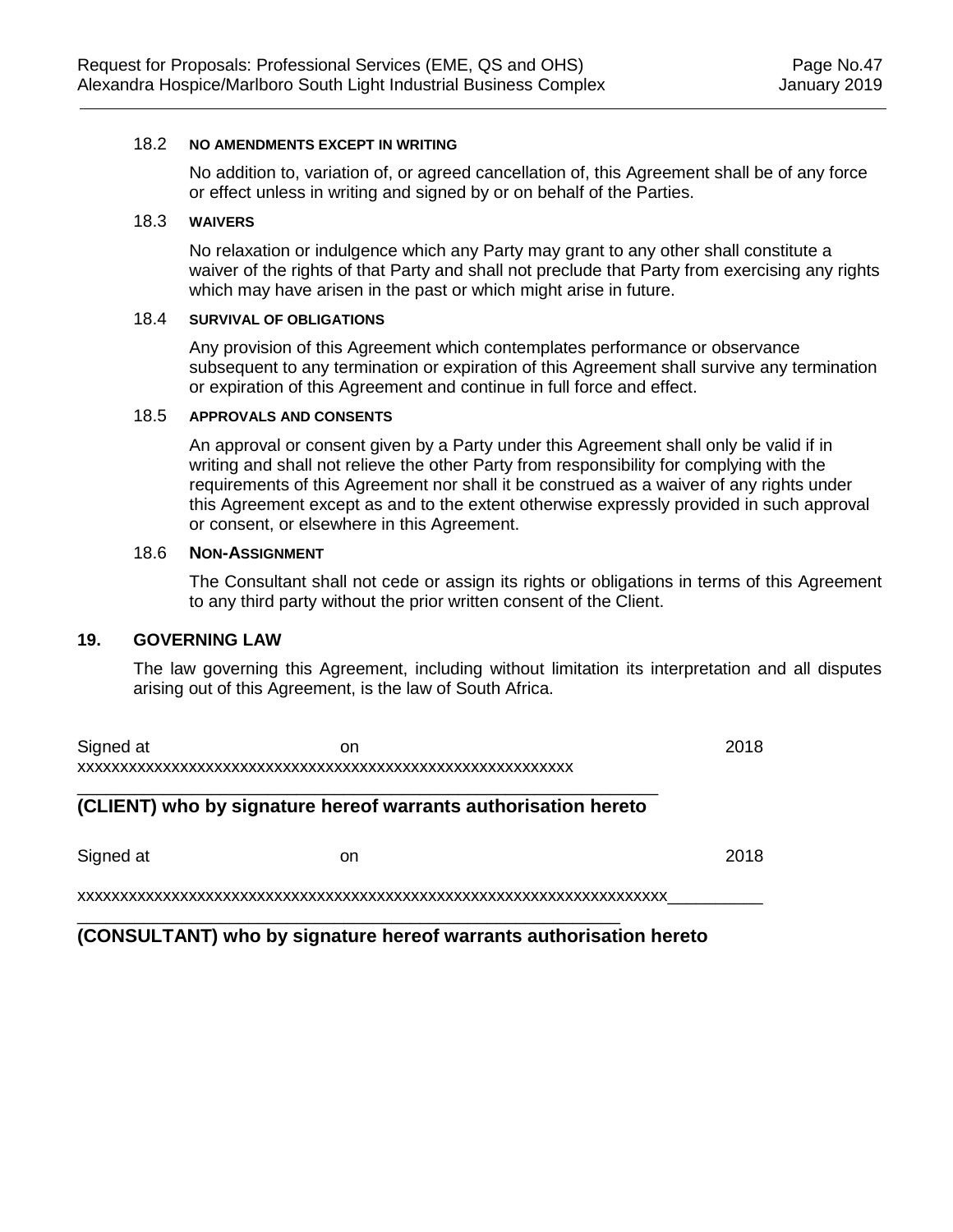18.2 **NO AMENDMENTS EXCEPT IN WRITING**

No addition to, variation of, or agreed cancellation of, this Agreement shall be of any force or effect unless in writing and signed by or on behalf of the Parties.

18.3 **WAIVERS**

No relaxation or indulgence which any Party may grant to any other shall constitute a waiver of the rights of that Party and shall not preclude that Party from exercising any rights which may have arisen in the past or which might arise in future.

18.4 **SURVIVAL OF OBLIGATIONS**

Any provision of this Agreement which contemplates performance or observance subsequent to any termination or expiration of this Agreement shall survive any termination or expiration of this Agreement and continue in full force and effect.

18.5 **APPROVALS AND CONSENTS**

An approval or consent given by a Party under this Agreement shall only be valid if in writing and shall not relieve the other Party from responsibility for complying with the requirements of this Agreement nor shall it be construed as a waiver of any rights under this Agreement except as and to the extent otherwise expressly provided in such approval or consent, or elsewhere in this Agreement.

18.6 **NON-ASSIGNMENT**

The Consultant shall not cede or assign its rights or obligations in terms of this Agreement to any third party without the prior written consent of the Client.

## 19. GOVERNING LAW

The law governing this Agreement, including without limitation its interpretation and all disputes arising out of this Agreement, is the law of South Africa.

Signed at on 2018

xxxxxxxxxxxxxxxxxxxxxxxxxxxxxxxxxxxxxxxxxxxxxxxxxxxxxxxxxxxx

______________________________________________________________

**(CLIENT) who by signature hereof warrants authorisation hereto**

Signed at on 2018

xxxxxxxxxxxxxxxxxxxxxxxxxxxxxxxxxxxxxxxxxxxxxxxxxxxxxxxxxxxxxxxxxxxxxxx__________

__________________________________________________________

**(CONSULTANT) who by signature hereof warrants authorisation hereto**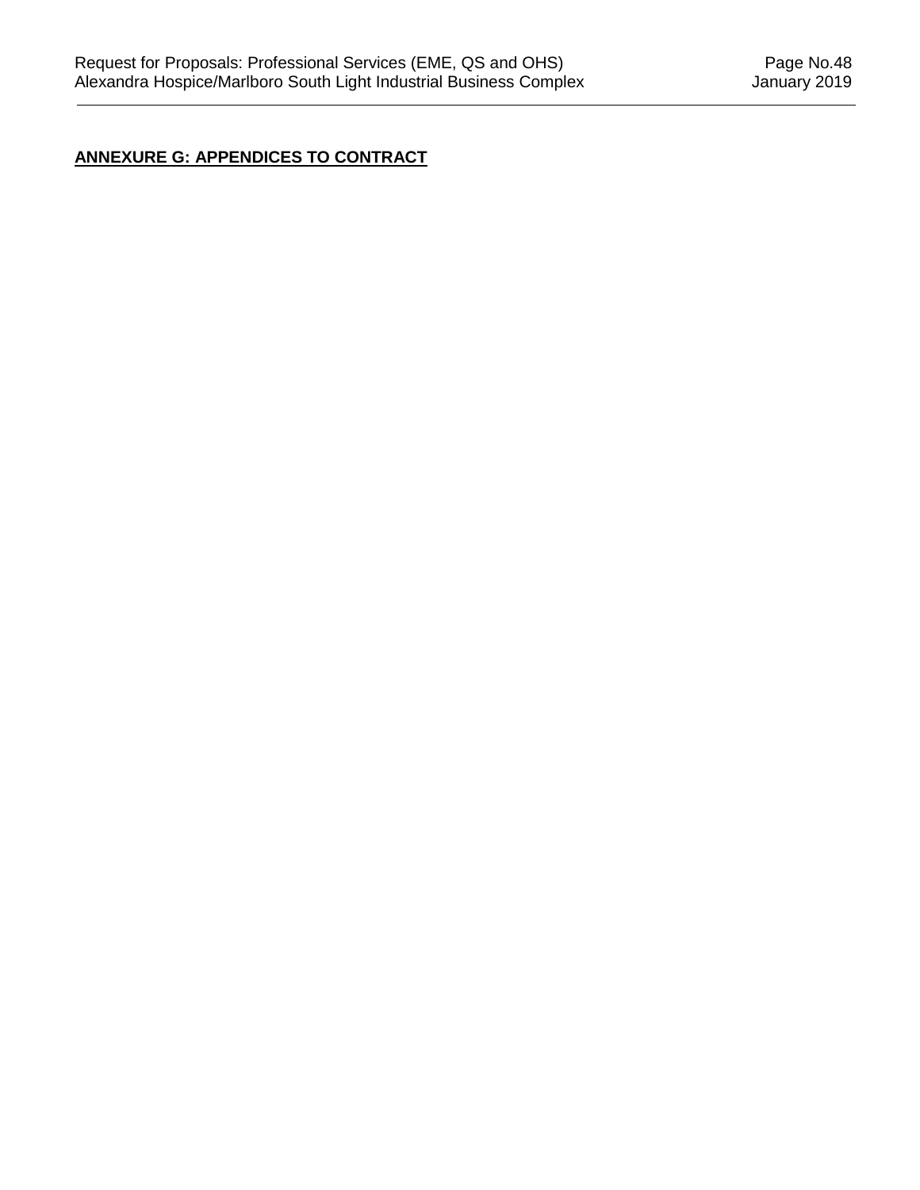## ANNEXURE G: APPENDICES TO CONTRACT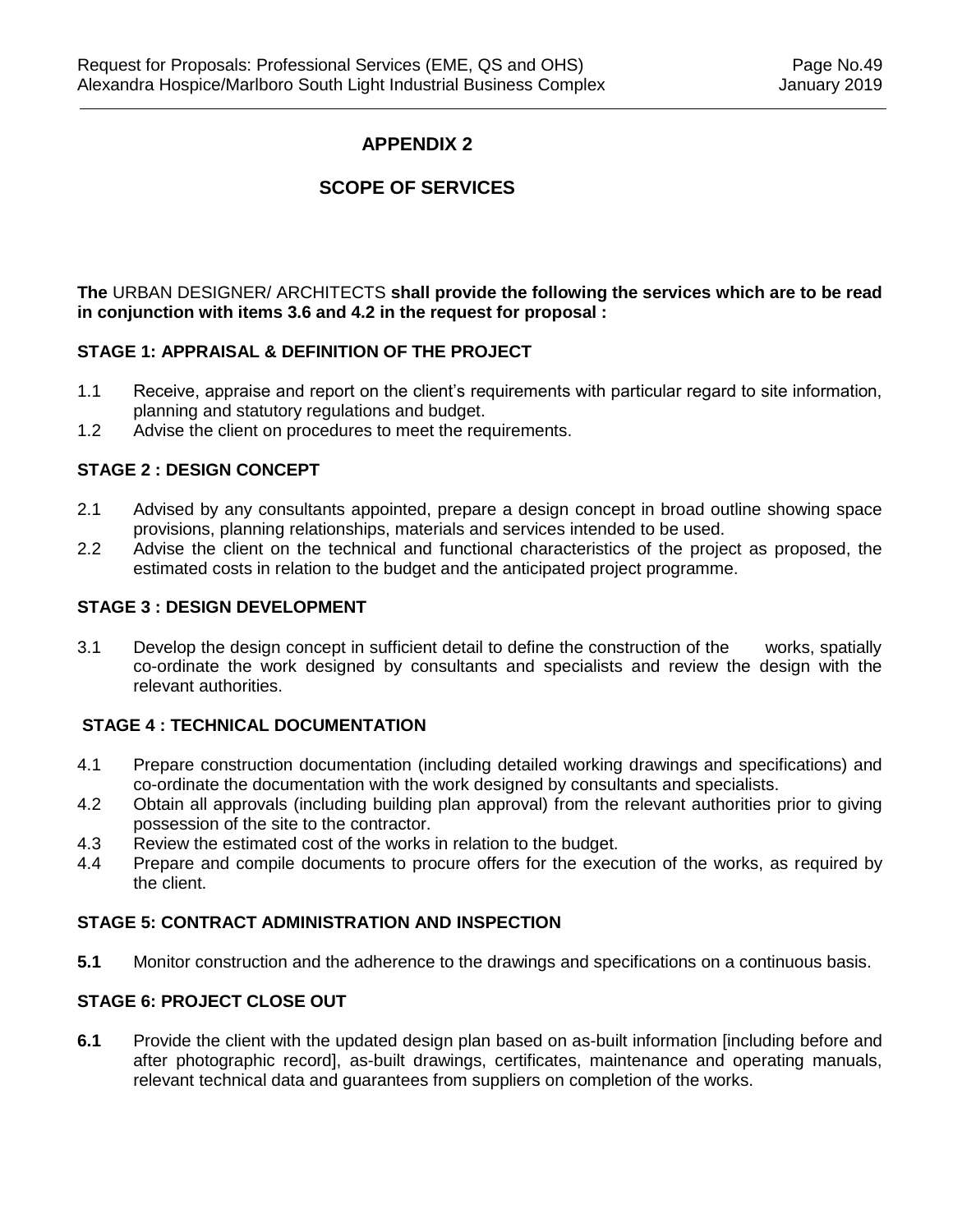# APPENDIX 2

# SCOPE OF SERVICES

**The** URBAN DESIGNER/ ARCHITECTS **shall provide the following the services which are to be read in conjunction with items 3.6 and 4.2 in the request for proposal :**

### STAGE 1: APPRAISAL & DEFINITION OF THE PROJECT

1.1 Receive, appraise and report on the client's requirements with particular regard to site information, planning and statutory regulations and budget.

1.2 Advise the client on procedures to meet the requirements.

### STAGE 2 : DESIGN CONCEPT

2.1 Advised by any consultants appointed, prepare a design concept in broad outline showing space provisions, planning relationships, materials and services intended to be used.

2.2 Advise the client on the technical and functional characteristics of the project as proposed, the estimated costs in relation to the budget and the anticipated project programme.

### STAGE 3 : DESIGN DEVELOPMENT

3.1 Develop the design concept in sufficient detail to define the construction of the works, spatially co-ordinate the work designed by consultants and specialists and review the design with the relevant authorities.

### STAGE 4 : TECHNICAL DOCUMENTATION

4.1 Prepare construction documentation (including detailed working drawings and specifications) and co-ordinate the documentation with the work designed by consultants and specialists.

4.2 Obtain all approvals (including building plan approval) from the relevant authorities prior to giving possession of the site to the contractor.

4.3 Review the estimated cost of the works in relation to the budget.

4.4 Prepare and compile documents to procure offers for the execution of the works, as required by the client.

### STAGE 5: CONTRACT ADMINISTRATION AND INSPECTION

**5.1** Monitor construction and the adherence to the drawings and specifications on a continuous basis.

### STAGE 6: PROJECT CLOSE OUT

**6.1** Provide the client with the updated design plan based on as-built information [including before and after photographic record], as-built drawings, certificates, maintenance and operating manuals, relevant technical data and guarantees from suppliers on completion of the works.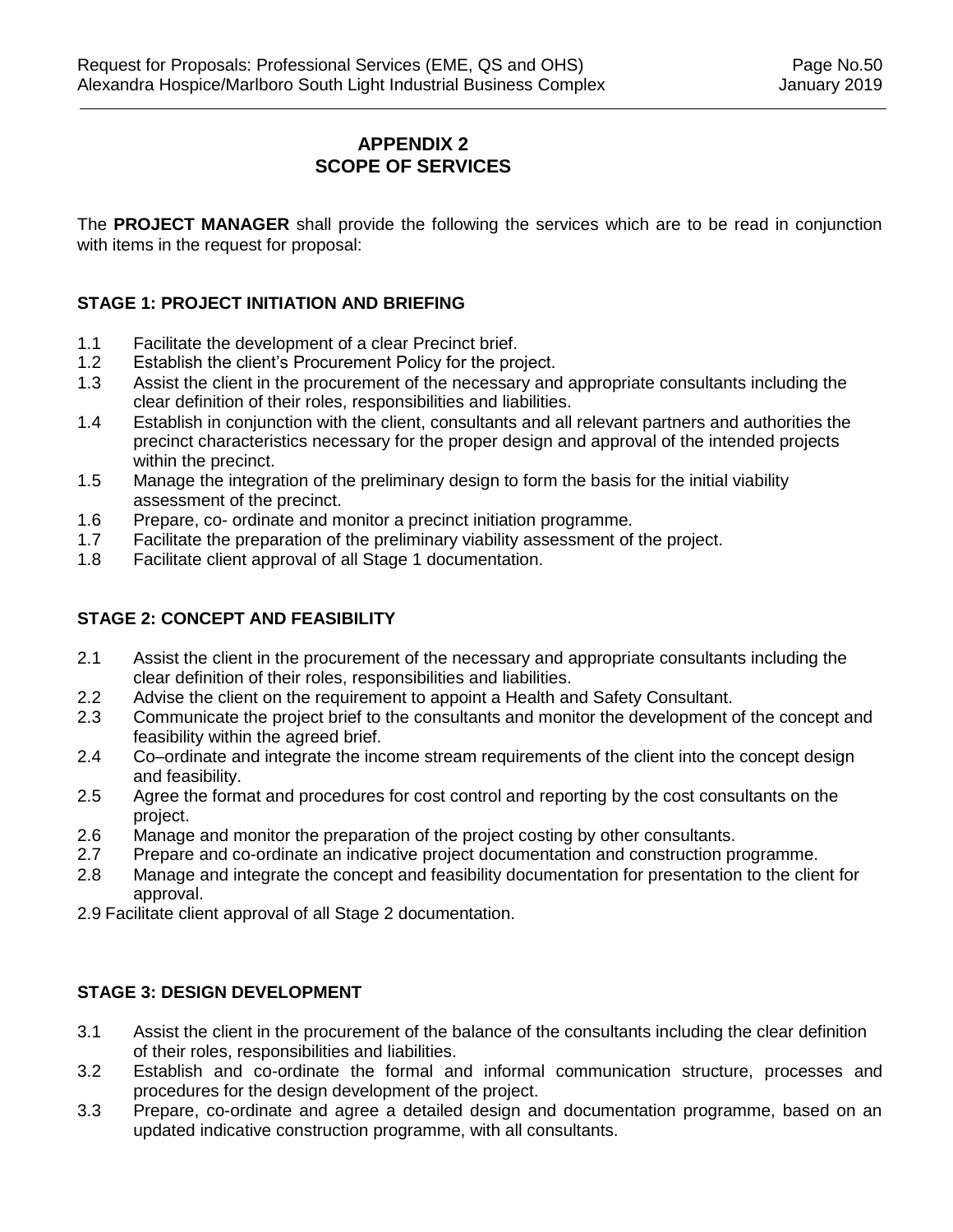# APPENDIX 2
# SCOPE OF SERVICES

The **PROJECT MANAGER** shall provide the following the services which are to be read in conjunction with items in the request for proposal:

### STAGE 1: PROJECT INITIATION AND BRIEFING

1.1 Facilitate the development of a clear Precinct brief.
1.2 Establish the client's Procurement Policy for the project.
1.3 Assist the client in the procurement of the necessary and appropriate consultants including the clear definition of their roles, responsibilities and liabilities.
1.4 Establish in conjunction with the client, consultants and all relevant partners and authorities the precinct characteristics necessary for the proper design and approval of the intended projects within the precinct.
1.5 Manage the integration of the preliminary design to form the basis for the initial viability assessment of the precinct.
1.6 Prepare, co- ordinate and monitor a precinct initiation programme.
1.7 Facilitate the preparation of the preliminary viability assessment of the project.
1.8 Facilitate client approval of all Stage 1 documentation.

### STAGE 2: CONCEPT AND FEASIBILITY

2.1 Assist the client in the procurement of the necessary and appropriate consultants including the clear definition of their roles, responsibilities and liabilities.
2.2 Advise the client on the requirement to appoint a Health and Safety Consultant.
2.3 Communicate the project brief to the consultants and monitor the development of the concept and feasibility within the agreed brief.
2.4 Co–ordinate and integrate the income stream requirements of the client into the concept design and feasibility.
2.5 Agree the format and procedures for cost control and reporting by the cost consultants on the project.
2.6 Manage and monitor the preparation of the project costing by other consultants.
2.7 Prepare and co-ordinate an indicative project documentation and construction programme.
2.8 Manage and integrate the concept and feasibility documentation for presentation to the client for approval.
2.9 Facilitate client approval of all Stage 2 documentation.

### STAGE 3: DESIGN DEVELOPMENT

3.1 Assist the client in the procurement of the balance of the consultants including the clear definition of their roles, responsibilities and liabilities.
3.2 Establish and co-ordinate the formal and informal communication structure, processes and procedures for the design development of the project.
3.3 Prepare, co-ordinate and agree a detailed design and documentation programme, based on an updated indicative construction programme, with all consultants.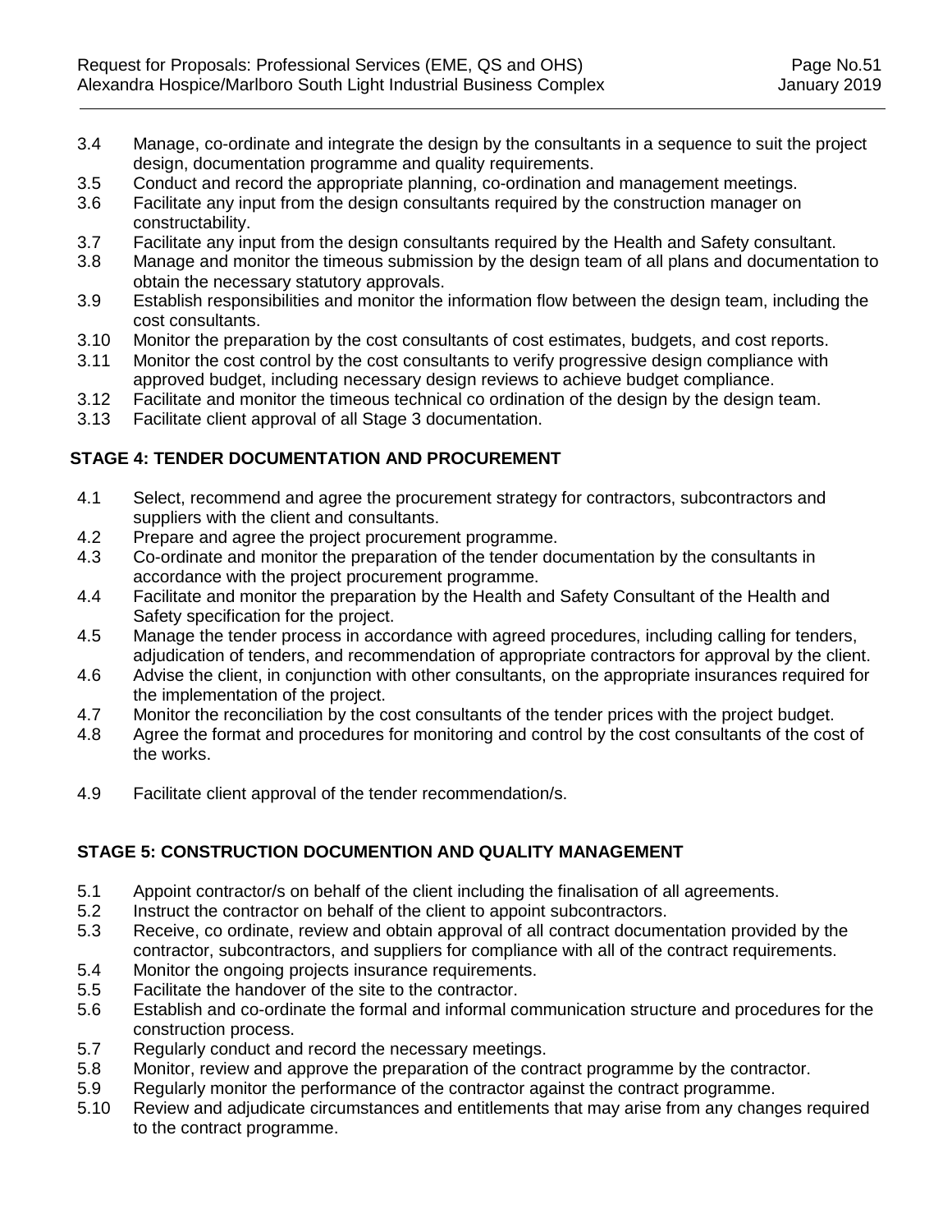3.4 Manage, co-ordinate and integrate the design by the consultants in a sequence to suit the project design, documentation programme and quality requirements.
3.5 Conduct and record the appropriate planning, co-ordination and management meetings.
3.6 Facilitate any input from the design consultants required by the construction manager on constructability.
3.7 Facilitate any input from the design consultants required by the Health and Safety consultant.
3.8 Manage and monitor the timeous submission by the design team of all plans and documentation to obtain the necessary statutory approvals.
3.9 Establish responsibilities and monitor the information flow between the design team, including the cost consultants.
3.10 Monitor the preparation by the cost consultants of cost estimates, budgets, and cost reports.
3.11 Monitor the cost control by the cost consultants to verify progressive design compliance with approved budget, including necessary design reviews to achieve budget compliance.
3.12 Facilitate and monitor the timeous technical co ordination of the design by the design team.
3.13 Facilitate client approval of all Stage 3 documentation.

**STAGE 4: TENDER DOCUMENTATION AND PROCUREMENT**

4.1 Select, recommend and agree the procurement strategy for contractors, subcontractors and suppliers with the client and consultants.
4.2 Prepare and agree the project procurement programme.
4.3 Co-ordinate and monitor the preparation of the tender documentation by the consultants in accordance with the project procurement programme.
4.4 Facilitate and monitor the preparation by the Health and Safety Consultant of the Health and Safety specification for the project.
4.5 Manage the tender process in accordance with agreed procedures, including calling for tenders, adjudication of tenders, and recommendation of appropriate contractors for approval by the client.
4.6 Advise the client, in conjunction with other consultants, on the appropriate insurances required for the implementation of the project.
4.7 Monitor the reconciliation by the cost consultants of the tender prices with the project budget.
4.8 Agree the format and procedures for monitoring and control by the cost consultants of the cost of the works.

4.9 Facilitate client approval of the tender recommendation/s.

**STAGE 5: CONSTRUCTION DOCUMENTION AND QUALITY MANAGEMENT**

5.1 Appoint contractor/s on behalf of the client including the finalisation of all agreements.
5.2 Instruct the contractor on behalf of the client to appoint subcontractors.
5.3 Receive, co ordinate, review and obtain approval of all contract documentation provided by the contractor, subcontractors, and suppliers for compliance with all of the contract requirements.
5.4 Monitor the ongoing projects insurance requirements.
5.5 Facilitate the handover of the site to the contractor.
5.6 Establish and co-ordinate the formal and informal communication structure and procedures for the construction process.
5.7 Regularly conduct and record the necessary meetings.
5.8 Monitor, review and approve the preparation of the contract programme by the contractor.
5.9 Regularly monitor the performance of the contractor against the contract programme.
5.10 Review and adjudicate circumstances and entitlements that may arise from any changes required to the contract programme.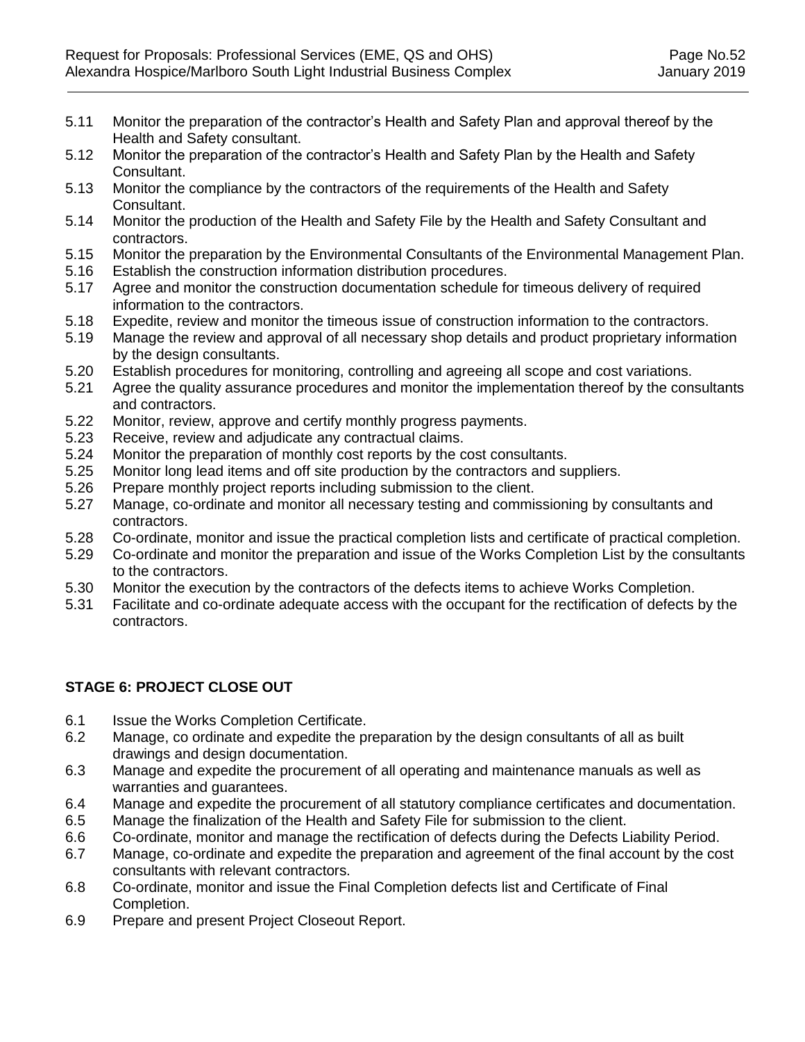5.11 Monitor the preparation of the contractor's Health and Safety Plan and approval thereof by the Health and Safety consultant.
5.12 Monitor the preparation of the contractor's Health and Safety Plan by the Health and Safety Consultant.
5.13 Monitor the compliance by the contractors of the requirements of the Health and Safety Consultant.
5.14 Monitor the production of the Health and Safety File by the Health and Safety Consultant and contractors.
5.15 Monitor the preparation by the Environmental Consultants of the Environmental Management Plan.
5.16 Establish the construction information distribution procedures.
5.17 Agree and monitor the construction documentation schedule for timeous delivery of required information to the contractors.
5.18 Expedite, review and monitor the timeous issue of construction information to the contractors.
5.19 Manage the review and approval of all necessary shop details and product proprietary information by the design consultants.
5.20 Establish procedures for monitoring, controlling and agreeing all scope and cost variations.
5.21 Agree the quality assurance procedures and monitor the implementation thereof by the consultants and contractors.
5.22 Monitor, review, approve and certify monthly progress payments.
5.23 Receive, review and adjudicate any contractual claims.
5.24 Monitor the preparation of monthly cost reports by the cost consultants.
5.25 Monitor long lead items and off site production by the contractors and suppliers.
5.26 Prepare monthly project reports including submission to the client.
5.27 Manage, co-ordinate and monitor all necessary testing and commissioning by consultants and contractors.
5.28 Co-ordinate, monitor and issue the practical completion lists and certificate of practical completion.
5.29 Co-ordinate and monitor the preparation and issue of the Works Completion List by the consultants to the contractors.
5.30 Monitor the execution by the contractors of the defects items to achieve Works Completion.
5.31 Facilitate and co-ordinate adequate access with the occupant for the rectification of defects by the contractors.

**STAGE 6: PROJECT CLOSE OUT**

6.1 Issue the Works Completion Certificate.
6.2 Manage, co ordinate and expedite the preparation by the design consultants of all as built drawings and design documentation.
6.3 Manage and expedite the procurement of all operating and maintenance manuals as well as warranties and guarantees.
6.4 Manage and expedite the procurement of all statutory compliance certificates and documentation.
6.5 Manage the finalization of the Health and Safety File for submission to the client.
6.6 Co-ordinate, monitor and manage the rectification of defects during the Defects Liability Period.
6.7 Manage, co-ordinate and expedite the preparation and agreement of the final account by the cost consultants with relevant contractors.
6.8 Co-ordinate, monitor and issue the Final Completion defects list and Certificate of Final Completion.
6.9 Prepare and present Project Closeout Report.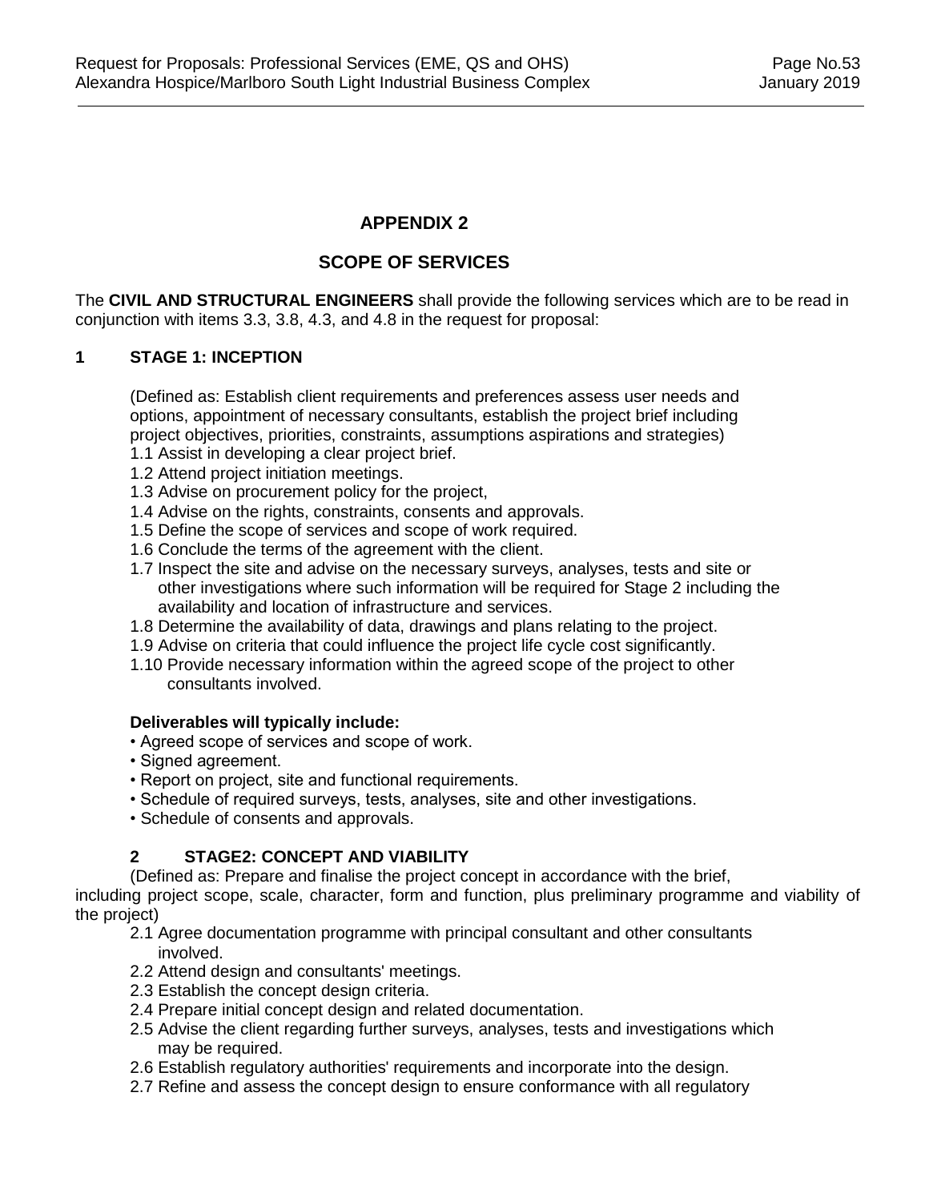## APPENDIX 2

## SCOPE OF SERVICES

The **CIVIL AND STRUCTURAL ENGINEERS** shall provide the following services which are to be read in conjunction with items 3.3, 3.8, 4.3, and 4.8 in the request for proposal:

### 1 STAGE 1: INCEPTION

(Defined as: Establish client requirements and preferences assess user needs and options, appointment of necessary consultants, establish the project brief including project objectives, priorities, constraints, assumptions aspirations and strategies)

1.1 Assist in developing a clear project brief.
1.2 Attend project initiation meetings.
1.3 Advise on procurement policy for the project,
1.4 Advise on the rights, constraints, consents and approvals.
1.5 Define the scope of services and scope of work required.
1.6 Conclude the terms of the agreement with the client.
1.7 Inspect the site and advise on the necessary surveys, analyses, tests and site or other investigations where such information will be required for Stage 2 including the availability and location of infrastructure and services.
1.8 Determine the availability of data, drawings and plans relating to the project.
1.9 Advise on criteria that could influence the project life cycle cost significantly.
1.10 Provide necessary information within the agreed scope of the project to other consultants involved.

**Deliverables will typically include:**

- Agreed scope of services and scope of work.
- Signed agreement.
- Report on project, site and functional requirements.
- Schedule of required surveys, tests, analyses, site and other investigations.
- Schedule of consents and approvals.

### 2 STAGE2: CONCEPT AND VIABILITY

(Defined as: Prepare and finalise the project concept in accordance with the brief, including project scope, scale, character, form and function, plus preliminary programme and viability of the project)

2.1 Agree documentation programme with principal consultant and other consultants involved.
2.2 Attend design and consultants' meetings.
2.3 Establish the concept design criteria.
2.4 Prepare initial concept design and related documentation.
2.5 Advise the client regarding further surveys, analyses, tests and investigations which may be required.
2.6 Establish regulatory authorities' requirements and incorporate into the design.
2.7 Refine and assess the concept design to ensure conformance with all regulatory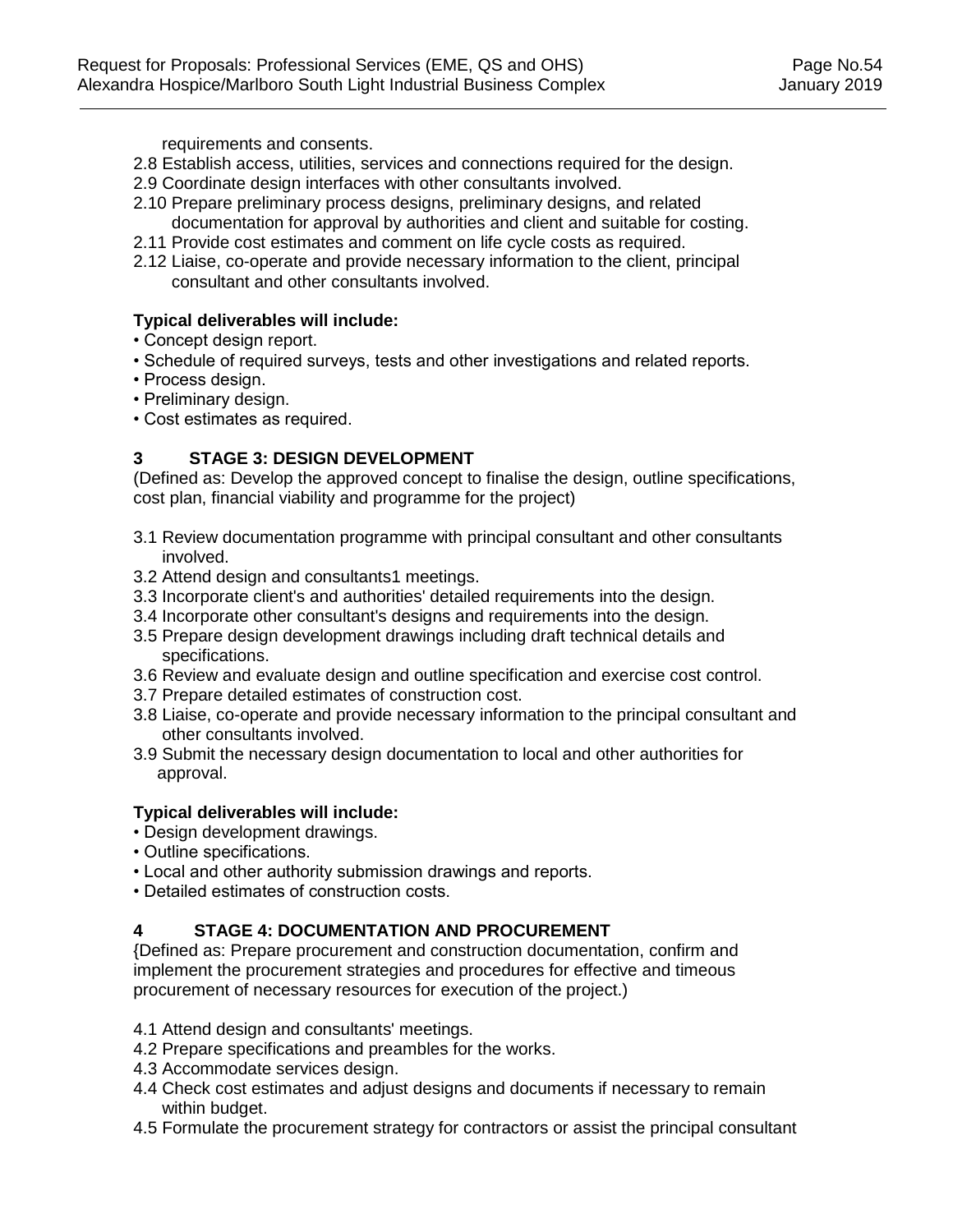requirements and consents.

2.8 Establish access, utilities, services and connections required for the design.

2.9 Coordinate design interfaces with other consultants involved.

2.10 Prepare preliminary process designs, preliminary designs, and related documentation for approval by authorities and client and suitable for costing.

2.11 Provide cost estimates and comment on life cycle costs as required.

2.12 Liaise, co-operate and provide necessary information to the client, principal consultant and other consultants involved.

**Typical deliverables will include:**

- Concept design report.
- Schedule of required surveys, tests and other investigations and related reports.
- Process design.
- Preliminary design.
- Cost estimates as required.

## 3 STAGE 3: DESIGN DEVELOPMENT

(Defined as: Develop the approved concept to finalise the design, outline specifications, cost plan, financial viability and programme for the project)

3.1 Review documentation programme with principal consultant and other consultants involved.

3.2 Attend design and consultants1 meetings.

3.3 Incorporate client's and authorities' detailed requirements into the design.

3.4 Incorporate other consultant's designs and requirements into the design.

3.5 Prepare design development drawings including draft technical details and specifications.

3.6 Review and evaluate design and outline specification and exercise cost control.

3.7 Prepare detailed estimates of construction cost.

3.8 Liaise, co-operate and provide necessary information to the principal consultant and other consultants involved.

3.9 Submit the necessary design documentation to local and other authorities for approval.

**Typical deliverables will include:**

- Design development drawings.
- Outline specifications.
- Local and other authority submission drawings and reports.
- Detailed estimates of construction costs.

## 4 STAGE 4: DOCUMENTATION AND PROCUREMENT

{Defined as: Prepare procurement and construction documentation, confirm and implement the procurement strategies and procedures for effective and timeous procurement of necessary resources for execution of the project.)

4.1 Attend design and consultants' meetings.

4.2 Prepare specifications and preambles for the works.

4.3 Accommodate services design.

4.4 Check cost estimates and adjust designs and documents if necessary to remain within budget.

4.5 Formulate the procurement strategy for contractors or assist the principal consultant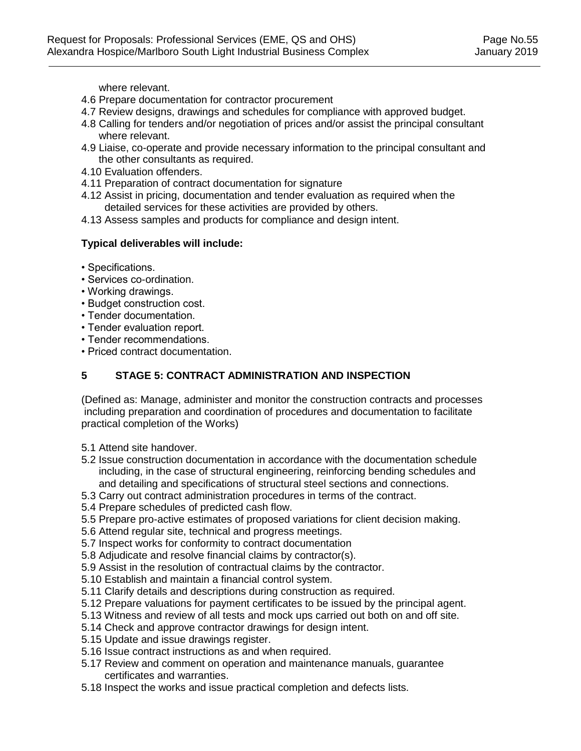where relevant.

4.6 Prepare documentation for contractor procurement
4.7 Review designs, drawings and schedules for compliance with approved budget.
4.8 Calling for tenders and/or negotiation of prices and/or assist the principal consultant where relevant.
4.9 Liaise, co-operate and provide necessary information to the principal consultant and the other consultants as required.
4.10 Evaluation offenders.
4.11 Preparation of contract documentation for signature
4.12 Assist in pricing, documentation and tender evaluation as required when the detailed services for these activities are provided by others.
4.13 Assess samples and products for compliance and design intent.

**Typical deliverables will include:**

- Specifications.
- Services co-ordination.
- Working drawings.
- Budget construction cost.
- Tender documentation.
- Tender evaluation report.
- Tender recommendations.
- Priced contract documentation.

## 5 STAGE 5: CONTRACT ADMINISTRATION AND INSPECTION

(Defined as: Manage, administer and monitor the construction contracts and processes including preparation and coordination of procedures and documentation to facilitate practical completion of the Works)

5.1 Attend site handover.
5.2 Issue construction documentation in accordance with the documentation schedule including, in the case of structural engineering, reinforcing bending schedules and and detailing and specifications of structural steel sections and connections.
5.3 Carry out contract administration procedures in terms of the contract.
5.4 Prepare schedules of predicted cash flow.
5.5 Prepare pro-active estimates of proposed variations for client decision making.
5.6 Attend regular site, technical and progress meetings.
5.7 Inspect works for conformity to contract documentation
5.8 Adjudicate and resolve financial claims by contractor(s).
5.9 Assist in the resolution of contractual claims by the contractor.
5.10 Establish and maintain a financial control system.
5.11 Clarify details and descriptions during construction as required.
5.12 Prepare valuations for payment certificates to be issued by the principal agent.
5.13 Witness and review of all tests and mock ups carried out both on and off site.
5.14 Check and approve contractor drawings for design intent.
5.15 Update and issue drawings register.
5.16 Issue contract instructions as and when required.
5.17 Review and comment on operation and maintenance manuals, guarantee certificates and warranties.
5.18 Inspect the works and issue practical completion and defects lists.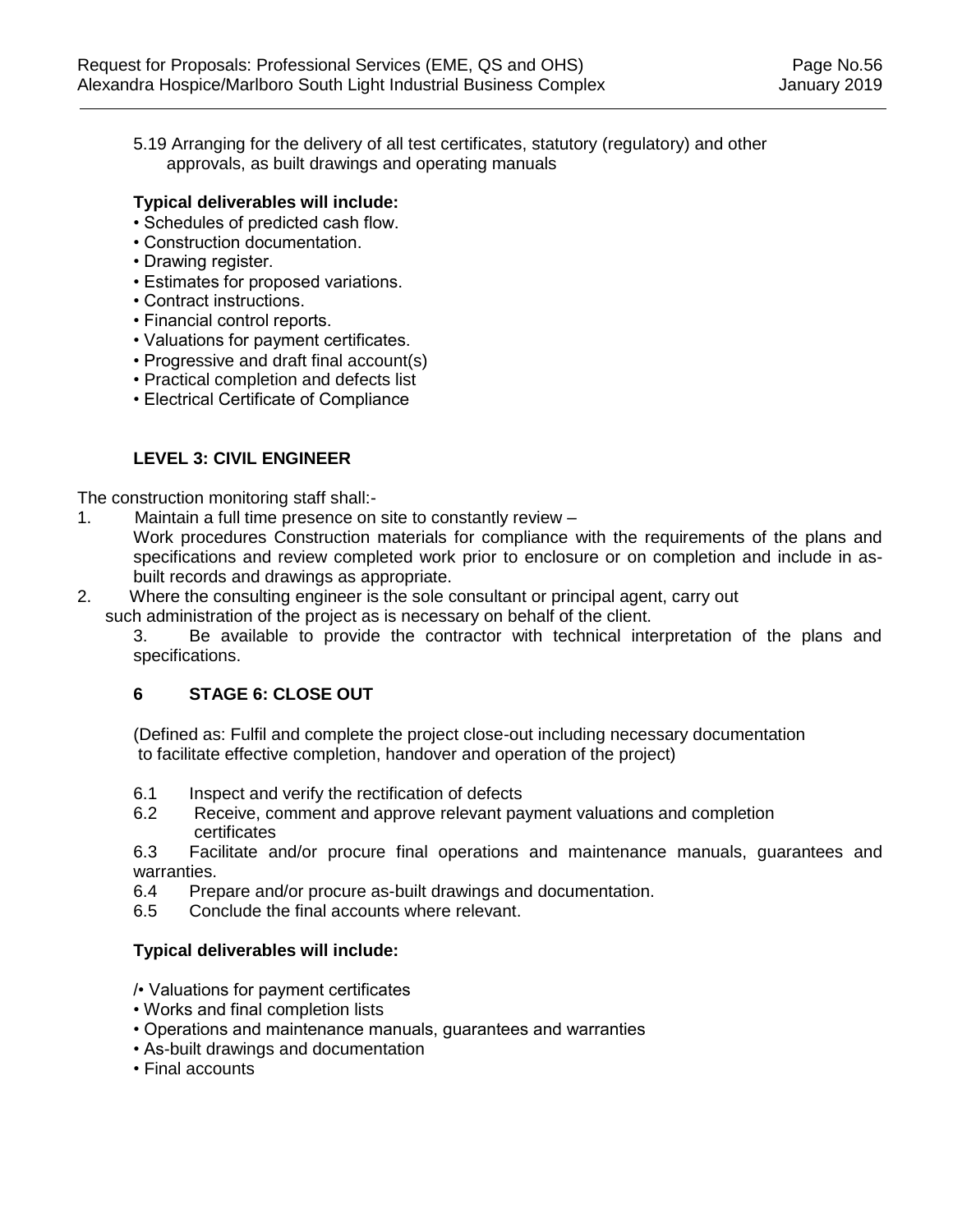5.19 Arranging for the delivery of all test certificates, statutory (regulatory) and other approvals, as built drawings and operating manuals

**Typical deliverables will include:**

- Schedules of predicted cash flow.
- Construction documentation.
- Drawing register.
- Estimates for proposed variations.
- Contract instructions.
- Financial control reports.
- Valuations for payment certificates.
- Progressive and draft final account(s)
- Practical completion and defects list
- Electrical Certificate of Compliance

**LEVEL 3: CIVIL ENGINEER**

The construction monitoring staff shall:-

1. Maintain a full time presence on site to constantly review –
   Work procedures Construction materials for compliance with the requirements of the plans and specifications and review completed work prior to enclosure or on completion and include in as-built records and drawings as appropriate.
2. Where the consulting engineer is the sole consultant or principal agent, carry out such administration of the project as is necessary on behalf of the client.
3. Be available to provide the contractor with technical interpretation of the plans and specifications.

## 6 STAGE 6: CLOSE OUT

(Defined as: Fulfil and complete the project close-out including necessary documentation to facilitate effective completion, handover and operation of the project)

6.1 Inspect and verify the rectification of defects

6.2 Receive, comment and approve relevant payment valuations and completion certificates

6.3 Facilitate and/or procure final operations and maintenance manuals, guarantees and warranties.

6.4 Prepare and/or procure as-built drawings and documentation.

6.5 Conclude the final accounts where relevant.

**Typical deliverables will include:**

/• Valuations for payment certificates
- Works and final completion lists
- Operations and maintenance manuals, guarantees and warranties
- As-built drawings and documentation
- Final accounts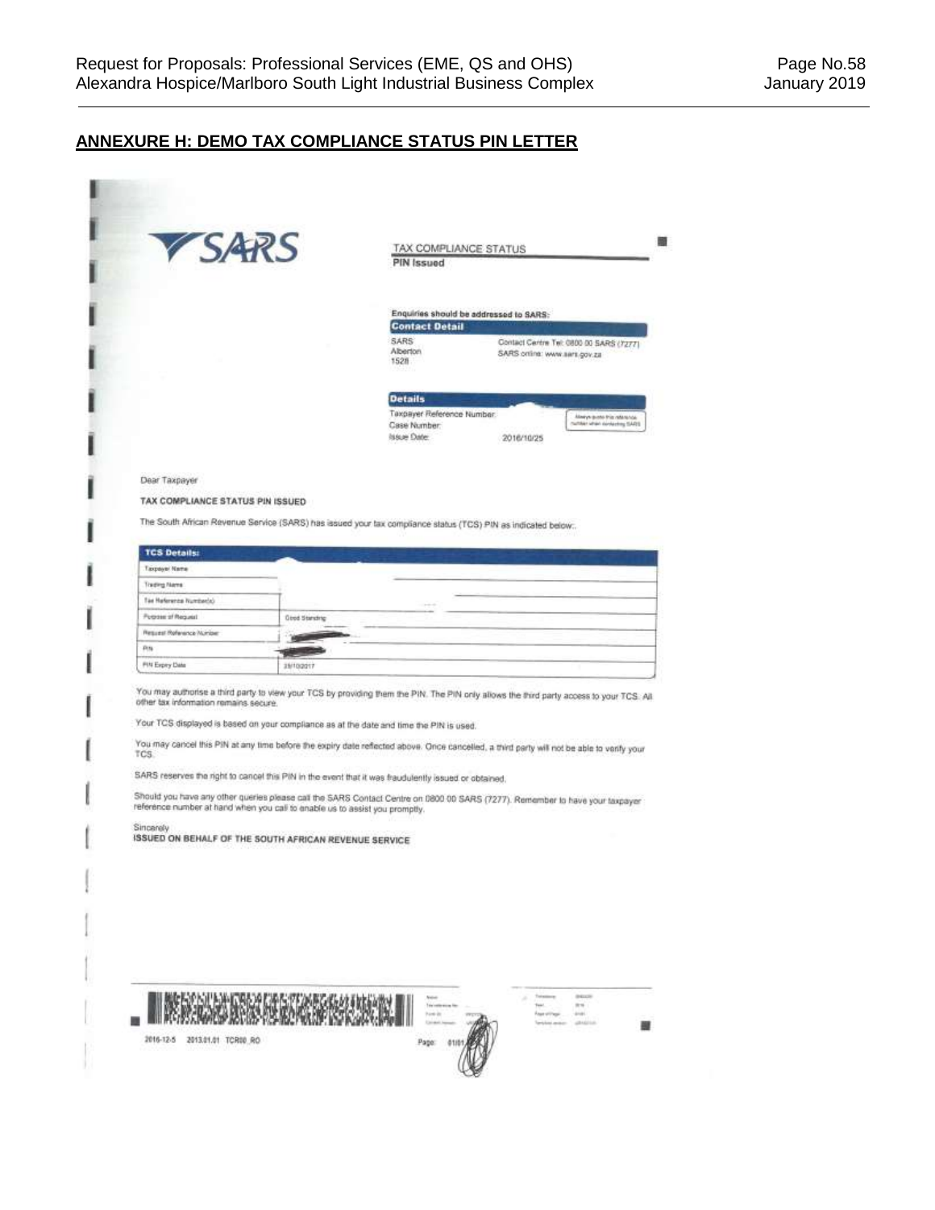## ANNEXURE H: DEMO TAX COMPLIANCE STATUS PIN LETTER

SARS

TAX COMPLIANCE STATUS

**PIN Issued**

Enquiries should be addressed to SARS:

**Contact Detail**

SARS
Alberton
1528

Contact Centre Tel: 0800 00 SARS (7277)
SARS online: www.sars.gov.za

**Details**

Taxpayer Reference Number:
Case Number:
Issue Date: 2016/10/25

Always quote this reference number when contacting SARS

Dear Taxpayer

**TAX COMPLIANCE STATUS PIN ISSUED**

The South African Revenue Service (SARS) has issued your tax compliance status (TCS) PIN as indicated below:

| TCS Details: | |
|---|---|
| Taxpayer Name | |
| Trading Name | |
| Tax Reference Number(s) | |
| Purpose of Request | Good Standing |
| Request Reference Number | |
| PIN | |
| PIN Expiry Date | 25/10/2017 |

You may authorise a third party to view your TCS by providing them the PIN. The PIN only allows the third party access to your TCS. All other tax information remains secure.

Your TCS displayed is based on your compliance as at the date and time the PIN is used.

You may cancel this PIN at any time before the expiry date reflected above. Once cancelled, a third party will not be able to verify your TCS.

SARS reserves the right to cancel this PIN in the event that it was fraudulently issued or obtained.

Should you have any other queries please call the SARS Contact Centre on 0800 00 SARS (7277). Remember to have your taxpayer reference number at hand when you call to enable us to assist you promptly.

Sincerely

**ISSUED ON BEHALF OF THE SOUTH AFRICAN REVENUE SERVICE**

2016-12-5 2013.01.01 TCR00_RO

Page: 01/01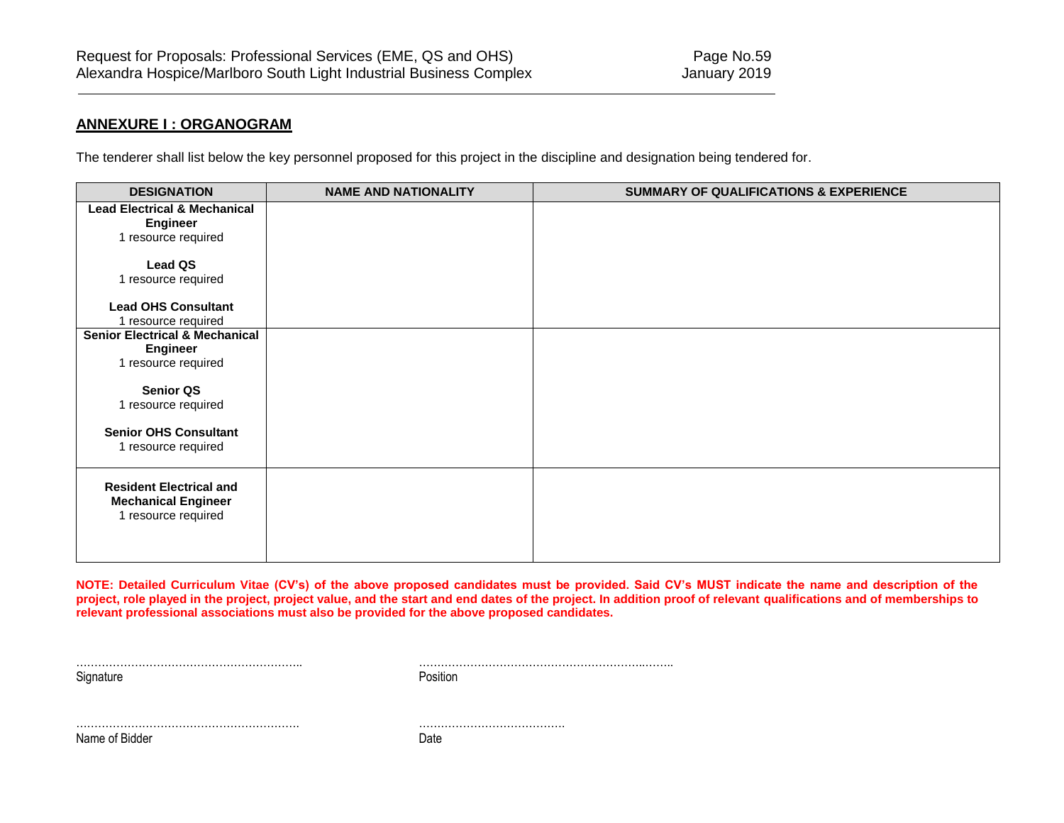## ANNEXURE I : ORGANOGRAM

The tenderer shall list below the key personnel proposed for this project in the discipline and designation being tendered for.

| DESIGNATION | NAME AND NATIONALITY | SUMMARY OF QUALIFICATIONS & EXPERIENCE |
|---|---|---|
| **Lead Electrical & Mechanical Engineer**<br>1 resource required<br><br>**Lead QS**<br>1 resource required<br><br>**Lead OHS Consultant**<br>1 resource required | | |
| **Senior Electrical & Mechanical Engineer**<br>1 resource required<br><br>**Senior QS**<br>1 resource required<br><br>**Senior OHS Consultant**<br>1 resource required | | |
| **Resident Electrical and Mechanical Engineer**<br>1 resource required | | |

**NOTE: Detailed Curriculum Vitae (CV's) of the above proposed candidates must be provided. Said CV's MUST indicate the name and description of the project, role played in the project, project value, and the start and end dates of the project. In addition proof of relevant qualifications and of memberships to relevant professional associations must also be provided for the above proposed candidates.**

……………………………………………………….. ……………………………………………………………..

Signature Position

……………………………………………………….. …………………………………

Name of Bidder Date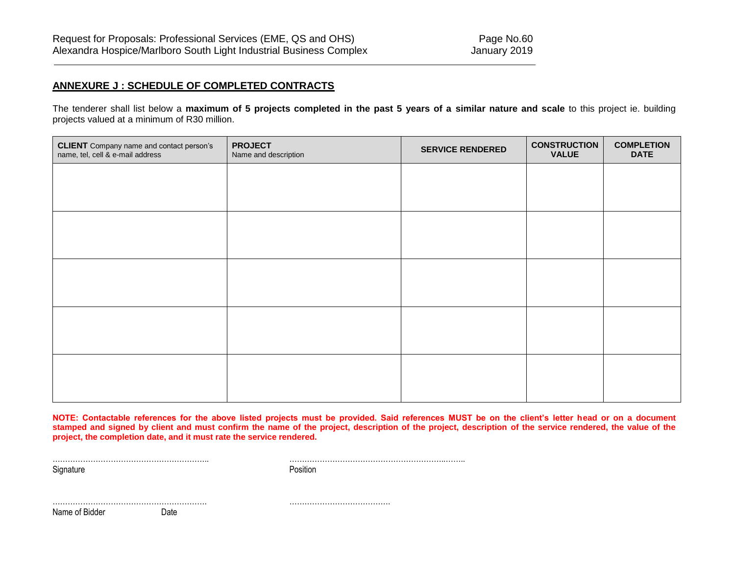## ANNEXURE J : SCHEDULE OF COMPLETED CONTRACTS

The tenderer shall list below a **maximum of 5 projects completed in the past 5 years of a similar nature and scale** to this project ie. building projects valued at a minimum of R30 million.

| **CLIENT** Company name and contact person's name, tel, cell & e-mail address | **PROJECT** Name and description | **SERVICE RENDERED** | **CONSTRUCTION VALUE** | **COMPLETION DATE** |
|---|---|---|---|---|
| | | | | |
| | | | | |
| | | | | |
| | | | | |
| | | | | |

**NOTE: Contactable references for the above listed projects must be provided. Said references MUST be on the client's letter head or on a document stamped and signed by client and must confirm the name of the project, description of the project, description of the service rendered, the value of the project, the completion date, and it must rate the service rendered.**

……………………………………………………..  ……………………………………………………..……..
Signature  Position

……………………………………………………..  …………………………………
Name of Bidder  Date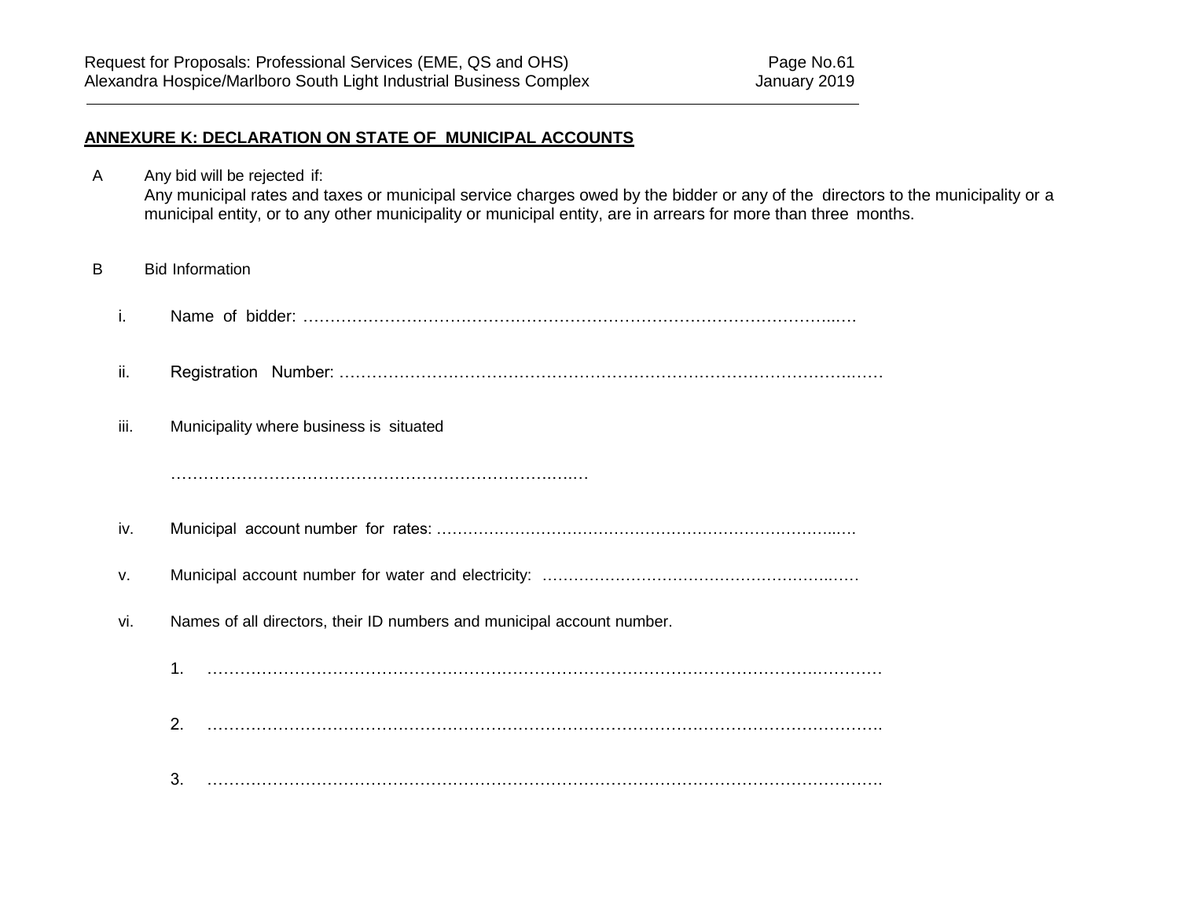## ANNEXURE K: DECLARATION ON STATE OF MUNICIPAL ACCOUNTS

A Any bid will be rejected if:
Any municipal rates and taxes or municipal service charges owed by the bidder or any of the directors to the municipality or a municipal entity, or to any other municipality or municipal entity, are in arrears for more than three months.

B Bid Information

i. Name of bidder: ……………………………………………………………………………………..….

ii. Registration Number: ………………………………………………………………………………….……

iii. Municipality where business is situated

…………………………………………………………………..…..…

iv. Municipal account number for rates: ……………………………………………………………………..….

v. Municipal account number for water and electricity: ……………….……………….……………..……

vi. Names of all directors, their ID numbers and municipal account number.

1. ………………………………………………………………………………………………….…………

2. ……………………………………………………………………………………………………………….

3. ……………………………………………………………………………………………………………….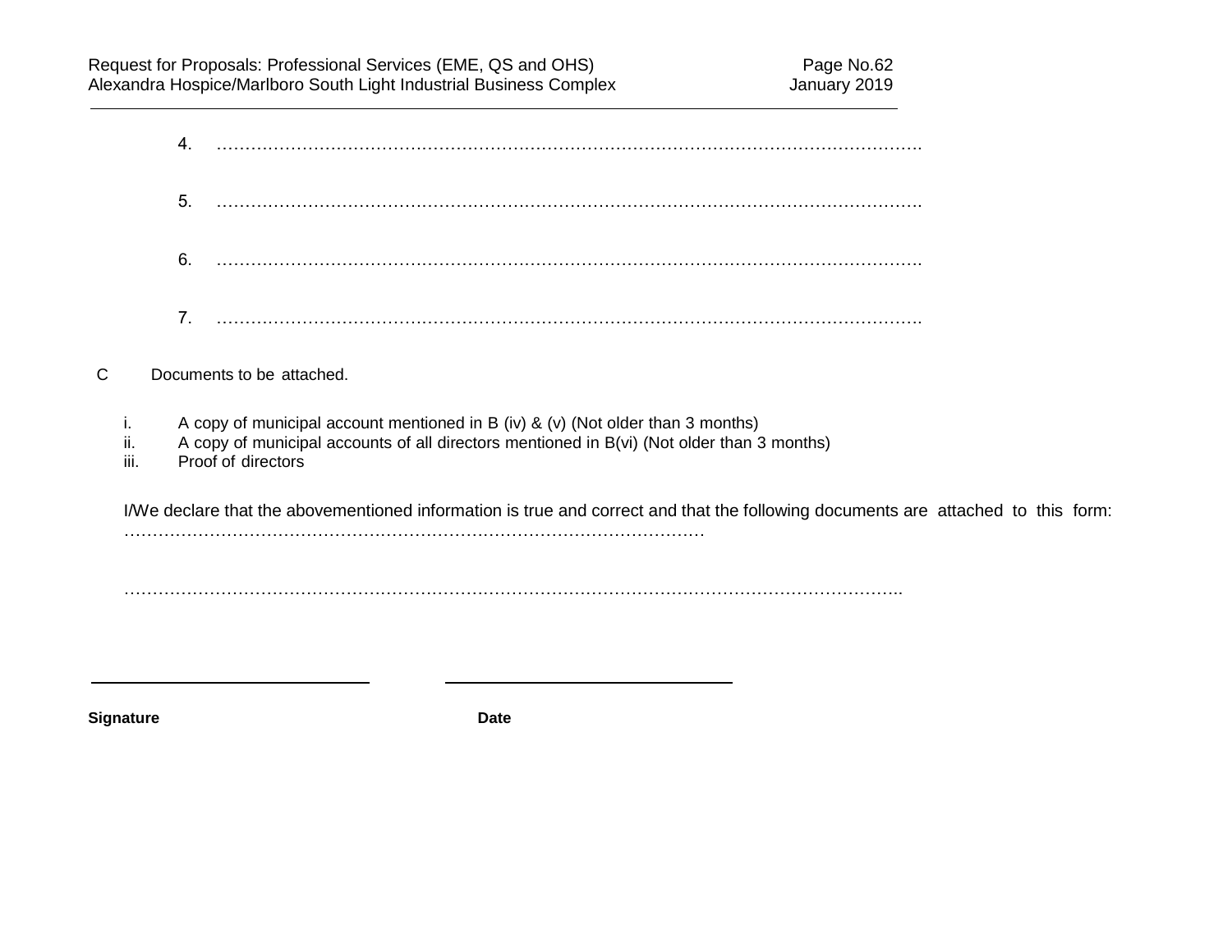4. …………………………………………………………………………………………………………….

5. …………………………………………………………………………………………………………….

6. …………………………………………………………………………………………………………….

7. …………………………………………………………………………………………………………….

C Documents to be attached.

i. A copy of municipal account mentioned in B (iv) & (v) (Not older than 3 months)
ii. A copy of municipal accounts of all directors mentioned in B(vi) (Not older than 3 months)
iii. Proof of directors

I/We declare that the abovementioned information is true and correct and that the following documents are attached to this form: ………………………………………………………………………………………

……………………………………………………………………………………………………………………..

______________________________ ______________________________

**Signature** **Date**